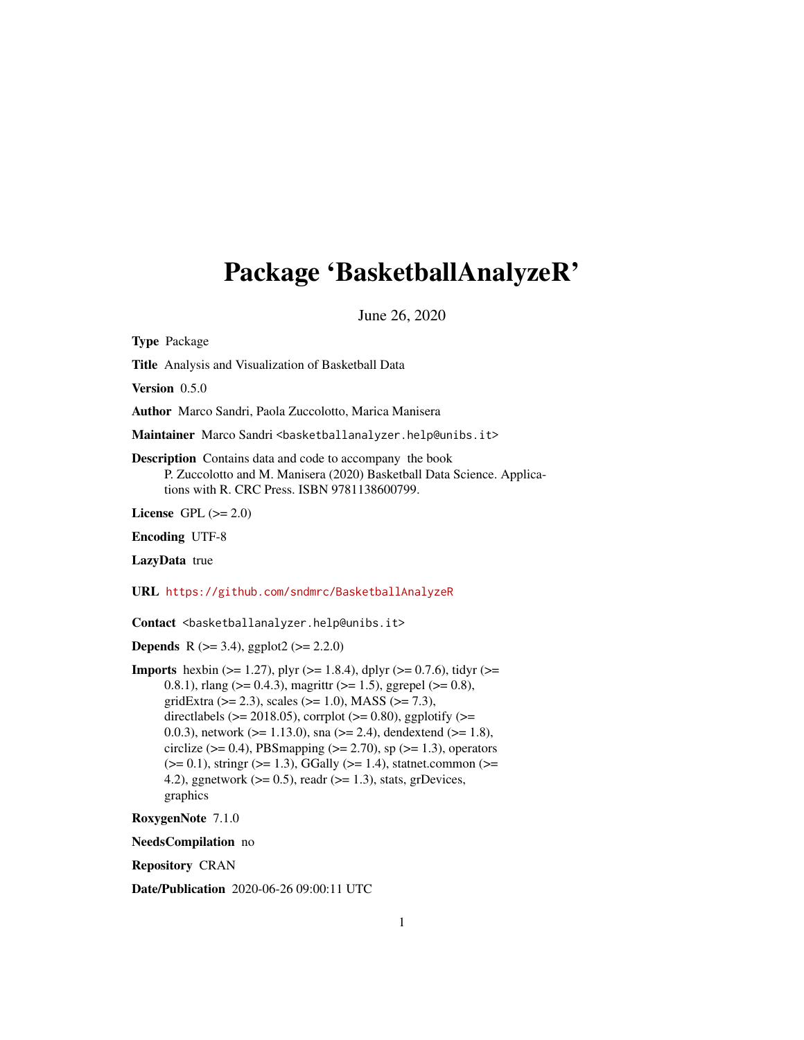# Package 'BasketballAnalyzeR'

June 26, 2020

**Type** Package

**Title** Analysis and Visualization of Basketball Data

**Version** 0.5.0

**Author** Marco Sandri, Paola Zuccolotto, Marica Manisera

**Maintainer** Marco Sandri <basketballanalyzer.help@unibs.it>

**Description** Contains data and code to accompany the book P. Zuccolotto and M. Manisera (2020) Basketball Data Science. Applications with R. CRC Press. ISBN 9781138600799.

**License** GPL (>= 2.0)

**Encoding** UTF-8

**LazyData** true

**URL** https://github.com/sndmrc/BasketballAnalyzeR

**Contact** <basketballanalyzer.help@unibs.it>

**Depends** R (>= 3.4), ggplot2 (>= 2.2.0)

**Imports** hexbin (>= 1.27), plyr (>= 1.8.4), dplyr (>= 0.7.6), tidyr (>= 0.8.1), rlang (>= 0.4.3), magrittr (>= 1.5), ggrepel (>= 0.8), gridExtra (>= 2.3), scales (>= 1.0), MASS (>= 7.3), directlabels (>= 2018.05), corrplot (>= 0.80), ggplotify (>= 0.0.3), network (>= 1.13.0), sna (>= 2.4), dendextend (>= 1.8), circlize (>= 0.4), PBSmapping (>= 2.70), sp (>= 1.3), operators (>= 0.1), stringr (>= 1.3), GGally (>= 1.4), statnet.common (>= 4.2), ggnetwork (>= 0.5), readr (>= 1.3), stats, grDevices, graphics

**RoxygenNote** 7.1.0

**NeedsCompilation** no

**Repository** CRAN

**Date/Publication** 2020-06-26 09:00:11 UTC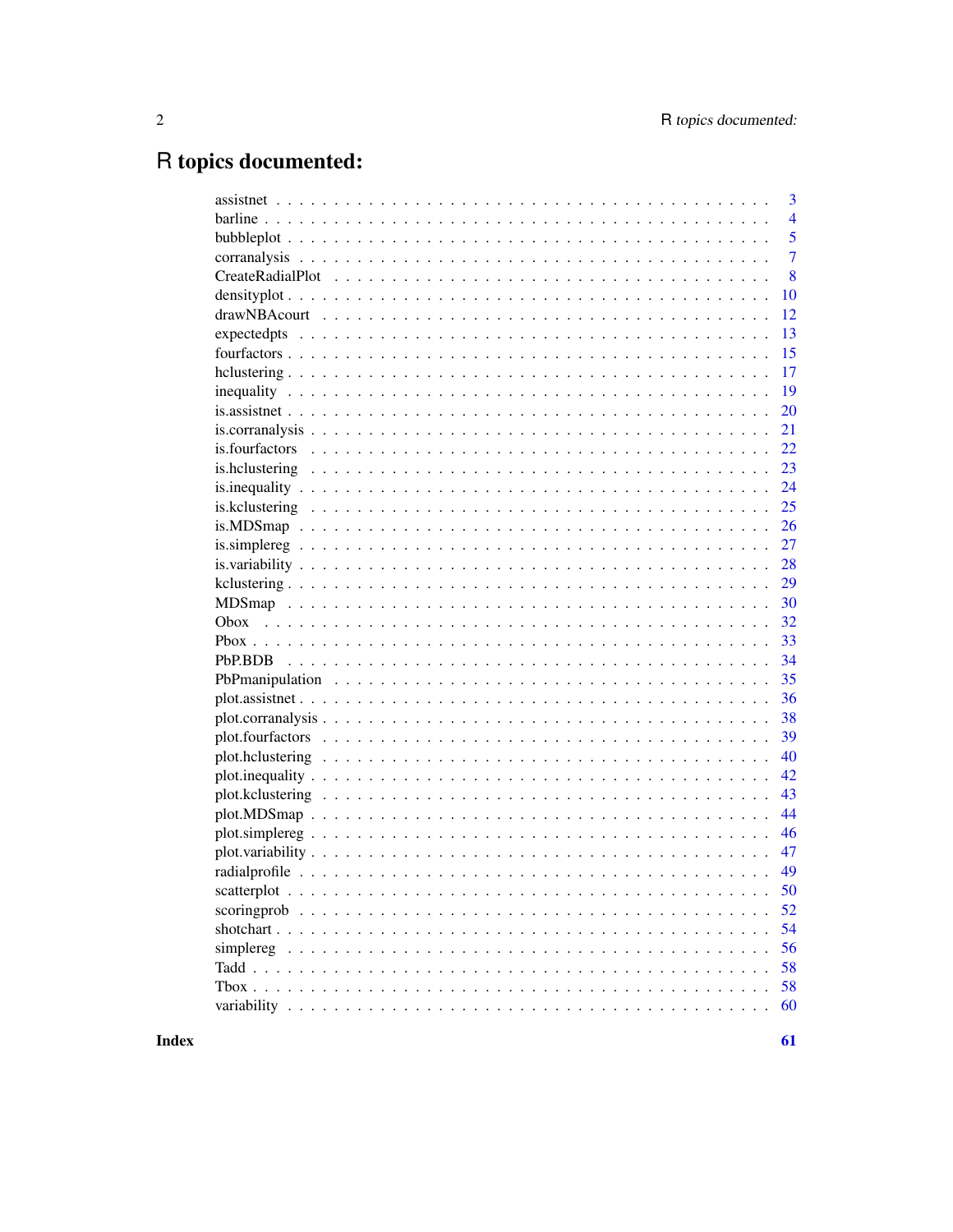# R topics documented:

| | |
|---|---|
| assistnet | 3 |
| barline | 4 |
| bubbleplot | 5 |
| corranalysis | 7 |
| CreateRadialPlot | 8 |
| densityplot | 10 |
| drawNBAcourt | 12 |
| expectedpts | 13 |
| fourfactors | 15 |
| hclustering | 17 |
| inequality | 19 |
| is.assistnet | 20 |
| is.corranalysis | 21 |
| is.fourfactors | 22 |
| is.hclustering | 23 |
| is.inequality | 24 |
| is.kclustering | 25 |
| is.MDSmap | 26 |
| is.simplereg | 27 |
| is.variability | 28 |
| kclustering | 29 |
| MDSmap | 30 |
| Obox | 32 |
| Pbox | 33 |
| PbP.BDB | 34 |
| PbPmanipulation | 35 |
| plot.assistnet | 36 |
| plot.corranalysis | 38 |
| plot.fourfactors | 39 |
| plot.hclustering | 40 |
| plot.inequality | 42 |
| plot.kclustering | 43 |
| plot.MDSmap | 44 |
| plot.simplereg | 46 |
| plot.variability | 47 |
| radialprofile | 49 |
| scatterplot | 50 |
| scoringprob | 52 |
| shotchart | 54 |
| simplereg | 56 |
| Tadd | 58 |
| Tbox | 58 |
| variability | 60 |

**Index** **61**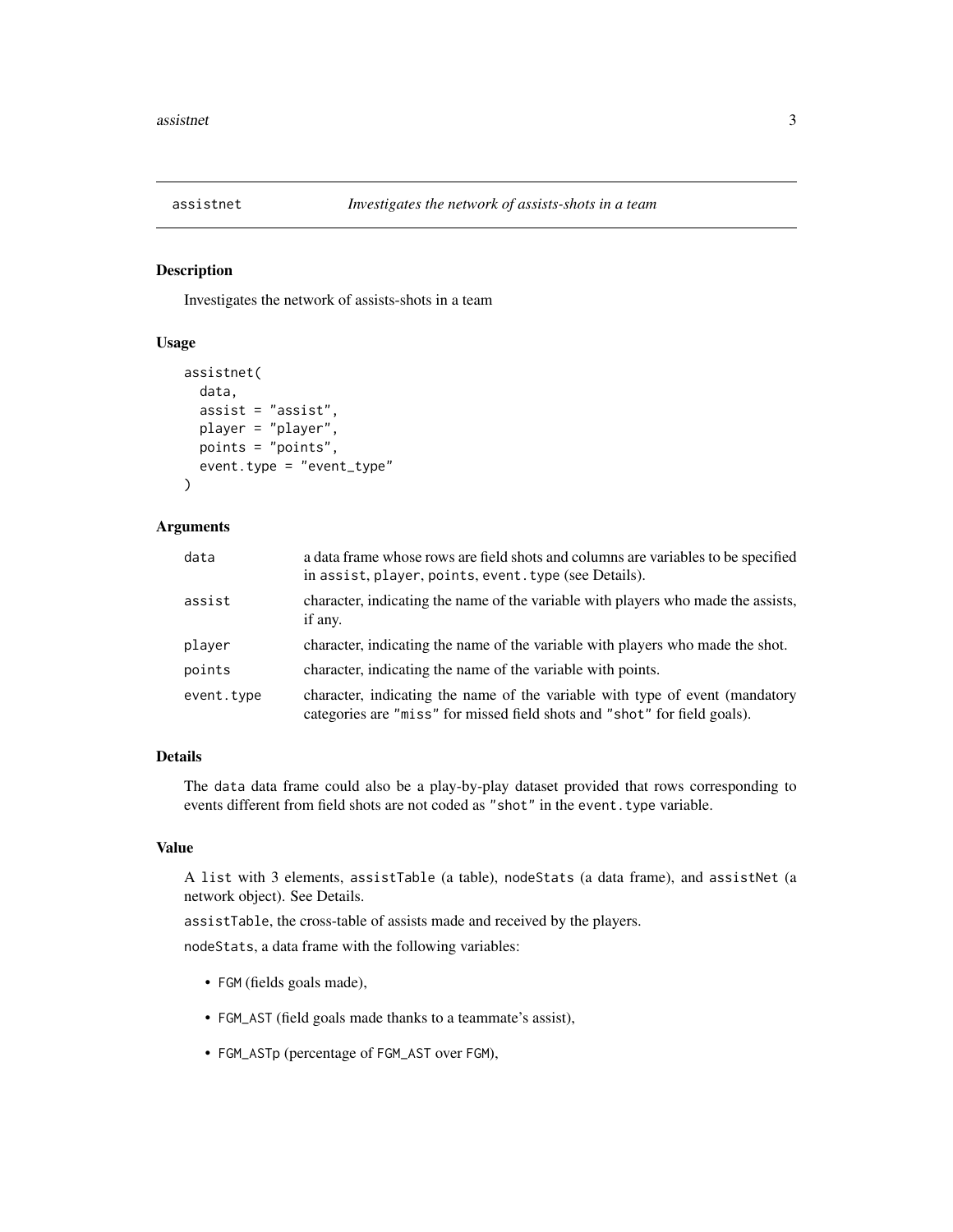# assistnet — *Investigates the network of assists-shots in a team*

## Description

Investigates the network of assists-shots in a team

## Usage

```
assistnet(
  data,
  assist = "assist",
  player = "player",
  points = "points",
  event.type = "event_type"
)
```

## Arguments

| Argument | Description |
| --- | --- |
| `data` | a data frame whose rows are field shots and columns are variables to be specified in `assist`, `player`, `points`, `event.type` (see Details). |
| `assist` | character, indicating the name of the variable with players who made the assists, if any. |
| `player` | character, indicating the name of the variable with players who made the shot. |
| `points` | character, indicating the name of the variable with points. |
| `event.type` | character, indicating the name of the variable with type of event (mandatory categories are `"miss"` for missed field shots and `"shot"` for field goals). |

## Details

The `data` data frame could also be a play-by-play dataset provided that rows corresponding to events different from field shots are not coded as `"shot"` in the `event.type` variable.

## Value

A `list` with 3 elements, `assistTable` (a table), `nodeStats` (a data frame), and `assistNet` (a network object). See Details.

`assistTable`, the cross-table of assists made and received by the players.

`nodeStats`, a data frame with the following variables:

- `FGM` (fields goals made),
- `FGM_AST` (field goals made thanks to a teammate's assist),
- `FGM_ASTp` (percentage of `FGM_AST` over `FGM`),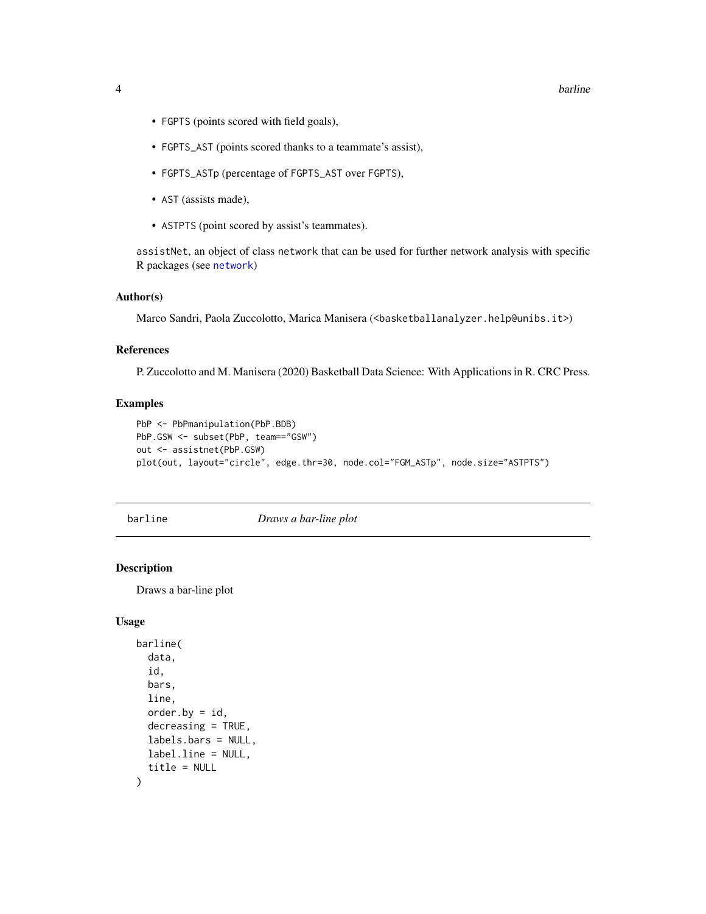- FGPTS (points scored with field goals),
- FGPTS_AST (points scored thanks to a teammate's assist),
- FGPTS_ASTp (percentage of FGPTS_AST over FGPTS),
- AST (assists made),
- ASTPTS (point scored by assist's teammates).

assistNet, an object of class network that can be used for further network analysis with specific R packages (see network)

### Author(s)

Marco Sandri, Paola Zuccolotto, Marica Manisera (<basketballanalyzer.help@unibs.it>)

### References

P. Zuccolotto and M. Manisera (2020) Basketball Data Science: With Applications in R. CRC Press.

### Examples

```
PbP <- PbPmanipulation(PbP.BDB)
PbP.GSW <- subset(PbP, team=="GSW")
out <- assistnet(PbP.GSW)
plot(out, layout="circle", edge.thr=30, node.col="FGM_ASTp", node.size="ASTPTS")
```

## barline — *Draws a bar-line plot*

### Description

Draws a bar-line plot

### Usage

```
barline(
  data,
  id,
  bars,
  line,
  order.by = id,
  decreasing = TRUE,
  labels.bars = NULL,
  label.line = NULL,
  title = NULL
)
```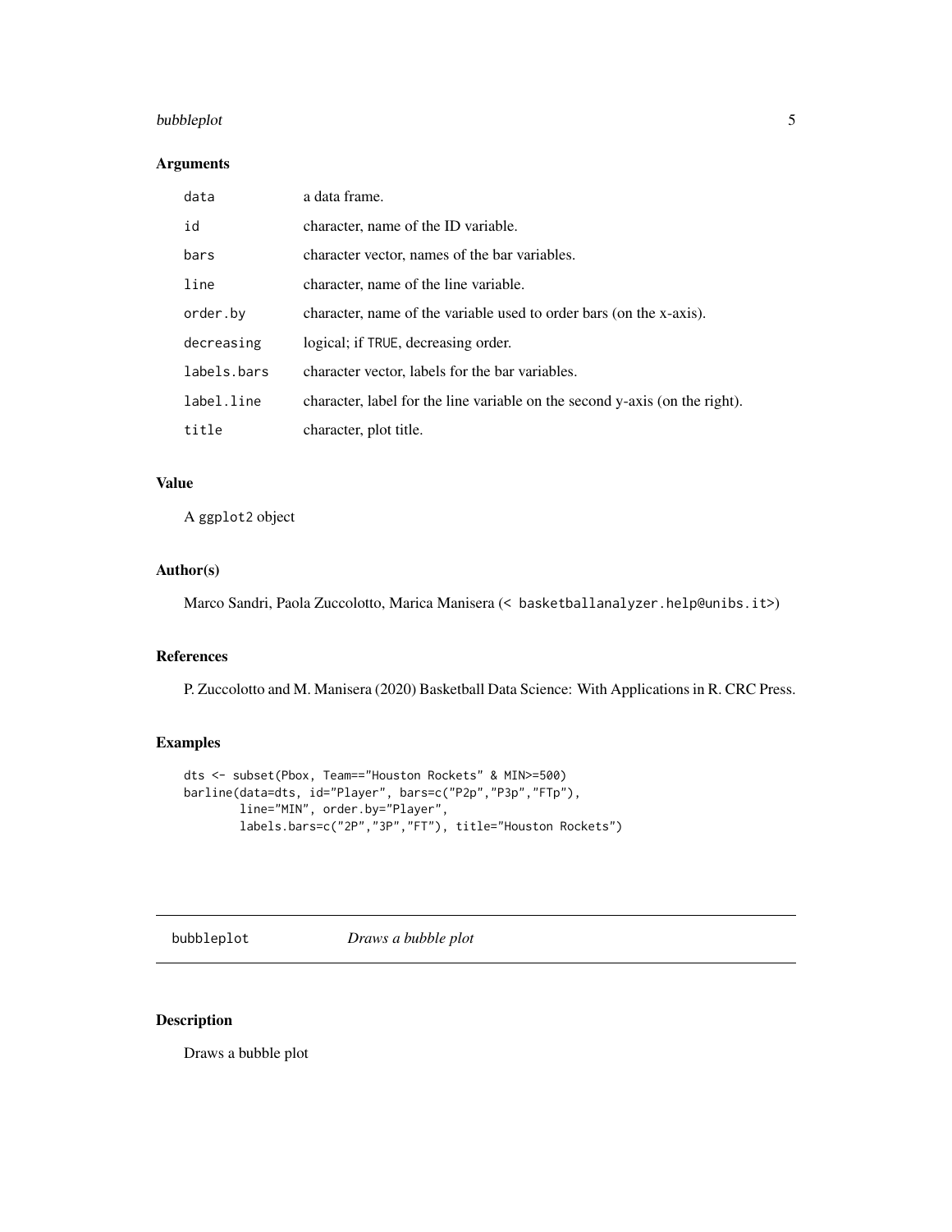## Arguments

| | |
|---|---|
| data | a data frame. |
| id | character, name of the ID variable. |
| bars | character vector, names of the bar variables. |
| line | character, name of the line variable. |
| order.by | character, name of the variable used to order bars (on the x-axis). |
| decreasing | logical; if TRUE, decreasing order. |
| labels.bars | character vector, labels for the bar variables. |
| label.line | character, label for the line variable on the second y-axis (on the right). |
| title | character, plot title. |

## Value

A ggplot2 object

## Author(s)

Marco Sandri, Paola Zuccolotto, Marica Manisera (< basketballanalyzer.help@unibs.it>)

## References

P. Zuccolotto and M. Manisera (2020) Basketball Data Science: With Applications in R. CRC Press.

## Examples

```
dts <- subset(Pbox, Team=="Houston Rockets" & MIN>=500)
barline(data=dts, id="Player", bars=c("P2p","P3p","FTp"),
        line="MIN", order.by="Player",
        labels.bars=c("2P","3P","FT"), title="Houston Rockets")
```

---

# bubbleplot *Draws a bubble plot*

## Description

Draws a bubble plot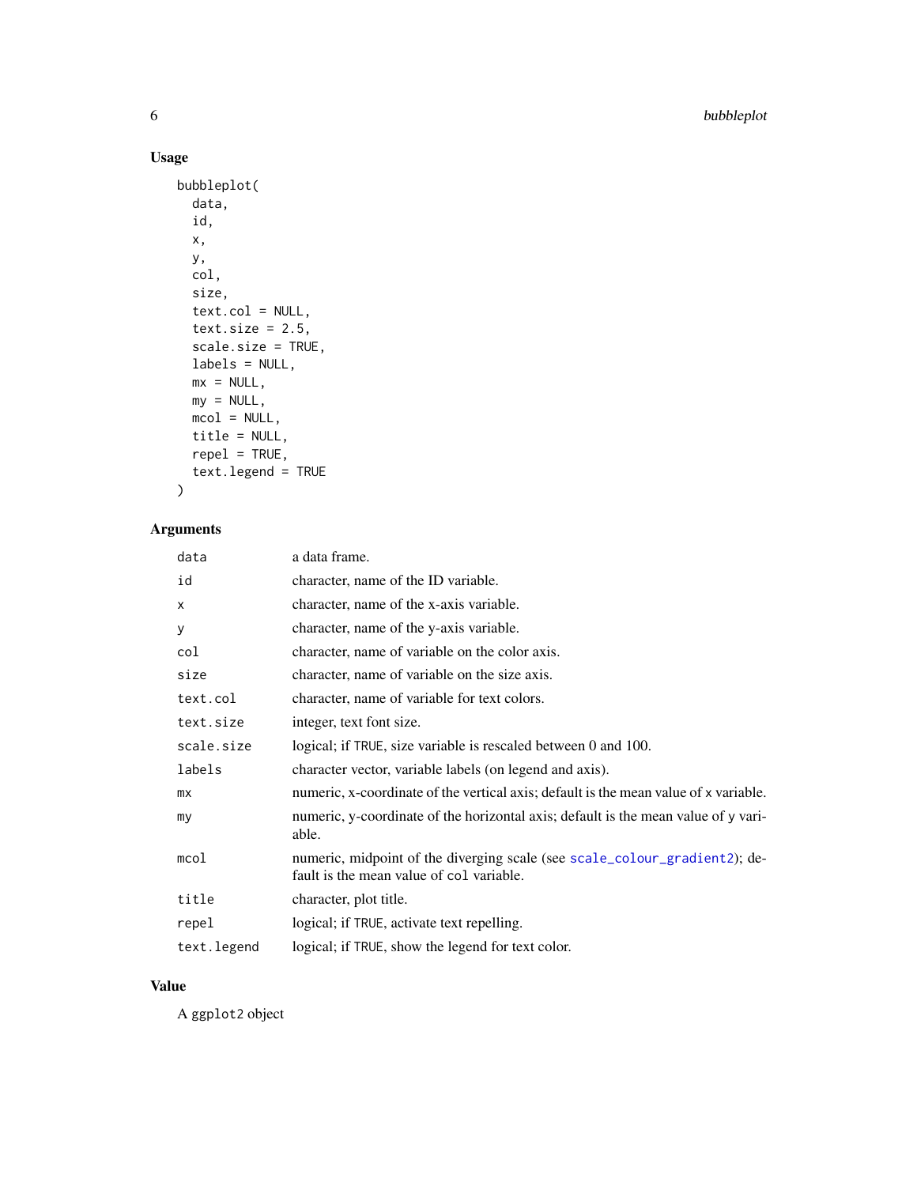## Usage

```
bubbleplot(
  data,
  id,
  x,
  y,
  col,
  size,
  text.col = NULL,
  text.size = 2.5,
  scale.size = TRUE,
  labels = NULL,
  mx = NULL,
  my = NULL,
  mcol = NULL,
  title = NULL,
  repel = TRUE,
  text.legend = TRUE
)
```

## Arguments

| | |
|---|---|
| `data` | a data frame. |
| `id` | character, name of the ID variable. |
| `x` | character, name of the x-axis variable. |
| `y` | character, name of the y-axis variable. |
| `col` | character, name of variable on the color axis. |
| `size` | character, name of variable on the size axis. |
| `text.col` | character, name of variable for text colors. |
| `text.size` | integer, text font size. |
| `scale.size` | logical; if `TRUE`, size variable is rescaled between 0 and 100. |
| `labels` | character vector, variable labels (on legend and axis). |
| `mx` | numeric, x-coordinate of the vertical axis; default is the mean value of `x` variable. |
| `my` | numeric, y-coordinate of the horizontal axis; default is the mean value of `y` variable. |
| `mcol` | numeric, midpoint of the diverging scale (see `scale_colour_gradient2`); default is the mean value of `col` variable. |
| `title` | character, plot title. |
| `repel` | logical; if `TRUE`, activate text repelling. |
| `text.legend` | logical; if `TRUE`, show the legend for text color. |

## Value

A `ggplot2` object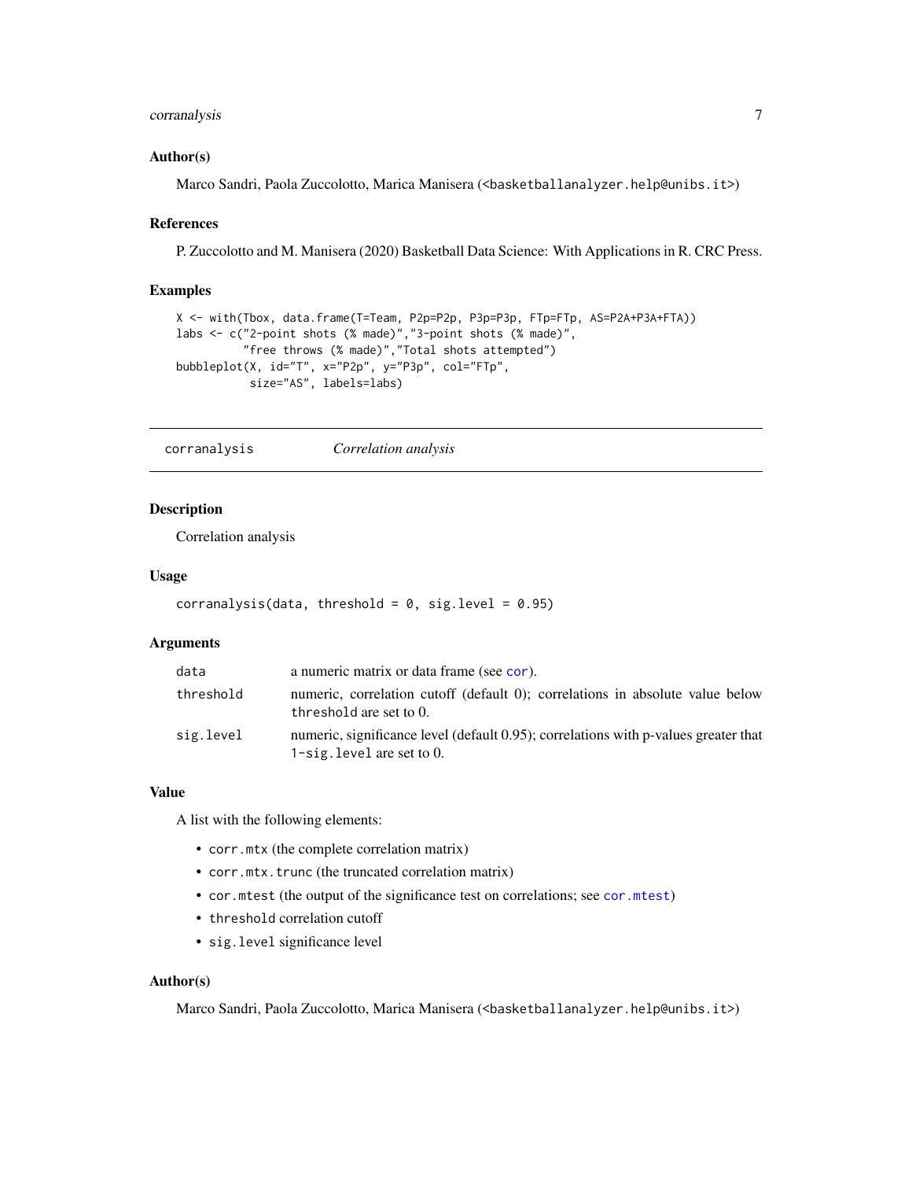### Author(s)

Marco Sandri, Paola Zuccolotto, Marica Manisera (<basketballanalyzer.help@unibs.it>)

### References

P. Zuccolotto and M. Manisera (2020) Basketball Data Science: With Applications in R. CRC Press.

### Examples

```
X <- with(Tbox, data.frame(T=Team, P2p=P2p, P3p=P3p, FTp=FTp, AS=P2A+P3A+FTA))
labs <- c("2-point shots (% made)","3-point shots (% made)",
          "free throws (% made)","Total shots attempted")
bubbleplot(X, id="T", x="P2p", y="P3p", col="FTp",
           size="AS", labels=labs)
```

---

## corranalysis — *Correlation analysis*

---

### Description

Correlation analysis

### Usage

```
corranalysis(data, threshold = 0, sig.level = 0.95)
```

### Arguments

| | |
|---|---|
| data | a numeric matrix or data frame (see cor). |
| threshold | numeric, correlation cutoff (default 0); correlations in absolute value below `threshold` are set to 0. |
| sig.level | numeric, significance level (default 0.95); correlations with p-values greater that `1-sig.level` are set to 0. |

### Value

A list with the following elements:

- `corr.mtx` (the complete correlation matrix)
- `corr.mtx.trunc` (the truncated correlation matrix)
- `cor.mtest` (the output of the significance test on correlations; see cor.mtest)
- `threshold` correlation cutoff
- `sig.level` significance level

### Author(s)

Marco Sandri, Paola Zuccolotto, Marica Manisera (<basketballanalyzer.help@unibs.it>)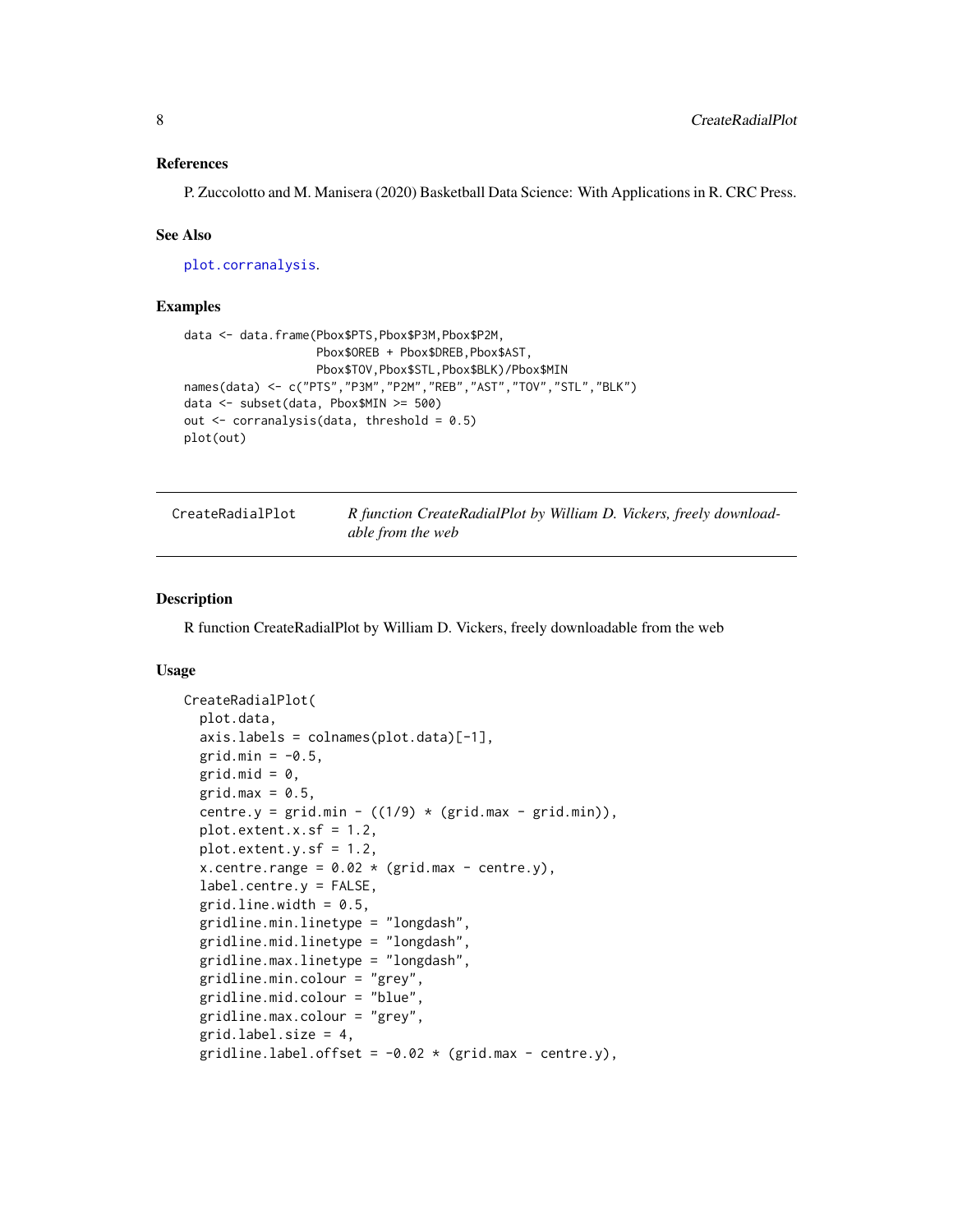### References

P. Zuccolotto and M. Manisera (2020) Basketball Data Science: With Applications in R. CRC Press.

### See Also

plot.corranalysis.

### Examples

```
data <- data.frame(Pbox$PTS,Pbox$P3M,Pbox$P2M,
                   Pbox$OREB + Pbox$DREB,Pbox$AST,
                   Pbox$TOV,Pbox$STL,Pbox$BLK)/Pbox$MIN
names(data) <- c("PTS","P3M","P2M","REB","AST","TOV","STL","BLK")
data <- subset(data, Pbox$MIN >= 500)
out <- corranalysis(data, threshold = 0.5)
plot(out)
```

---

## CreateRadialPlot — *R function CreateRadialPlot by William D. Vickers, freely downloadable from the web*

### Description

R function CreateRadialPlot by William D. Vickers, freely downloadable from the web

### Usage

```
CreateRadialPlot(
  plot.data,
  axis.labels = colnames(plot.data)[-1],
  grid.min = -0.5,
  grid.mid = 0,
  grid.max = 0.5,
  centre.y = grid.min - ((1/9) * (grid.max - grid.min)),
  plot.extent.x.sf = 1.2,
  plot.extent.y.sf = 1.2,
  x.centre.range = 0.02 * (grid.max - centre.y),
  label.centre.y = FALSE,
  grid.line.width = 0.5,
  gridline.min.linetype = "longdash",
  gridline.mid.linetype = "longdash",
  gridline.max.linetype = "longdash",
  gridline.min.colour = "grey",
  gridline.mid.colour = "blue",
  gridline.max.colour = "grey",
  grid.label.size = 4,
  gridline.label.offset = -0.02 * (grid.max - centre.y),
```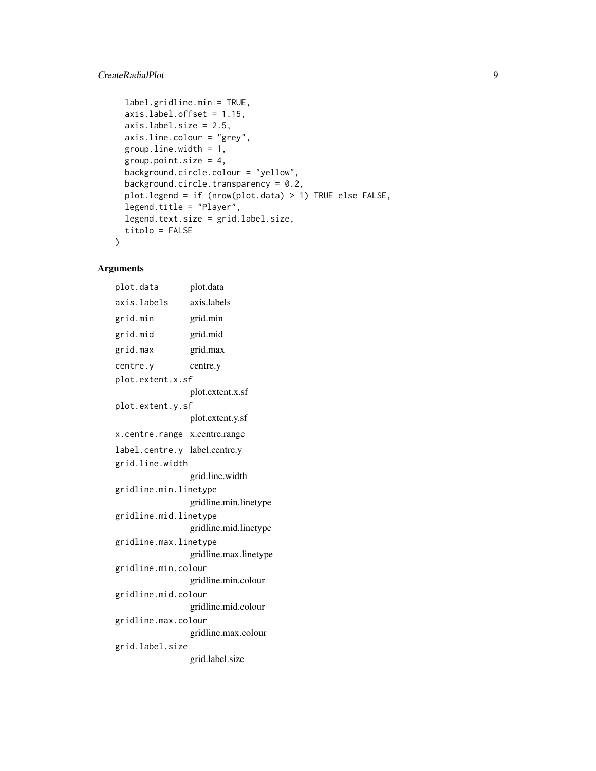```
  label.gridline.min = TRUE,
  axis.label.offset = 1.15,
  axis.label.size = 2.5,
  axis.line.colour = "grey",
  group.line.width = 1,
  group.point.size = 4,
  background.circle.colour = "yellow",
  background.circle.transparency = 0.2,
  plot.legend = if (nrow(plot.data) > 1) TRUE else FALSE,
  legend.title = "Player",
  legend.text.size = grid.label.size,
  titolo = FALSE
)
```

## Arguments

| Argument | Description |
|---|---|
| `plot.data` | plot.data |
| `axis.labels` | axis.labels |
| `grid.min` | grid.min |
| `grid.mid` | grid.mid |
| `grid.max` | grid.max |
| `centre.y` | centre.y |
| `plot.extent.x.sf` | plot.extent.x.sf |
| `plot.extent.y.sf` | plot.extent.y.sf |
| `x.centre.range` | x.centre.range |
| `label.centre.y` | label.centre.y |
| `grid.line.width` | grid.line.width |
| `gridline.min.linetype` | gridline.min.linetype |
| `gridline.mid.linetype` | gridline.mid.linetype |
| `gridline.max.linetype` | gridline.max.linetype |
| `gridline.min.colour` | gridline.min.colour |
| `gridline.mid.colour` | gridline.mid.colour |
| `gridline.max.colour` | gridline.max.colour |
| `grid.label.size` | grid.label.size |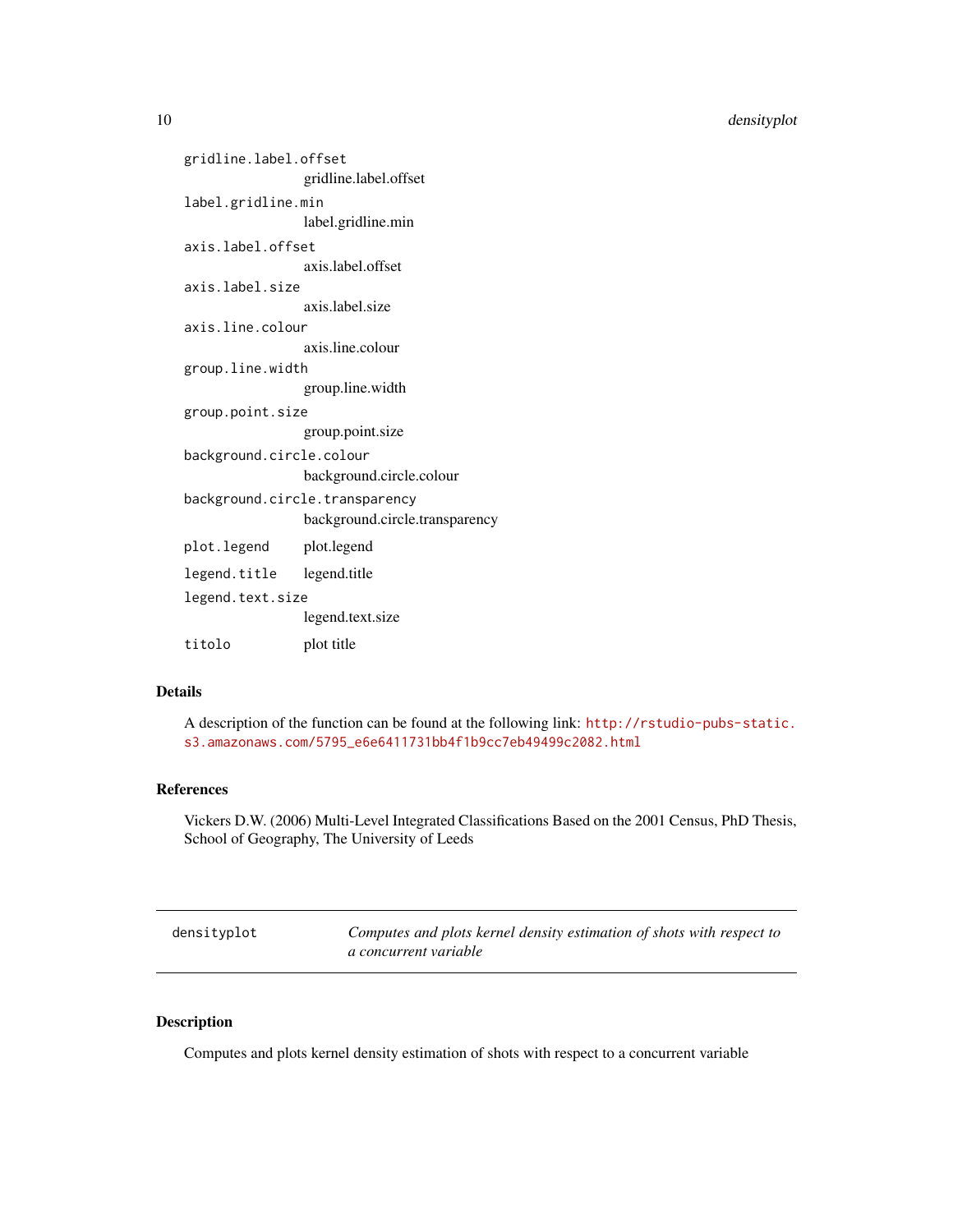| | |
|---|---|
| `gridline.label.offset` | gridline.label.offset |
| `label.gridline.min` | label.gridline.min |
| `axis.label.offset` | axis.label.offset |
| `axis.label.size` | axis.label.size |
| `axis.line.colour` | axis.line.colour |
| `group.line.width` | group.line.width |
| `group.point.size` | group.point.size |
| `background.circle.colour` | background.circle.colour |
| `background.circle.transparency` | background.circle.transparency |
| `plot.legend` | plot.legend |
| `legend.title` | legend.title |
| `legend.text.size` | legend.text.size |
| `titolo` | plot title |

### Details

A description of the function can be found at the following link: http://rstudio-pubs-static.s3.amazonaws.com/5795_e6e6411731bb4f1b9cc7eb49499c2082.html

### References

Vickers D.W. (2006) Multi-Level Integrated Classifications Based on the 2001 Census, PhD Thesis, School of Geography, The University of Leeds

---

## densityplot — *Computes and plots kernel density estimation of shots with respect to a concurrent variable*

---

### Description

Computes and plots kernel density estimation of shots with respect to a concurrent variable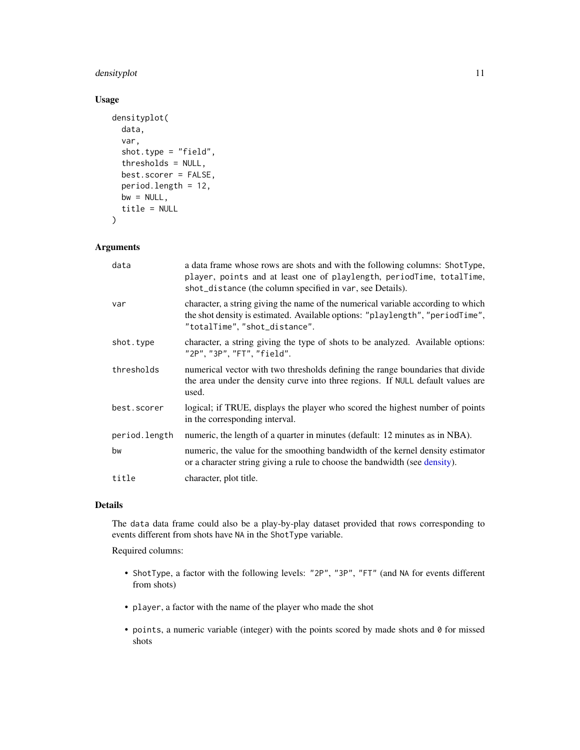## Usage

```
densityplot(
  data,
  var,
  shot.type = "field",
  thresholds = NULL,
  best.scorer = FALSE,
  period.length = 12,
  bw = NULL,
  title = NULL
)
```

## Arguments

| | |
|---|---|
| data | a data frame whose rows are shots and with the following columns: `ShotType`, `player`, `points` and at least one of `playlength`, `periodTime`, `totalTime`, `shot_distance` (the column specified in `var`, see Details). |
| var | character, a string giving the name of the numerical variable according to which the shot density is estimated. Available options: `"playlength"`, `"periodTime"`, `"totalTime"`, `"shot_distance"`. |
| shot.type | character, a string giving the type of shots to be analyzed. Available options: `"2P"`, `"3P"`, `"FT"`, `"field"`. |
| thresholds | numerical vector with two thresholds defining the range boundaries that divide the area under the density curve into three regions. If `NULL` default values are used. |
| best.scorer | logical; if TRUE, displays the player who scored the highest number of points in the corresponding interval. |
| period.length | numeric, the length of a quarter in minutes (default: 12 minutes as in NBA). |
| bw | numeric, the value for the smoothing bandwidth of the kernel density estimator or a character string giving a rule to choose the bandwidth (see density). |
| title | character, plot title. |

## Details

The `data` data frame could also be a play-by-play dataset provided that rows corresponding to events different from shots have `NA` in the `ShotType` variable.

Required columns:

- `ShotType`, a factor with the following levels: `"2P"`, `"3P"`, `"FT"` (and `NA` for events different from shots)
- `player`, a factor with the name of the player who made the shot
- `points`, a numeric variable (integer) with the points scored by made shots and `0` for missed shots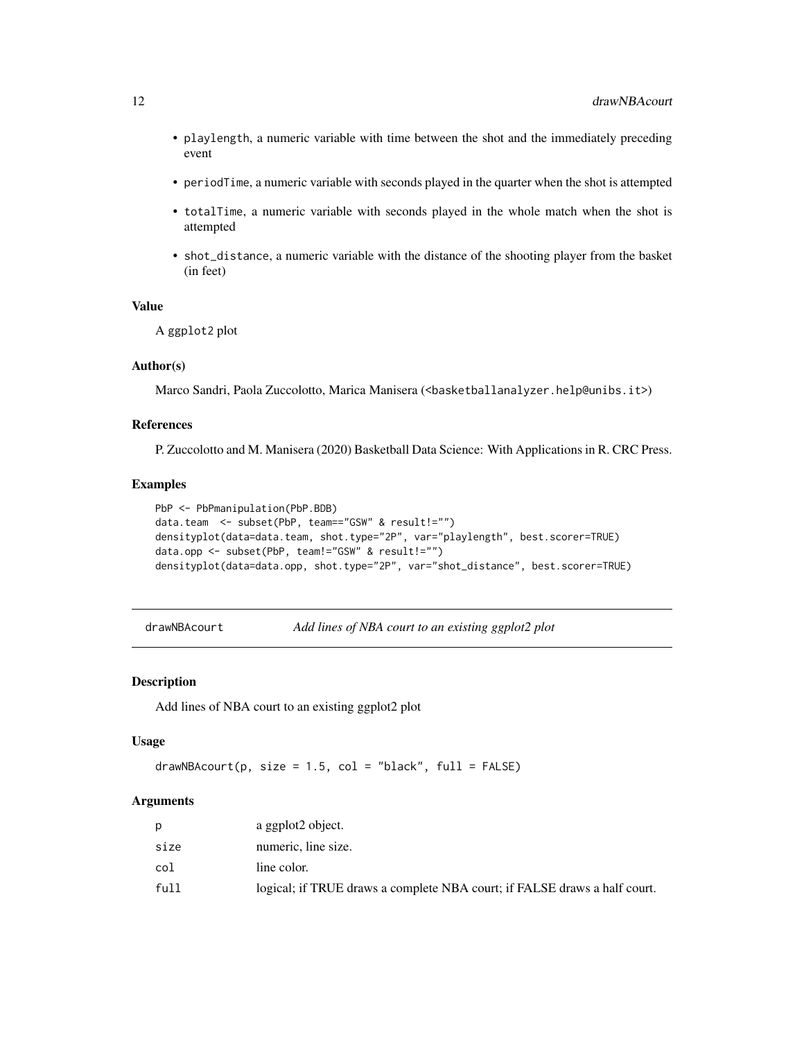- playlength, a numeric variable with time between the shot and the immediately preceding event
- periodTime, a numeric variable with seconds played in the quarter when the shot is attempted
- totalTime, a numeric variable with seconds played in the whole match when the shot is attempted
- shot_distance, a numeric variable with the distance of the shooting player from the basket (in feet)

### Value

A ggplot2 plot

### Author(s)

Marco Sandri, Paola Zuccolotto, Marica Manisera (<basketballanalyzer.help@unibs.it>)

### References

P. Zuccolotto and M. Manisera (2020) Basketball Data Science: With Applications in R. CRC Press.

### Examples

```
PbP <- PbPmanipulation(PbP.BDB)
data.team  <- subset(PbP, team=="GSW" & result!="")
densityplot(data=data.team, shot.type="2P", var="playlength", best.scorer=TRUE)
data.opp <- subset(PbP, team!="GSW" & result!="")
densityplot(data=data.opp, shot.type="2P", var="shot_distance", best.scorer=TRUE)
```

## drawNBAcourt — *Add lines of NBA court to an existing ggplot2 plot*

### Description

Add lines of NBA court to an existing ggplot2 plot

### Usage

```
drawNBAcourt(p, size = 1.5, col = "black", full = FALSE)
```

### Arguments

| | |
|---|---|
| p | a ggplot2 object. |
| size | numeric, line size. |
| col | line color. |
| full | logical; if TRUE draws a complete NBA court; if FALSE draws a half court. |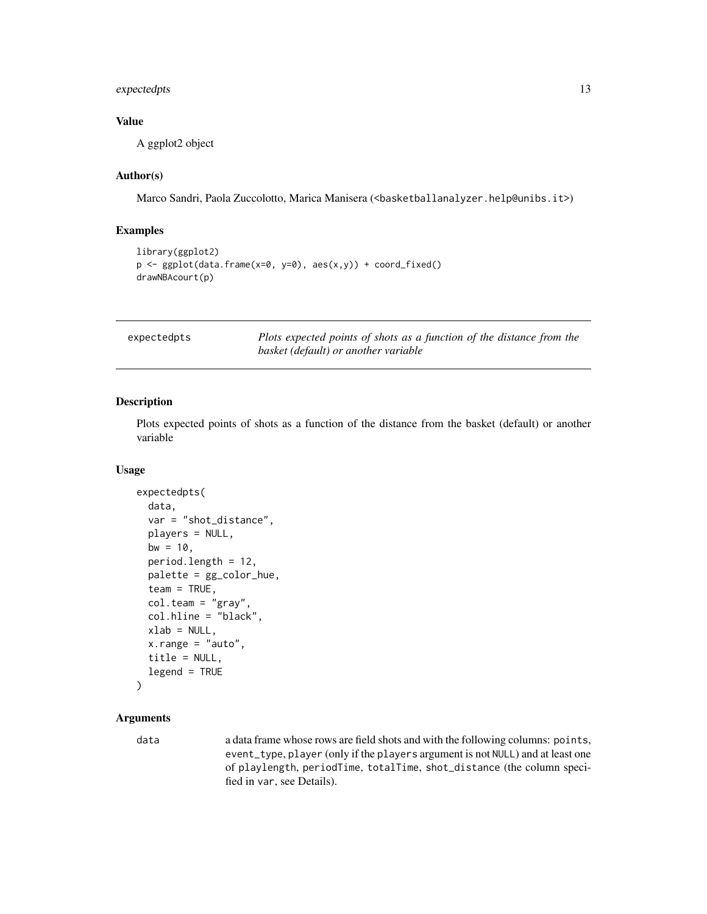### Value

A ggplot2 object

### Author(s)

Marco Sandri, Paola Zuccolotto, Marica Manisera (<basketballanalyzer.help@unibs.it>)

### Examples

```
library(ggplot2)
p <- ggplot(data.frame(x=0, y=0), aes(x,y)) + coord_fixed()
drawNBAcourt(p)
```

---

## expectedpts — *Plots expected points of shots as a function of the distance from the basket (default) or another variable*

---

### Description

Plots expected points of shots as a function of the distance from the basket (default) or another variable

### Usage

```
expectedpts(
  data,
  var = "shot_distance",
  players = NULL,
  bw = 10,
  period.length = 12,
  palette = gg_color_hue,
  team = TRUE,
  col.team = "gray",
  col.hline = "black",
  xlab = NULL,
  x.range = "auto",
  title = NULL,
  legend = TRUE
)
```

### Arguments

| | |
|---|---|
| data | a data frame whose rows are field shots and with the following columns: `points`, `event_type`, `player` (only if the `players` argument is not `NULL`) and at least one of `playlength`, `periodTime`, `totalTime`, `shot_distance` (the column specified in `var`, see Details). |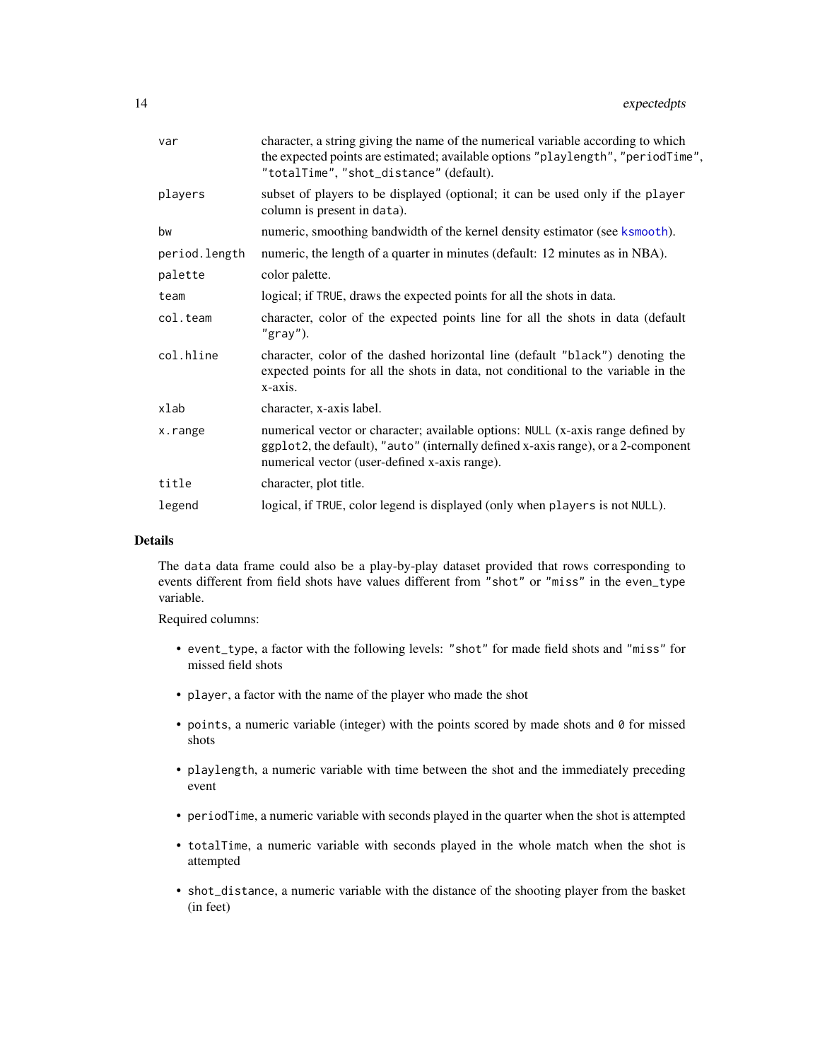| | |
|---|---|
| `var` | character, a string giving the name of the numerical variable according to which the expected points are estimated; available options `"playlength"`, `"periodTime"`, `"totalTime"`, `"shot_distance"` (default). |
| `players` | subset of players to be displayed (optional; it can be used only if the `player` column is present in `data`). |
| `bw` | numeric, smoothing bandwidth of the kernel density estimator (see `ksmooth`). |
| `period.length` | numeric, the length of a quarter in minutes (default: 12 minutes as in NBA). |
| `palette` | color palette. |
| `team` | logical; if `TRUE`, draws the expected points for all the shots in data. |
| `col.team` | character, color of the expected points line for all the shots in data (default `"gray"`). |
| `col.hline` | character, color of the dashed horizontal line (default `"black"`) denoting the expected points for all the shots in data, not conditional to the variable in the x-axis. |
| `xlab` | character, x-axis label. |
| `x.range` | numerical vector or character; available options: `NULL` (x-axis range defined by `ggplot2`, the default), `"auto"` (internally defined x-axis range), or a 2-component numerical vector (user-defined x-axis range). |
| `title` | character, plot title. |
| `legend` | logical, if `TRUE`, color legend is displayed (only when `players` is not `NULL`). |

## Details

The `data` data frame could also be a play-by-play dataset provided that rows corresponding to events different from field shots have values different from `"shot"` or `"miss"` in the `even_type` variable.

Required columns:

- `event_type`, a factor with the following levels: `"shot"` for made field shots and `"miss"` for missed field shots
- `player`, a factor with the name of the player who made the shot
- `points`, a numeric variable (integer) with the points scored by made shots and `0` for missed shots
- `playlength`, a numeric variable with time between the shot and the immediately preceding event
- `periodTime`, a numeric variable with seconds played in the quarter when the shot is attempted
- `totalTime`, a numeric variable with seconds played in the whole match when the shot is attempted
- `shot_distance`, a numeric variable with the distance of the shooting player from the basket (in feet)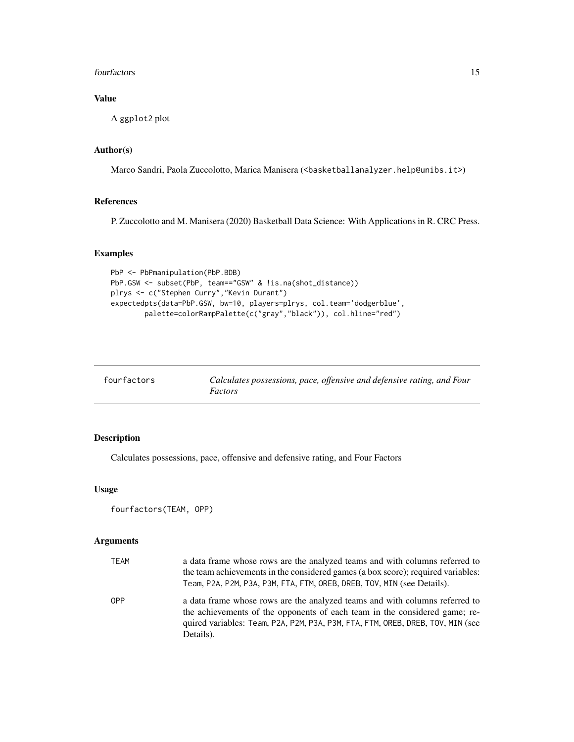## Value

A ggplot2 plot

## Author(s)

Marco Sandri, Paola Zuccolotto, Marica Manisera (<basketballanalyzer.help@unibs.it>)

## References

P. Zuccolotto and M. Manisera (2020) Basketball Data Science: With Applications in R. CRC Press.

## Examples

```
PbP <- PbPmanipulation(PbP.BDB)
PbP.GSW <- subset(PbP, team=="GSW" & !is.na(shot_distance))
plrys <- c("Stephen Curry","Kevin Durant")
expectedpts(data=PbP.GSW, bw=10, players=plrys, col.team='dodgerblue',
        palette=colorRampPalette(c("gray","black")), col.hline="red")
```

---

# fourfactors — *Calculates possessions, pace, offensive and defensive rating, and Four Factors*

## Description

Calculates possessions, pace, offensive and defensive rating, and Four Factors

## Usage

```
fourfactors(TEAM, OPP)
```

## Arguments

| | |
|---|---|
| TEAM | a data frame whose rows are the analyzed teams and with columns referred to the team achievements in the considered games (a box score); required variables: Team, P2A, P2M, P3A, P3M, FTA, FTM, OREB, DREB, TOV, MIN (see Details). |
| OPP | a data frame whose rows are the analyzed teams and with columns referred to the achievements of the opponents of each team in the considered game; required variables: Team, P2A, P2M, P3A, P3M, FTA, FTM, OREB, DREB, TOV, MIN (see Details). |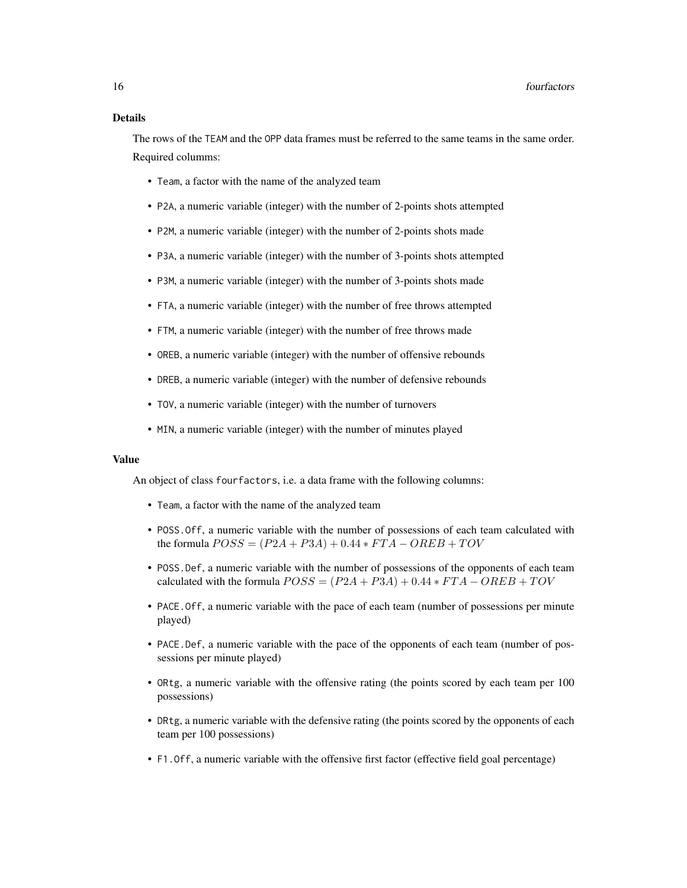## Details

The rows of the TEAM and the OPP data frames must be referred to the same teams in the same order. Required columms:

- Team, a factor with the name of the analyzed team
- P2A, a numeric variable (integer) with the number of 2-points shots attempted
- P2M, a numeric variable (integer) with the number of 2-points shots made
- P3A, a numeric variable (integer) with the number of 3-points shots attempted
- P3M, a numeric variable (integer) with the number of 3-points shots made
- FTA, a numeric variable (integer) with the number of free throws attempted
- FTM, a numeric variable (integer) with the number of free throws made
- OREB, a numeric variable (integer) with the number of offensive rebounds
- DREB, a numeric variable (integer) with the number of defensive rebounds
- TOV, a numeric variable (integer) with the number of turnovers
- MIN, a numeric variable (integer) with the number of minutes played

## Value

An object of class fourfactors, i.e. a data frame with the following columns:

- Team, a factor with the name of the analyzed team
- POSS.Off, a numeric variable with the number of possessions of each team calculated with the formula $POSS = (P2A + P3A) + 0.44 * FTA - OREB + TOV$
- POSS.Def, a numeric variable with the number of possessions of the opponents of each team calculated with the formula $POSS = (P2A + P3A) + 0.44 * FTA - OREB + TOV$
- PACE.Off, a numeric variable with the pace of each team (number of possessions per minute played)
- PACE.Def, a numeric variable with the pace of the opponents of each team (number of possessions per minute played)
- ORtg, a numeric variable with the offensive rating (the points scored by each team per 100 possessions)
- DRtg, a numeric variable with the defensive rating (the points scored by the opponents of each team per 100 possessions)
- F1.Off, a numeric variable with the offensive first factor (effective field goal percentage)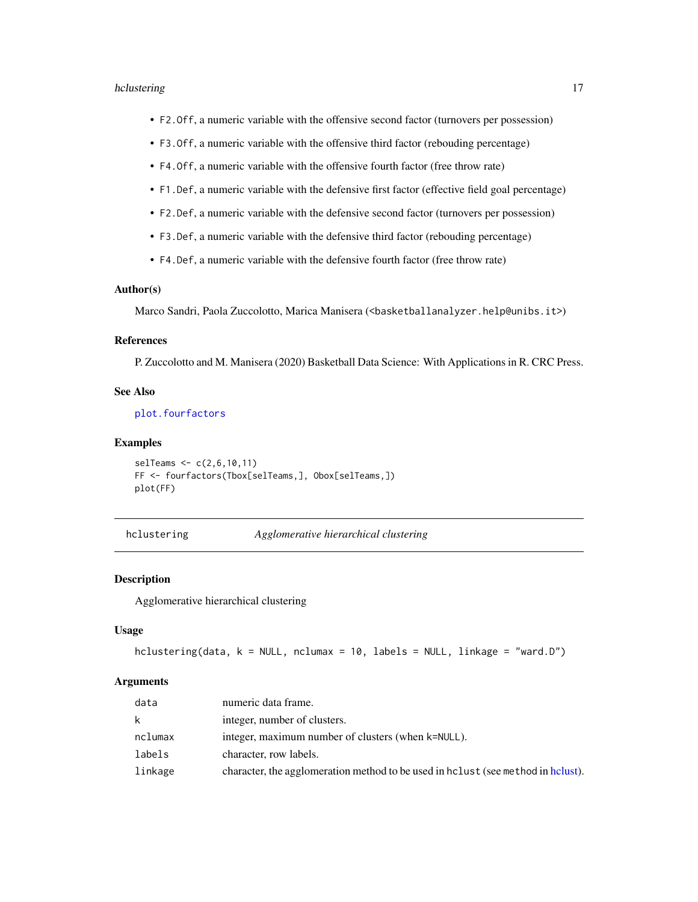- `F2.Off`, a numeric variable with the offensive second factor (turnovers per possession)
- `F3.Off`, a numeric variable with the offensive third factor (rebouding percentage)
- `F4.Off`, a numeric variable with the offensive fourth factor (free throw rate)
- `F1.Def`, a numeric variable with the defensive first factor (effective field goal percentage)
- `F2.Def`, a numeric variable with the defensive second factor (turnovers per possession)
- `F3.Def`, a numeric variable with the defensive third factor (rebouding percentage)
- `F4.Def`, a numeric variable with the defensive fourth factor (free throw rate)

### Author(s)

Marco Sandri, Paola Zuccolotto, Marica Manisera (<basketballanalyzer.help@unibs.it>)

### References

P. Zuccolotto and M. Manisera (2020) Basketball Data Science: With Applications in R. CRC Press.

### See Also

`plot.fourfactors`

### Examples

```
selTeams <- c(2,6,10,11)
FF <- fourfactors(Tbox[selTeams,], Obox[selTeams,])
plot(FF)
```

---

## hclustering *Agglomerative hierarchical clustering*

### Description

Agglomerative hierarchical clustering

### Usage

```
hclustering(data, k = NULL, nclumax = 10, labels = NULL, linkage = "ward.D")
```

### Arguments

| | |
|---|---|
| `data` | numeric data frame. |
| `k` | integer, number of clusters. |
| `nclumax` | integer, maximum number of clusters (when `k=NULL`). |
| `labels` | character, row labels. |
| `linkage` | character, the agglomeration method to be used in `hclust` (see `method` in hclust). |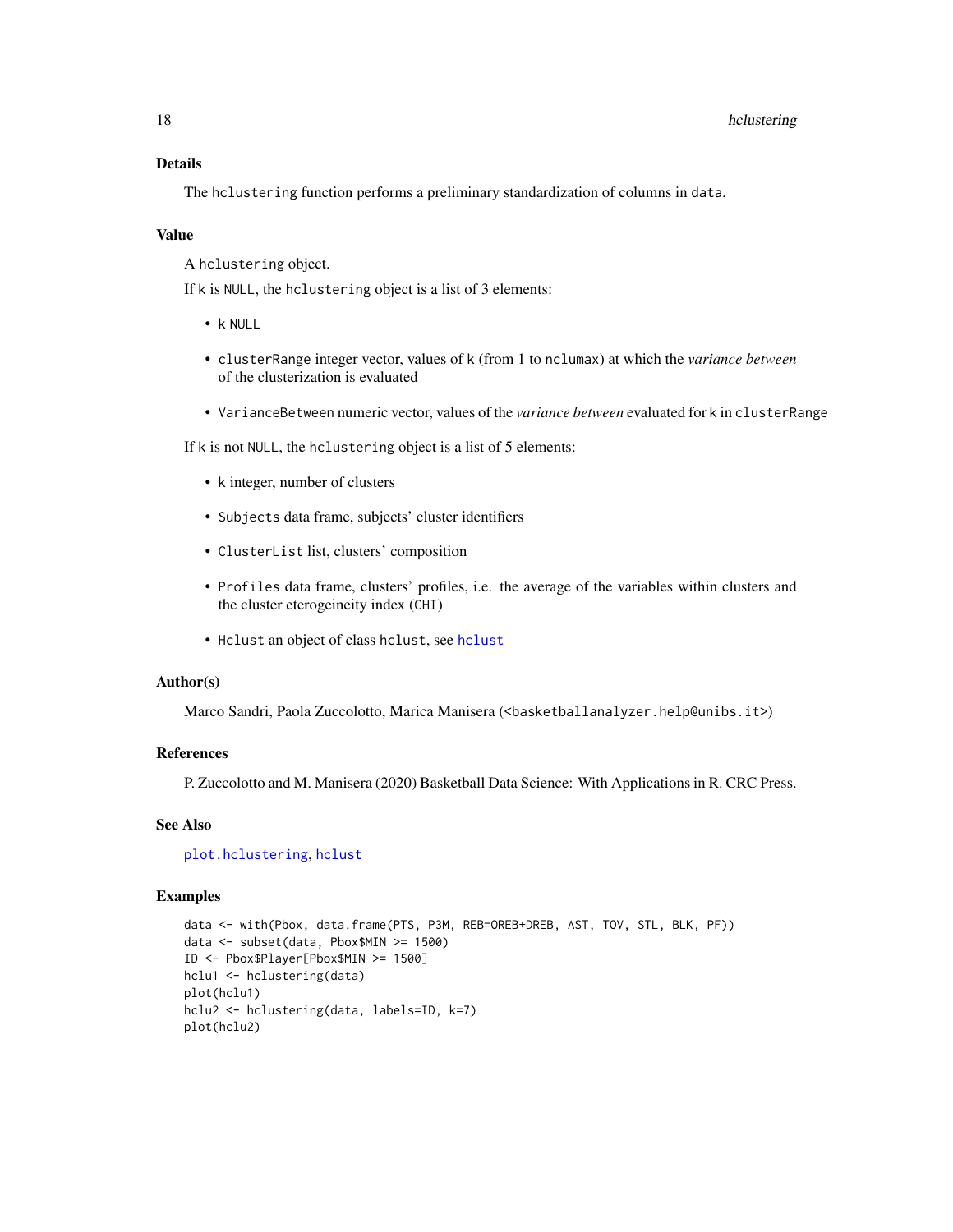## Details

The `hclustering` function performs a preliminary standardization of columns in `data`.

## Value

A `hclustering` object.

If `k` is `NULL`, the `hclustering` object is a list of 3 elements:

- `k` `NULL`
- `clusterRange` integer vector, values of `k` (from 1 to `nclumax`) at which the *variance between* of the clusterization is evaluated
- `VarianceBetween` numeric vector, values of the *variance between* evaluated for `k` in `clusterRange`

If `k` is not `NULL`, the `hclustering` object is a list of 5 elements:

- `k` integer, number of clusters
- `Subjects` data frame, subjects' cluster identifiers
- `ClusterList` list, clusters' composition
- `Profiles` data frame, clusters' profiles, i.e. the average of the variables within clusters and the cluster eterogeineity index (`CHI`)
- `Hclust` an object of class `hclust`, see `hclust`

## Author(s)

Marco Sandri, Paola Zuccolotto, Marica Manisera (<basketballanalyzer.help@unibs.it>)

## References

P. Zuccolotto and M. Manisera (2020) Basketball Data Science: With Applications in R. CRC Press.

## See Also

`plot.hclustering`, `hclust`

## Examples

```
data <- with(Pbox, data.frame(PTS, P3M, REB=OREB+DREB, AST, TOV, STL, BLK, PF))
data <- subset(data, Pbox$MIN >= 1500)
ID <- Pbox$Player[Pbox$MIN >= 1500]
hclu1 <- hclustering(data)
plot(hclu1)
hclu2 <- hclustering(data, labels=ID, k=7)
plot(hclu2)
```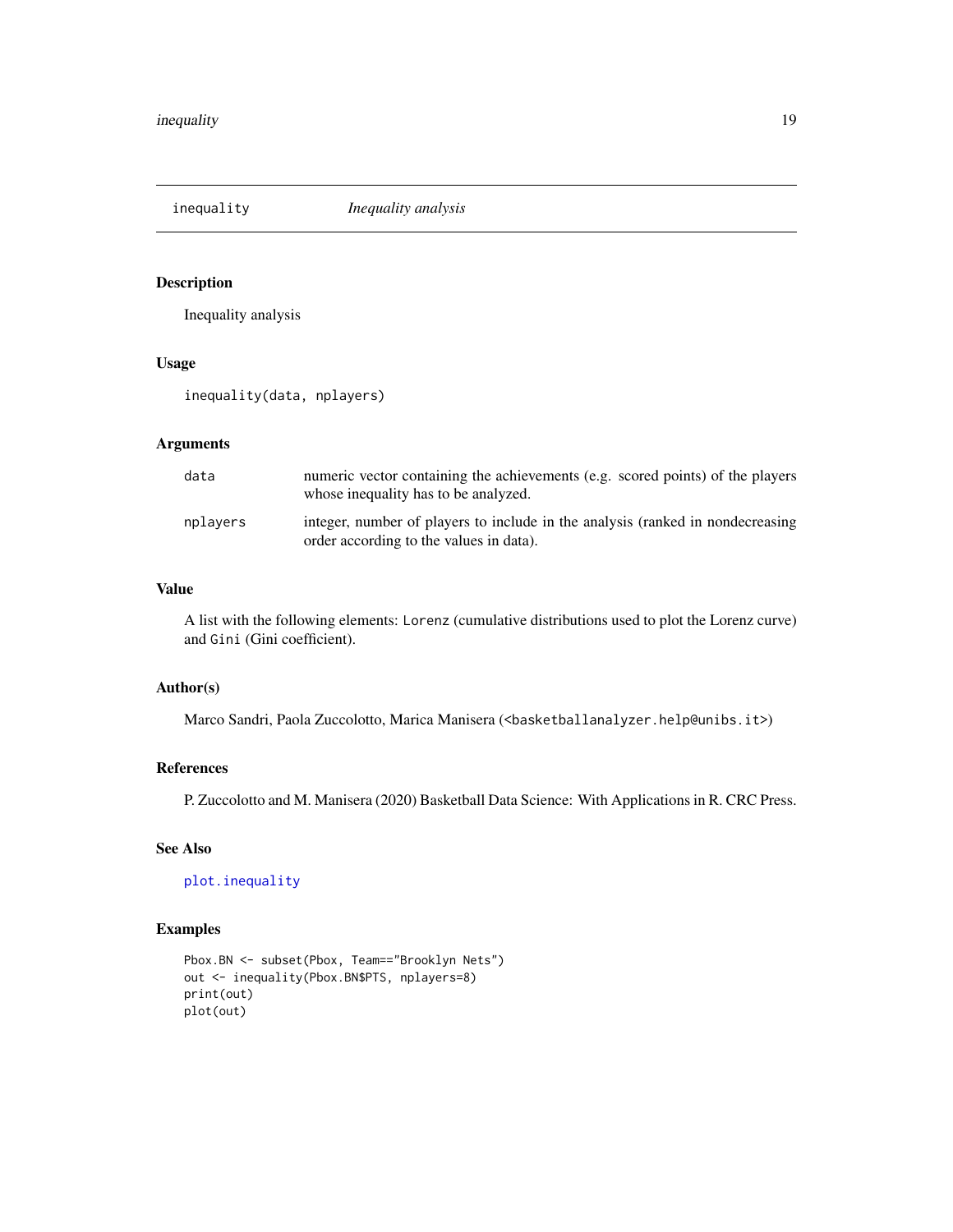`inequality` *Inequality analysis*

## Description

Inequality analysis

## Usage

```
inequality(data, nplayers)
```

## Arguments

| | |
|---|---|
| `data` | numeric vector containing the achievements (e.g. scored points) of the players whose inequality has to be analyzed. |
| `nplayers` | integer, number of players to include in the analysis (ranked in nondecreasing order according to the values in data). |

## Value

A list with the following elements: `Lorenz` (cumulative distributions used to plot the Lorenz curve) and `Gini` (Gini coefficient).

## Author(s)

Marco Sandri, Paola Zuccolotto, Marica Manisera (<`basketballanalyzer.help@unibs.it`>)

## References

P. Zuccolotto and M. Manisera (2020) Basketball Data Science: With Applications in R. CRC Press.

## See Also

`plot.inequality`

## Examples

```
Pbox.BN <- subset(Pbox, Team=="Brooklyn Nets")
out <- inequality(Pbox.BN$PTS, nplayers=8)
print(out)
plot(out)
```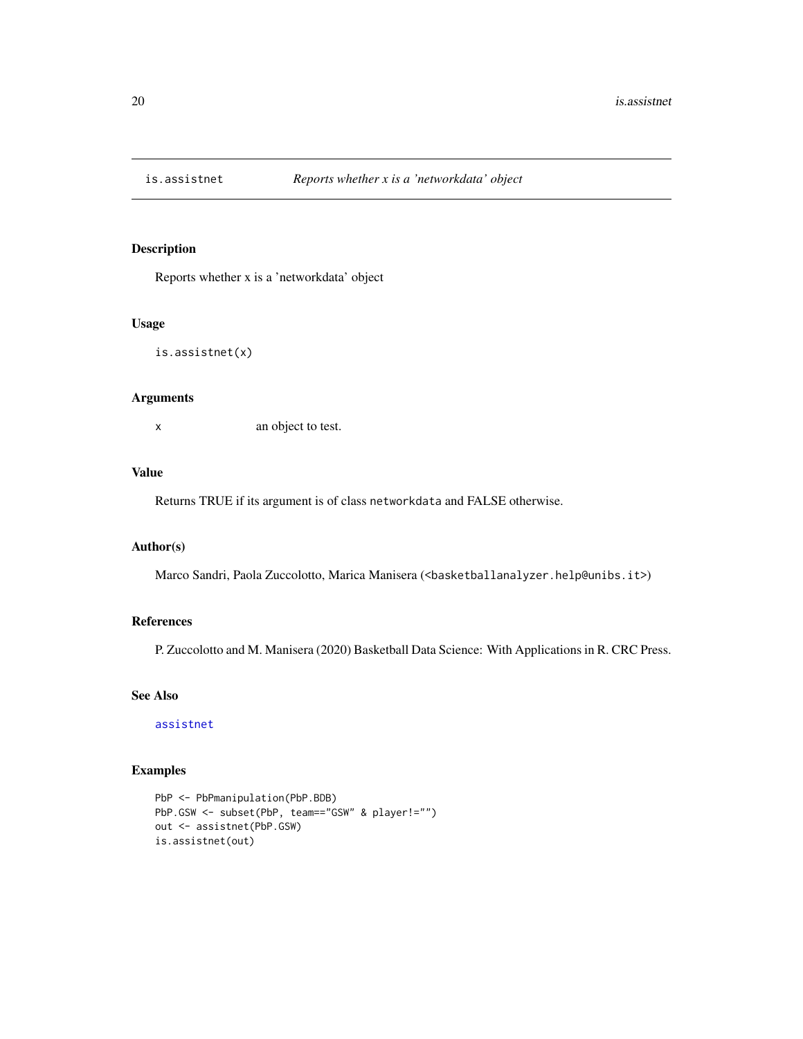# is.assistnet — *Reports whether x is a 'networkdata' object*

## Description

Reports whether x is a 'networkdata' object

## Usage

```
is.assistnet(x)
```

## Arguments

| | |
|---|---|
| `x` | an object to test. |

## Value

Returns TRUE if its argument is of class `networkdata` and FALSE otherwise.

## Author(s)

Marco Sandri, Paola Zuccolotto, Marica Manisera (`<basketballanalyzer.help@unibs.it>`)

## References

P. Zuccolotto and M. Manisera (2020) Basketball Data Science: With Applications in R. CRC Press.

## See Also

`assistnet`

## Examples

```
PbP <- PbPmanipulation(PbP.BDB)
PbP.GSW <- subset(PbP, team=="GSW" & player!="")
out <- assistnet(PbP.GSW)
is.assistnet(out)
```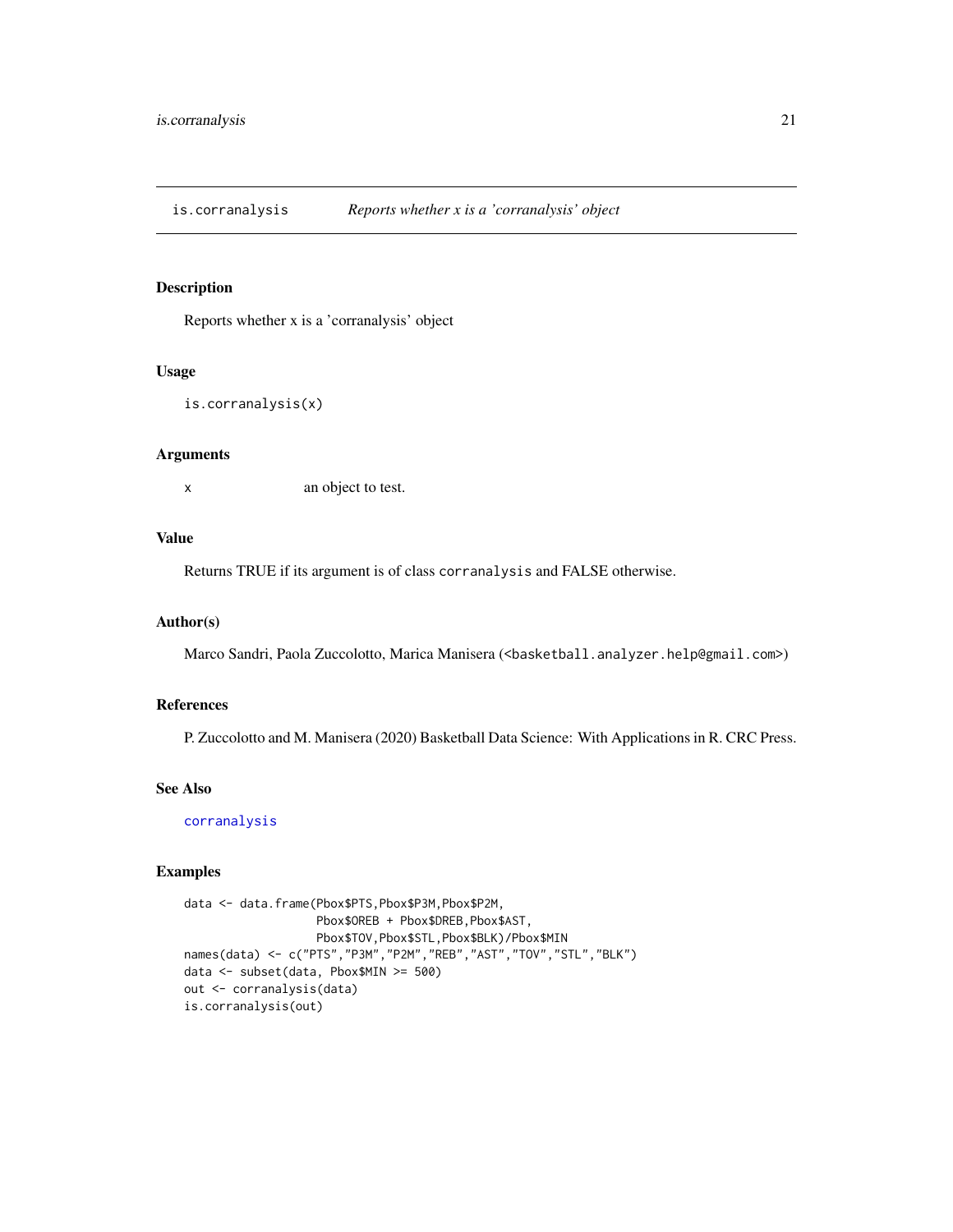## is.corranalysis *Reports whether x is a 'corranalysis' object*

### Description

Reports whether x is a 'corranalysis' object

### Usage

```
is.corranalysis(x)
```

### Arguments

| | |
|---|---|
| x | an object to test. |

### Value

Returns TRUE if its argument is of class `corranalysis` and FALSE otherwise.

### Author(s)

Marco Sandri, Paola Zuccolotto, Marica Manisera (<basketball.analyzer.help@gmail.com>)

### References

P. Zuccolotto and M. Manisera (2020) Basketball Data Science: With Applications in R. CRC Press.

### See Also

`corranalysis`

### Examples

```
data <- data.frame(Pbox$PTS,Pbox$P3M,Pbox$P2M,
                   Pbox$OREB + Pbox$DREB,Pbox$AST,
                   Pbox$TOV,Pbox$STL,Pbox$BLK)/Pbox$MIN
names(data) <- c("PTS","P3M","P2M","REB","AST","TOV","STL","BLK")
data <- subset(data, Pbox$MIN >= 500)
out <- corranalysis(data)
is.corranalysis(out)
```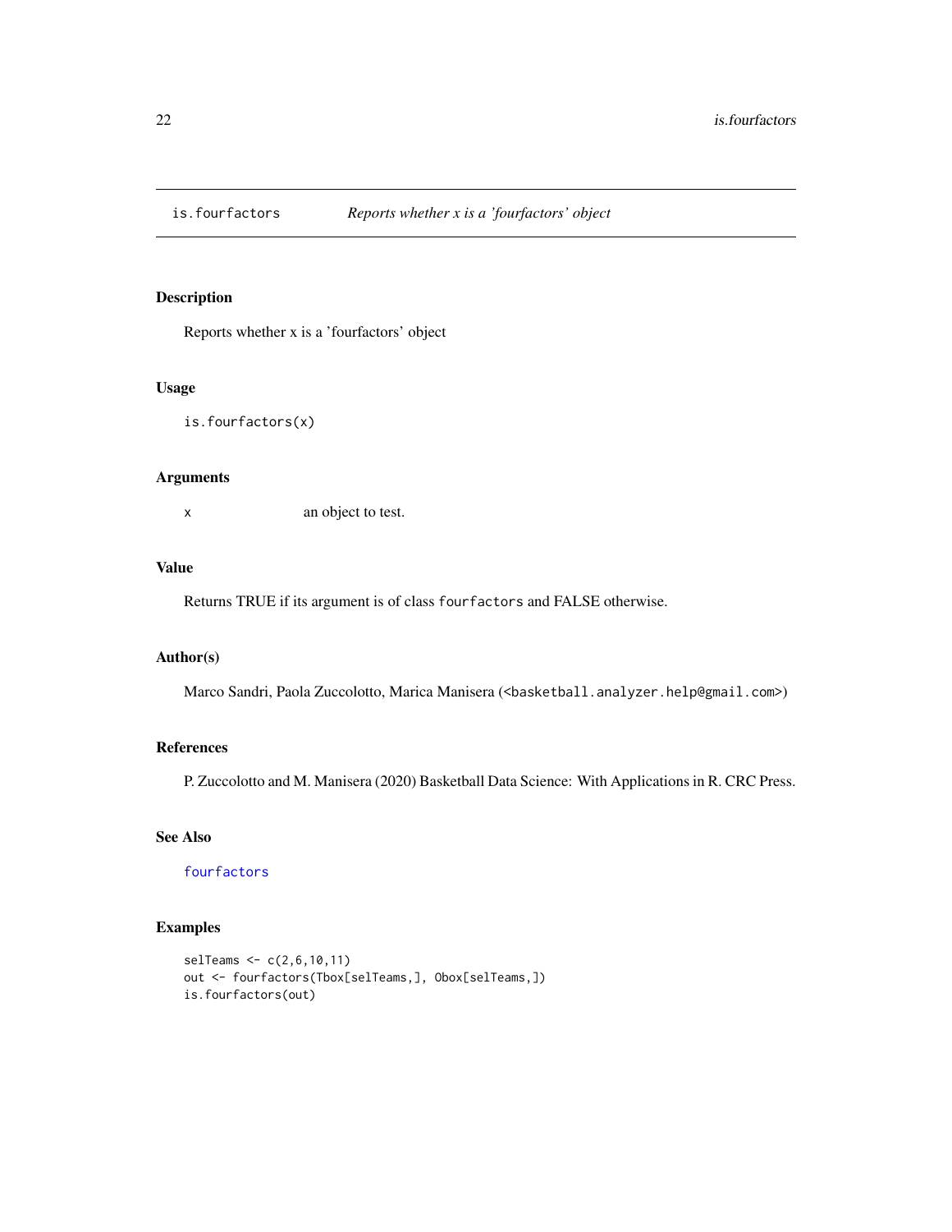# is.fourfactors — *Reports whether x is a 'fourfactors' object*

## Description

Reports whether x is a 'fourfactors' object

## Usage

```
is.fourfactors(x)
```

## Arguments

| | |
|---|---|
| x | an object to test. |

## Value

Returns TRUE if its argument is of class `fourfactors` and FALSE otherwise.

## Author(s)

Marco Sandri, Paola Zuccolotto, Marica Manisera (<basketball.analyzer.help@gmail.com>)

## References

P. Zuccolotto and M. Manisera (2020) Basketball Data Science: With Applications in R. CRC Press.

## See Also

`fourfactors`

## Examples

```
selTeams <- c(2,6,10,11)
out <- fourfactors(Tbox[selTeams,], Obox[selTeams,])
is.fourfactors(out)
```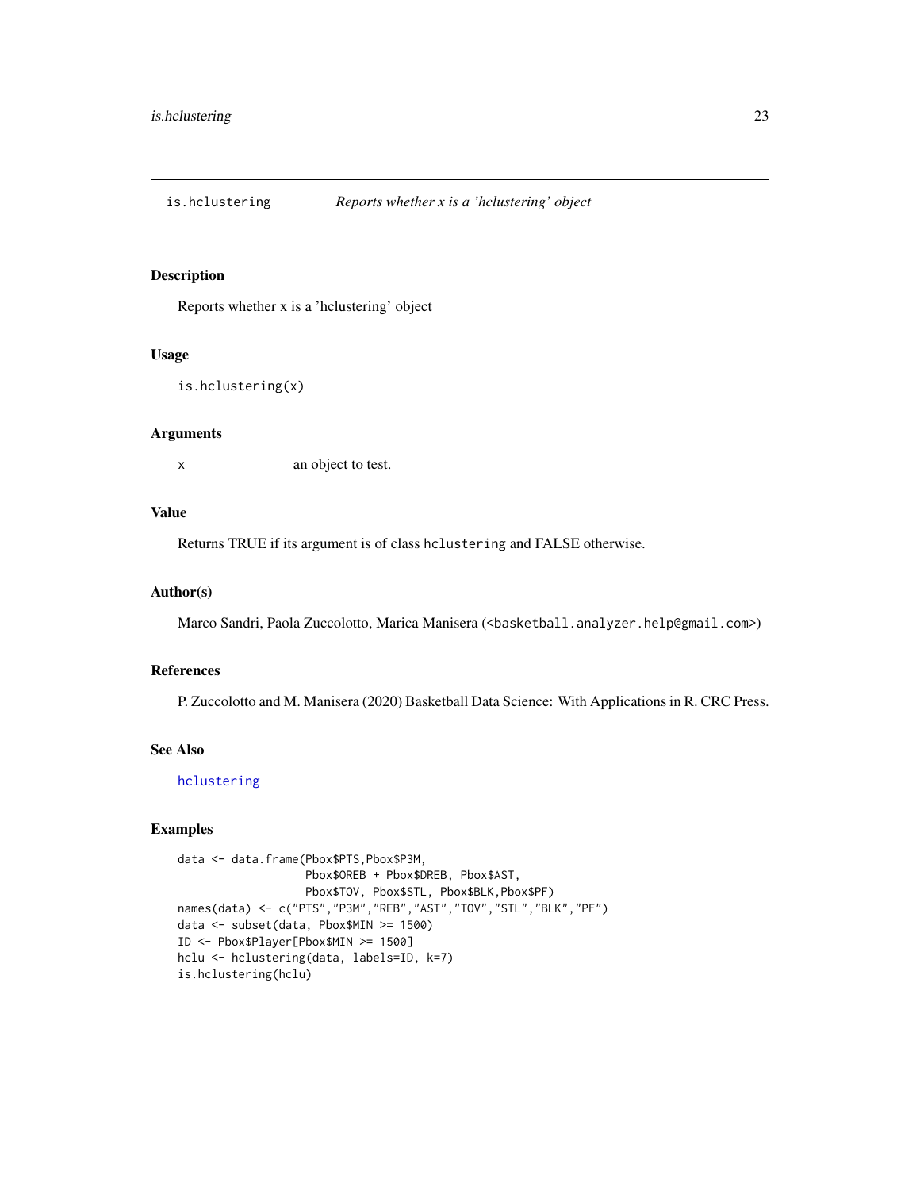# is.hclustering *Reports whether x is a 'hclustering' object*

## Description

Reports whether x is a 'hclustering' object

## Usage

```
is.hclustering(x)
```

## Arguments

x an object to test.

## Value

Returns TRUE if its argument is of class `hclustering` and FALSE otherwise.

## Author(s)

Marco Sandri, Paola Zuccolotto, Marica Manisera (<basketball.analyzer.help@gmail.com>)

## References

P. Zuccolotto and M. Manisera (2020) Basketball Data Science: With Applications in R. CRC Press.

## See Also

`hclustering`

## Examples

```
data <- data.frame(Pbox$PTS,Pbox$P3M,
                   Pbox$OREB + Pbox$DREB, Pbox$AST,
                   Pbox$TOV, Pbox$STL, Pbox$BLK,Pbox$PF)
names(data) <- c("PTS","P3M","REB","AST","TOV","STL","BLK","PF")
data <- subset(data, Pbox$MIN >= 1500)
ID <- Pbox$Player[Pbox$MIN >= 1500]
hclu <- hclustering(data, labels=ID, k=7)
is.hclustering(hclu)
```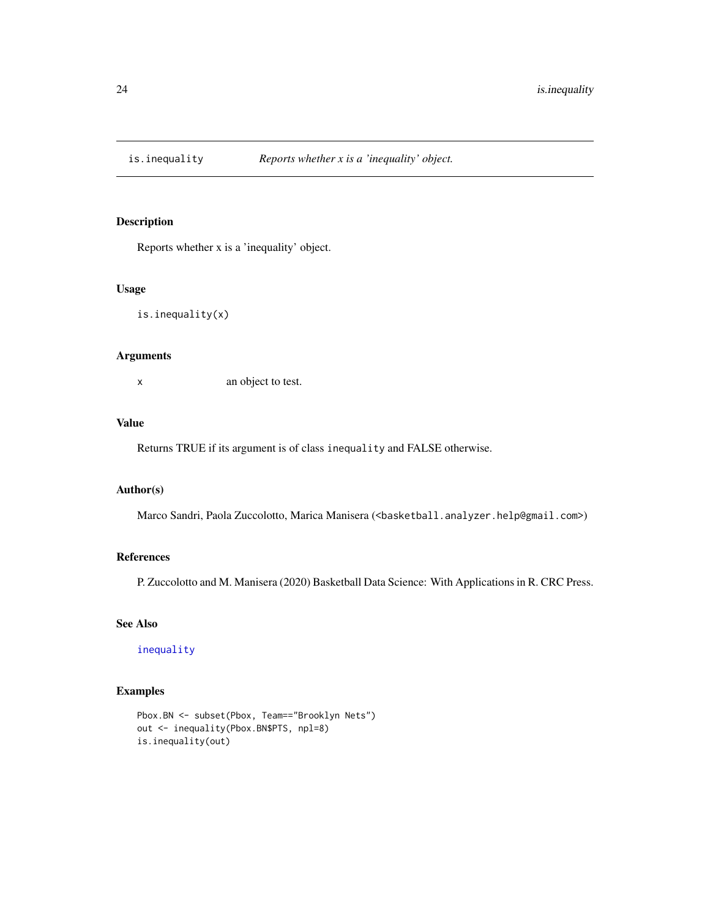# is.inequality    *Reports whether x is a 'inequality' object.*

## Description

Reports whether x is a 'inequality' object.

## Usage

```
is.inequality(x)
```

## Arguments

| | |
|---|---|
| x | an object to test. |

## Value

Returns TRUE if its argument is of class `inequality` and FALSE otherwise.

## Author(s)

Marco Sandri, Paola Zuccolotto, Marica Manisera (<basketball.analyzer.help@gmail.com>)

## References

P. Zuccolotto and M. Manisera (2020) Basketball Data Science: With Applications in R. CRC Press.

## See Also

`inequality`

## Examples

```
Pbox.BN <- subset(Pbox, Team=="Brooklyn Nets")
out <- inequality(Pbox.BN$PTS, npl=8)
is.inequality(out)
```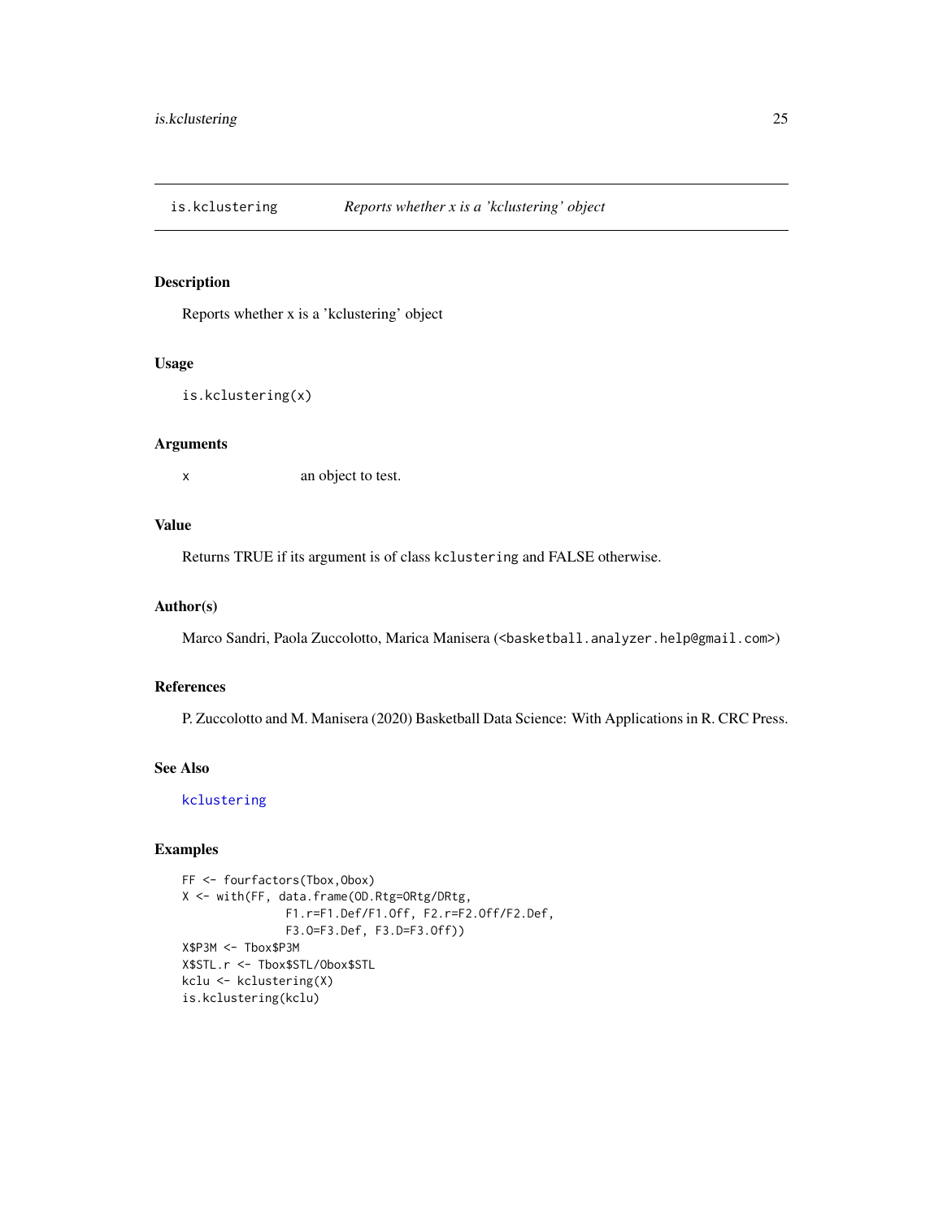# is.kclustering — *Reports whether x is a 'kclustering' object*

## Description

Reports whether x is a 'kclustering' object

## Usage

```
is.kclustering(x)
```

## Arguments

| | |
|---|---|
| x | an object to test. |

## Value

Returns TRUE if its argument is of class `kclustering` and FALSE otherwise.

## Author(s)

Marco Sandri, Paola Zuccolotto, Marica Manisera (<basketball.analyzer.help@gmail.com>)

## References

P. Zuccolotto and M. Manisera (2020) Basketball Data Science: With Applications in R. CRC Press.

## See Also

`kclustering`

## Examples

```
FF <- fourfactors(Tbox,Obox)
X <- with(FF, data.frame(OD.Rtg=ORtg/DRtg,
              F1.r=F1.Def/F1.Off, F2.r=F2.Off/F2.Def,
              F3.O=F3.Def, F3.D=F3.Off))
X$P3M <- Tbox$P3M
X$STL.r <- Tbox$STL/Obox$STL
kclu <- kclustering(X)
is.kclustering(kclu)
```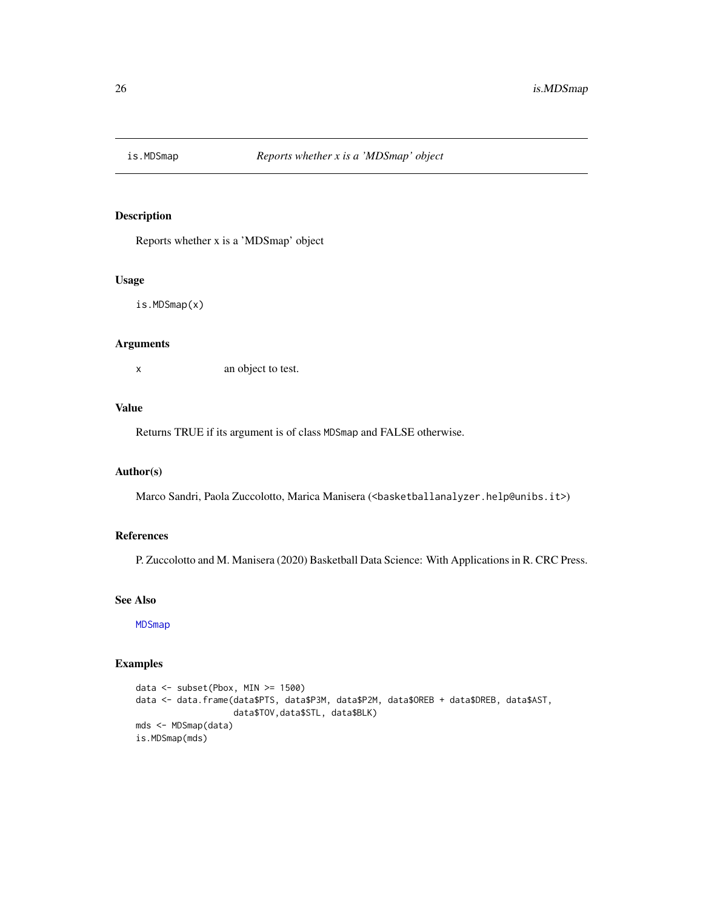# is.MDSmap — *Reports whether x is a 'MDSmap' object*

## Description

Reports whether x is a 'MDSmap' object

## Usage

```
is.MDSmap(x)
```

## Arguments

| | |
|---|---|
| x | an object to test. |

## Value

Returns TRUE if its argument is of class `MDSmap` and FALSE otherwise.

## Author(s)

Marco Sandri, Paola Zuccolotto, Marica Manisera (<basketballanalyzer.help@unibs.it>)

## References

P. Zuccolotto and M. Manisera (2020) Basketball Data Science: With Applications in R. CRC Press.

## See Also

`MDSmap`

## Examples

```
data <- subset(Pbox, MIN >= 1500)
data <- data.frame(data$PTS, data$P3M, data$P2M, data$OREB + data$DREB, data$AST,
                   data$TOV,data$STL, data$BLK)
mds <- MDSmap(data)
is.MDSmap(mds)
```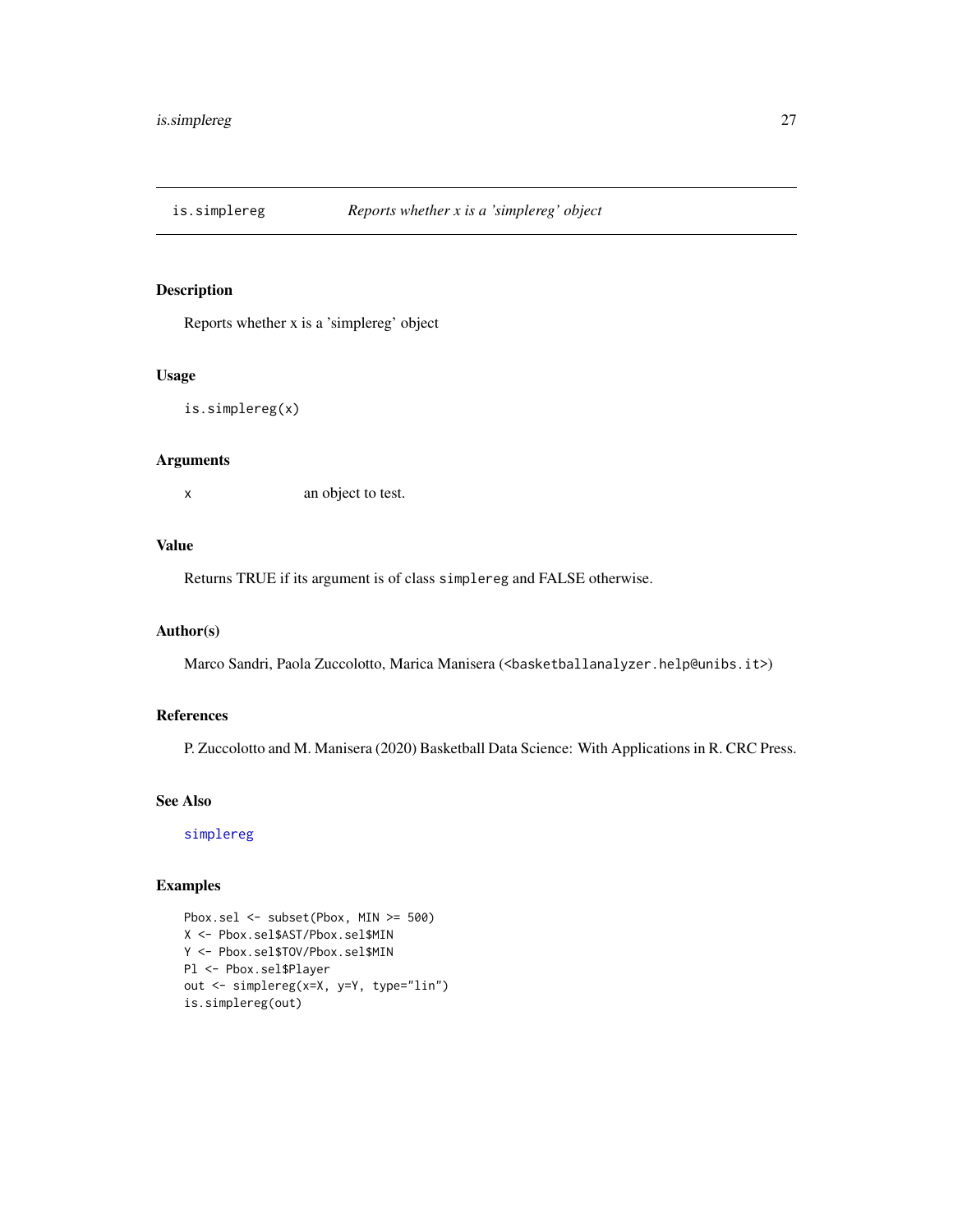# is.simplereg — *Reports whether x is a 'simplereg' object*

## Description

Reports whether x is a 'simplereg' object

## Usage

```
is.simplereg(x)
```

## Arguments

| | |
|---|---|
| x | an object to test. |

## Value

Returns TRUE if its argument is of class `simplereg` and FALSE otherwise.

## Author(s)

Marco Sandri, Paola Zuccolotto, Marica Manisera (<basketballanalyzer.help@unibs.it>)

## References

P. Zuccolotto and M. Manisera (2020) Basketball Data Science: With Applications in R. CRC Press.

## See Also

simplereg

## Examples

```
Pbox.sel <- subset(Pbox, MIN >= 500)
X <- Pbox.sel$AST/Pbox.sel$MIN
Y <- Pbox.sel$TOV/Pbox.sel$MIN
Pl <- Pbox.sel$Player
out <- simplereg(x=X, y=Y, type="lin")
is.simplereg(out)
```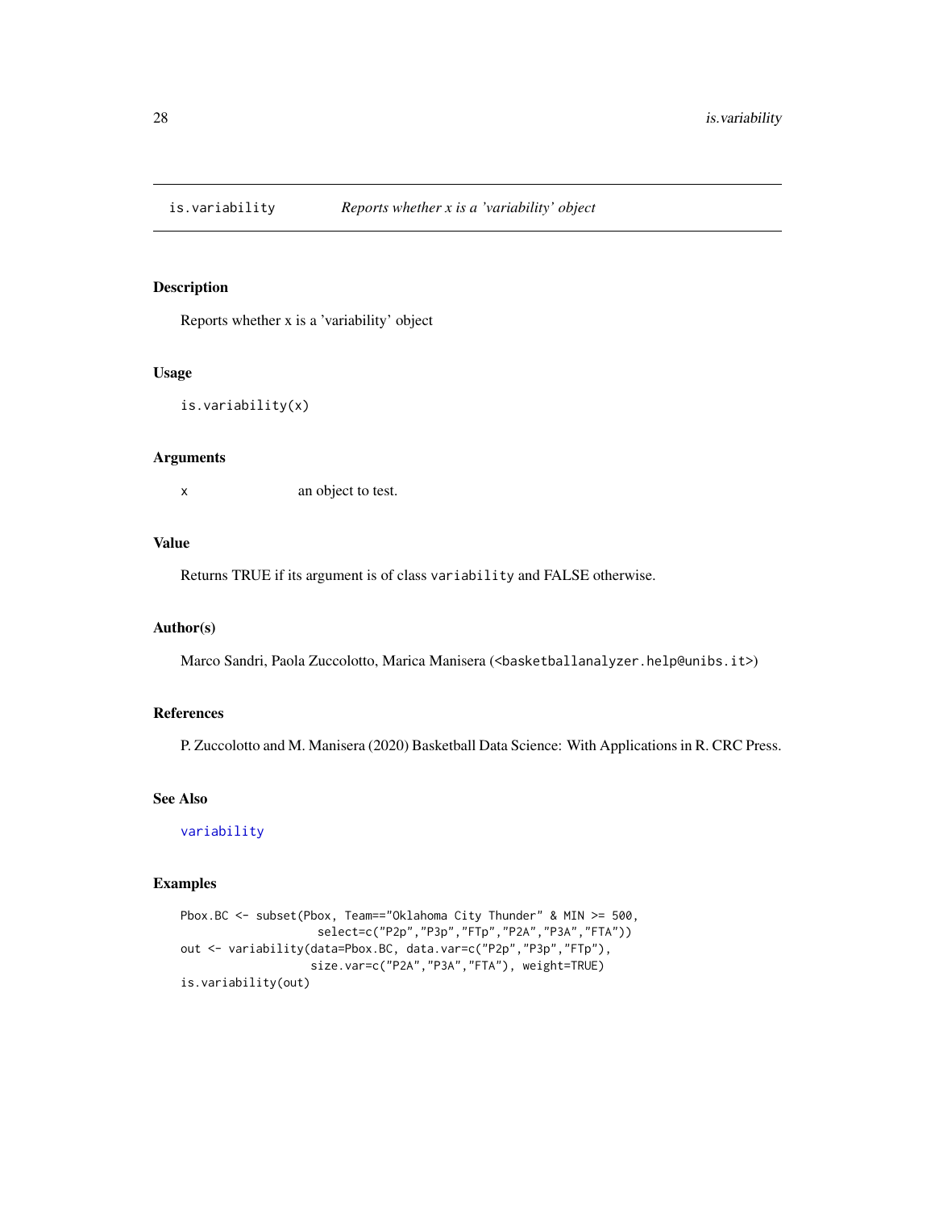# is.variability — *Reports whether x is a 'variability' object*

## Description

Reports whether x is a 'variability' object

## Usage

```
is.variability(x)
```

## Arguments

x — an object to test.

## Value

Returns TRUE if its argument is of class `variability` and FALSE otherwise.

## Author(s)

Marco Sandri, Paola Zuccolotto, Marica Manisera (<basketballanalyzer.help@unibs.it>)

## References

P. Zuccolotto and M. Manisera (2020) Basketball Data Science: With Applications in R. CRC Press.

## See Also

variability

## Examples

```
Pbox.BC <- subset(Pbox, Team=="Oklahoma City Thunder" & MIN >= 500,
                  select=c("P2p","P3p","FTp","P2A","P3A","FTA"))
out <- variability(data=Pbox.BC, data.var=c("P2p","P3p","FTp"),
                  size.var=c("P2A","P3A","FTA"), weight=TRUE)
is.variability(out)
```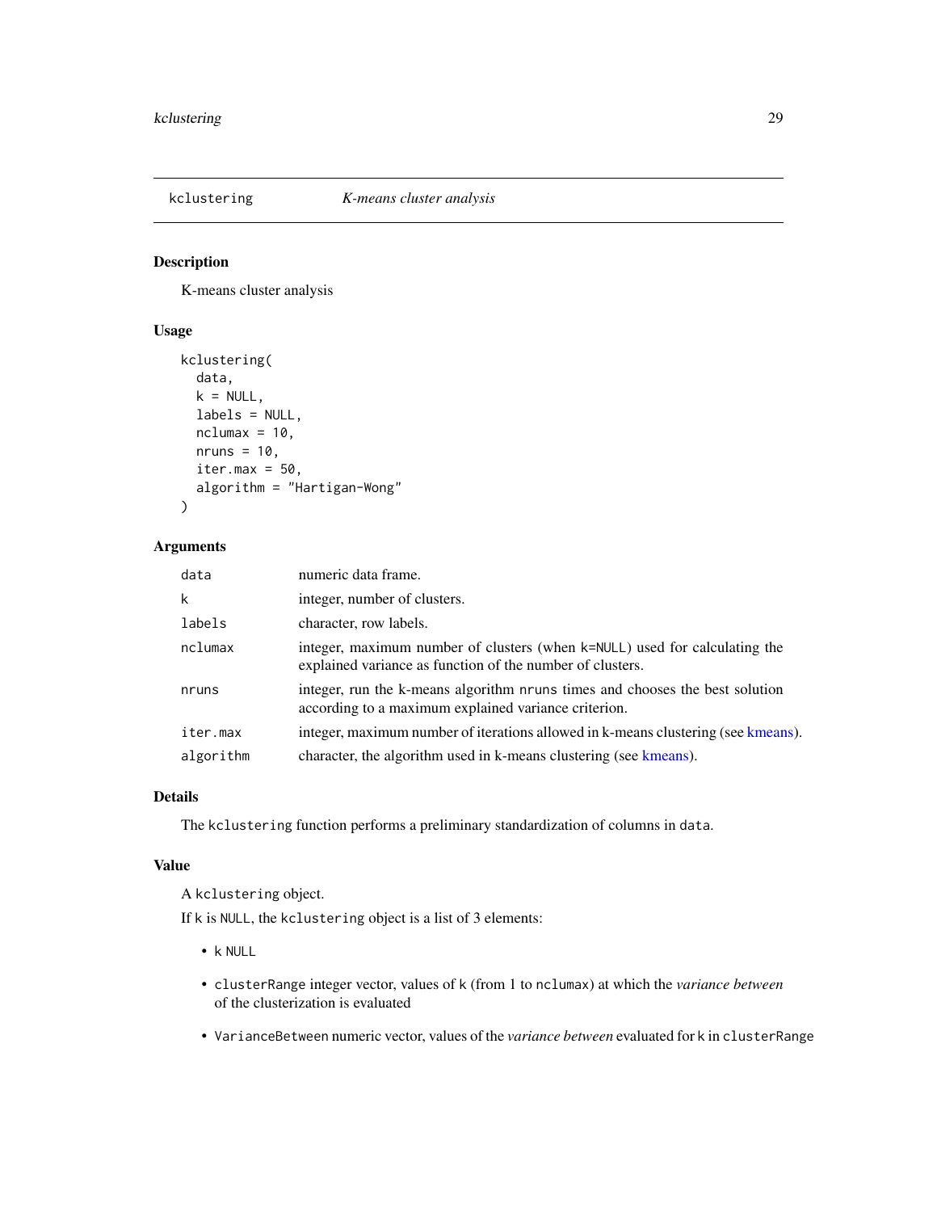## kclustering — *K-means cluster analysis*

### Description

K-means cluster analysis

### Usage

```
kclustering(
  data,
  k = NULL,
  labels = NULL,
  nclumax = 10,
  nruns = 10,
  iter.max = 50,
  algorithm = "Hartigan-Wong"
)
```

### Arguments

| | |
|---|---|
| `data` | numeric data frame. |
| `k` | integer, number of clusters. |
| `labels` | character, row labels. |
| `nclumax` | integer, maximum number of clusters (when `k=NULL`) used for calculating the explained variance as function of the number of clusters. |
| `nruns` | integer, run the k-means algorithm `nruns` times and chooses the best solution according to a maximum explained variance criterion. |
| `iter.max` | integer, maximum number of iterations allowed in k-means clustering (see kmeans). |
| `algorithm` | character, the algorithm used in k-means clustering (see kmeans). |

### Details

The `kclustering` function performs a preliminary standardization of columns in `data`.

### Value

A `kclustering` object.

If `k` is `NULL`, the `kclustering` object is a list of 3 elements:

- `k` `NULL`
- `clusterRange` integer vector, values of `k` (from 1 to `nclumax`) at which the *variance between* of the clusterization is evaluated
- `VarianceBetween` numeric vector, values of the *variance between* evaluated for `k` in `clusterRange`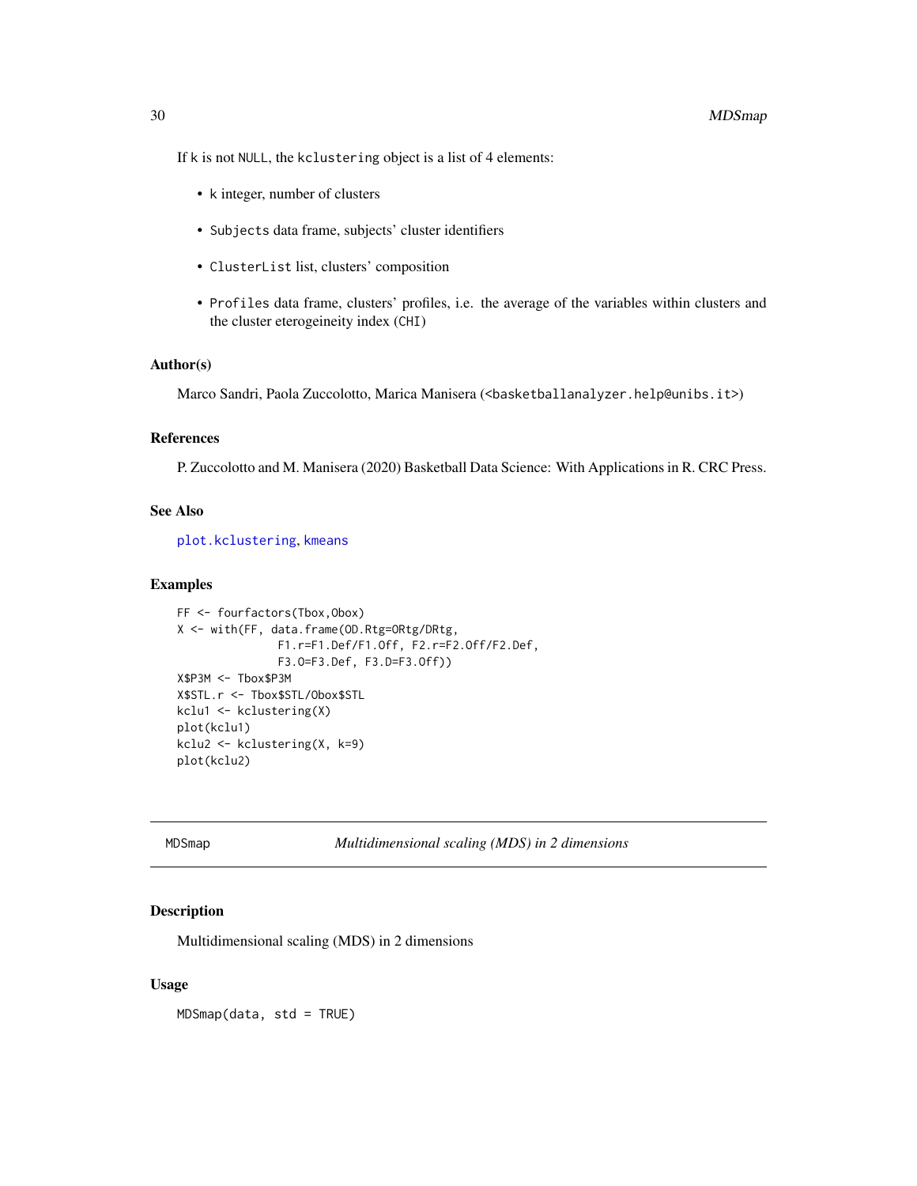If k is not NULL, the kclustering object is a list of 4 elements:

- k integer, number of clusters
- Subjects data frame, subjects' cluster identifiers
- ClusterList list, clusters' composition
- Profiles data frame, clusters' profiles, i.e. the average of the variables within clusters and the cluster eterogeineity index (CHI)

### Author(s)

Marco Sandri, Paola Zuccolotto, Marica Manisera (<basketballanalyzer.help@unibs.it>)

### References

P. Zuccolotto and M. Manisera (2020) Basketball Data Science: With Applications in R. CRC Press.

### See Also

plot.kclustering, kmeans

### Examples

```
FF <- fourfactors(Tbox,Obox)
X <- with(FF, data.frame(OD.Rtg=ORtg/DRtg,
               F1.r=F1.Def/F1.Off, F2.r=F2.Off/F2.Def,
               F3.O=F3.Def, F3.D=F3.Off))
X$P3M <- Tbox$P3M
X$STL.r <- Tbox$STL/Obox$STL
kclu1 <- kclustering(X)
plot(kclu1)
kclu2 <- kclustering(X, k=9)
plot(kclu2)
```

---

## MDSmap — *Multidimensional scaling (MDS) in 2 dimensions*

### Description

Multidimensional scaling (MDS) in 2 dimensions

### Usage

```
MDSmap(data, std = TRUE)
```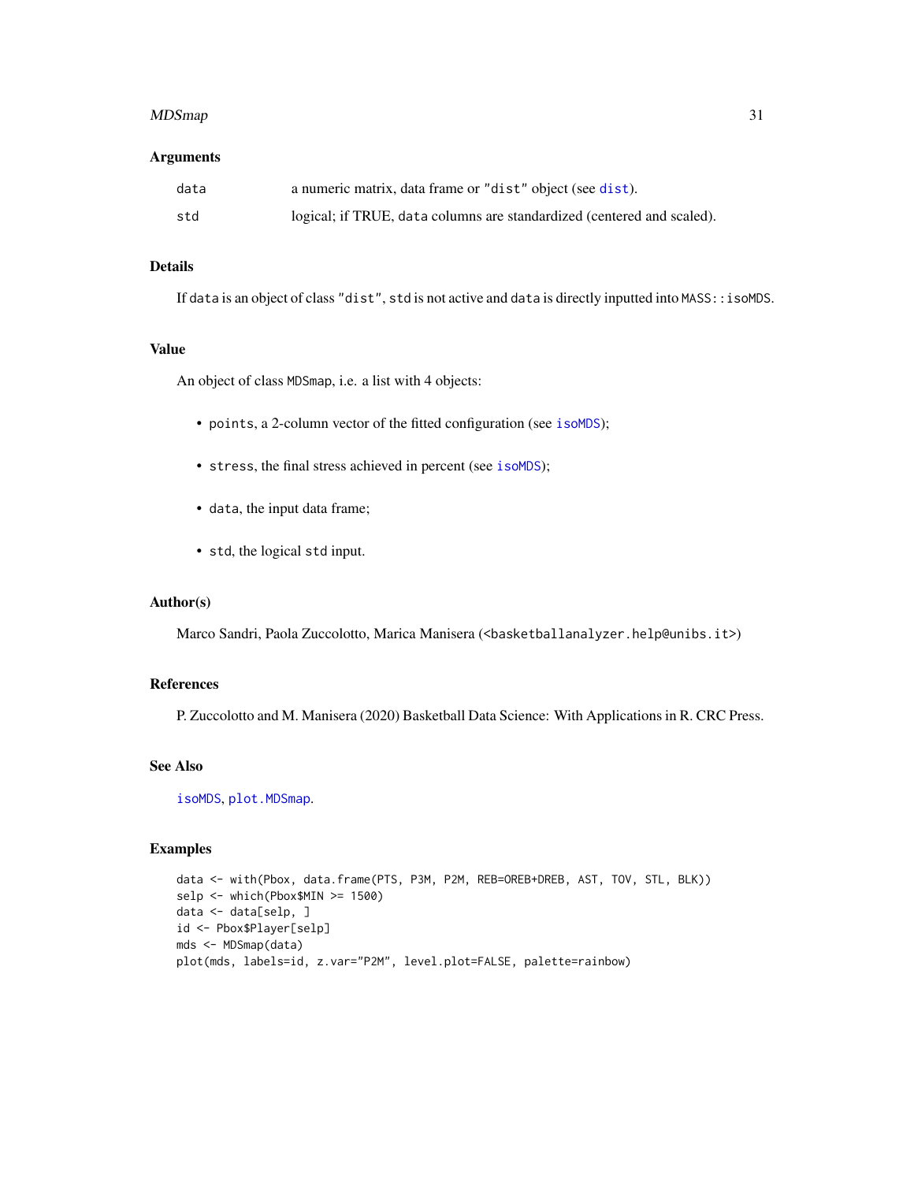### Arguments

| | |
|---|---|
| `data` | a numeric matrix, data frame or `"dist"` object (see `dist`). |
| `std` | logical; if TRUE, `data` columns are standardized (centered and scaled). |

### Details

If `data` is an object of class `"dist"`, `std` is not active and `data` is directly inputted into `MASS::isoMDS`.

### Value

An object of class `MDSmap`, i.e. a list with 4 objects:

- `points`, a 2-column vector of the fitted configuration (see `isoMDS`);
- `stress`, the final stress achieved in percent (see `isoMDS`);
- `data`, the input data frame;
- `std`, the logical `std` input.

### Author(s)

Marco Sandri, Paola Zuccolotto, Marica Manisera (<basketballanalyzer.help@unibs.it>)

### References

P. Zuccolotto and M. Manisera (2020) Basketball Data Science: With Applications in R. CRC Press.

### See Also

`isoMDS`, `plot.MDSmap`.

### Examples

```
data <- with(Pbox, data.frame(PTS, P3M, P2M, REB=OREB+DREB, AST, TOV, STL, BLK))
selp <- which(Pbox$MIN >= 1500)
data <- data[selp, ]
id <- Pbox$Player[selp]
mds <- MDSmap(data)
plot(mds, labels=id, z.var="P2M", level.plot=FALSE, palette=rainbow)
```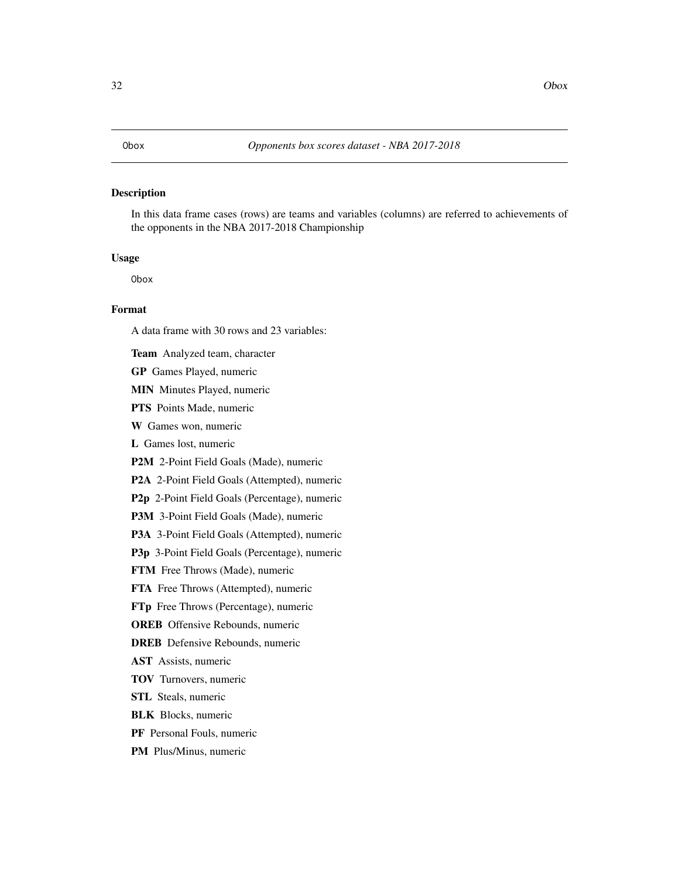Obox *Opponents box scores dataset - NBA 2017-2018*

## Description

In this data frame cases (rows) are teams and variables (columns) are referred to achievements of the opponents in the NBA 2017-2018 Championship

## Usage

```
Obox
```

## Format

A data frame with 30 rows and 23 variables:

**Team** Analyzed team, character

**GP** Games Played, numeric

**MIN** Minutes Played, numeric

**PTS** Points Made, numeric

**W** Games won, numeric

**L** Games lost, numeric

**P2M** 2-Point Field Goals (Made), numeric

**P2A** 2-Point Field Goals (Attempted), numeric

**P2p** 2-Point Field Goals (Percentage), numeric

**P3M** 3-Point Field Goals (Made), numeric

**P3A** 3-Point Field Goals (Attempted), numeric

**P3p** 3-Point Field Goals (Percentage), numeric

**FTM** Free Throws (Made), numeric

**FTA** Free Throws (Attempted), numeric

**FTp** Free Throws (Percentage), numeric

**OREB** Offensive Rebounds, numeric

**DREB** Defensive Rebounds, numeric

**AST** Assists, numeric

**TOV** Turnovers, numeric

**STL** Steals, numeric

**BLK** Blocks, numeric

**PF** Personal Fouls, numeric

**PM** Plus/Minus, numeric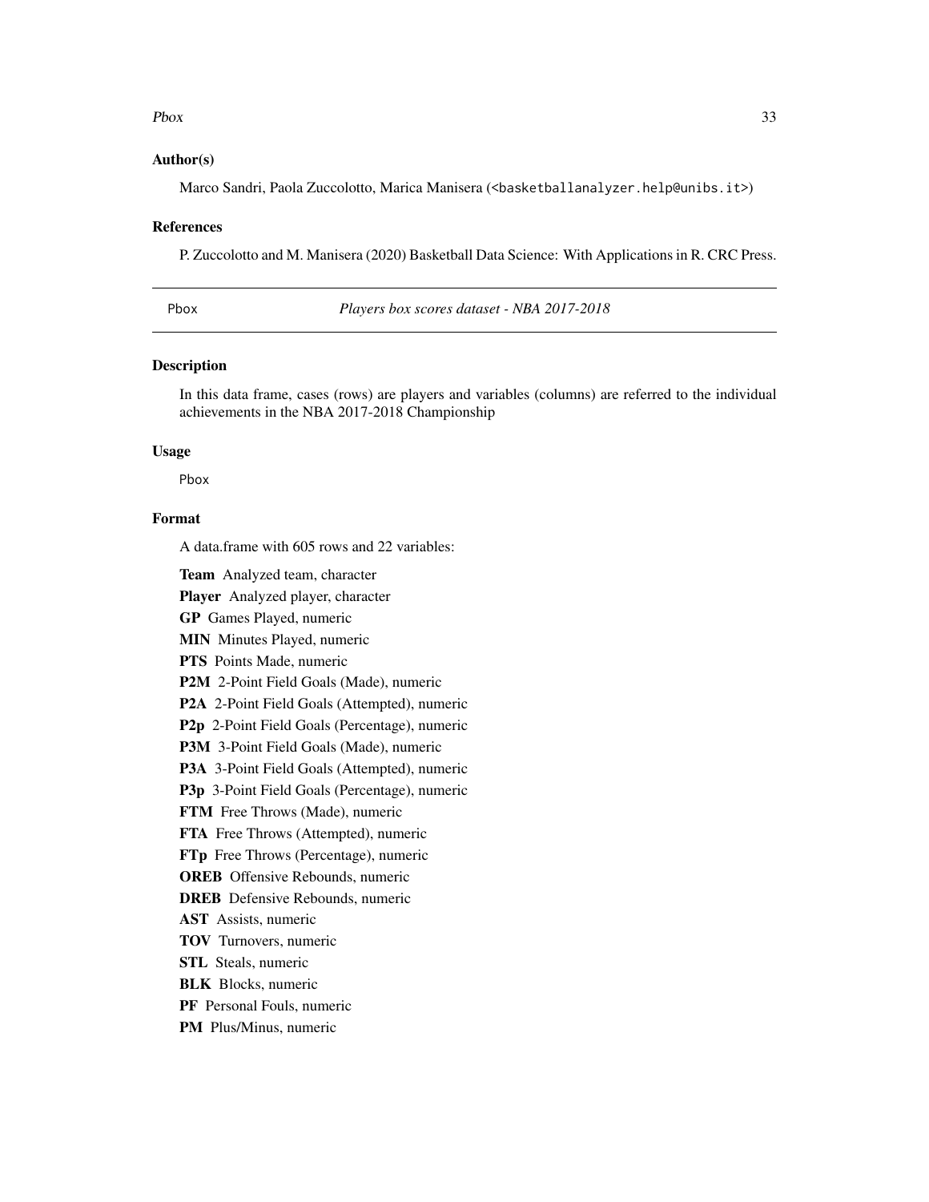### Author(s)

Marco Sandri, Paola Zuccolotto, Marica Manisera (<basketballanalyzer.help@unibs.it>)

### References

P. Zuccolotto and M. Manisera (2020) Basketball Data Science: With Applications in R. CRC Press.

---

## Pbox — *Players box scores dataset - NBA 2017-2018*

---

### Description

In this data frame, cases (rows) are players and variables (columns) are referred to the individual achievements in the NBA 2017-2018 Championship

### Usage

```
Pbox
```

### Format

A data.frame with 605 rows and 22 variables:

**Team** Analyzed team, character
**Player** Analyzed player, character
**GP** Games Played, numeric
**MIN** Minutes Played, numeric
**PTS** Points Made, numeric
**P2M** 2-Point Field Goals (Made), numeric
**P2A** 2-Point Field Goals (Attempted), numeric
**P2p** 2-Point Field Goals (Percentage), numeric
**P3M** 3-Point Field Goals (Made), numeric
**P3A** 3-Point Field Goals (Attempted), numeric
**P3p** 3-Point Field Goals (Percentage), numeric
**FTM** Free Throws (Made), numeric
**FTA** Free Throws (Attempted), numeric
**FTp** Free Throws (Percentage), numeric
**OREB** Offensive Rebounds, numeric
**DREB** Defensive Rebounds, numeric
**AST** Assists, numeric
**TOV** Turnovers, numeric
**STL** Steals, numeric
**BLK** Blocks, numeric
**PF** Personal Fouls, numeric
**PM** Plus/Minus, numeric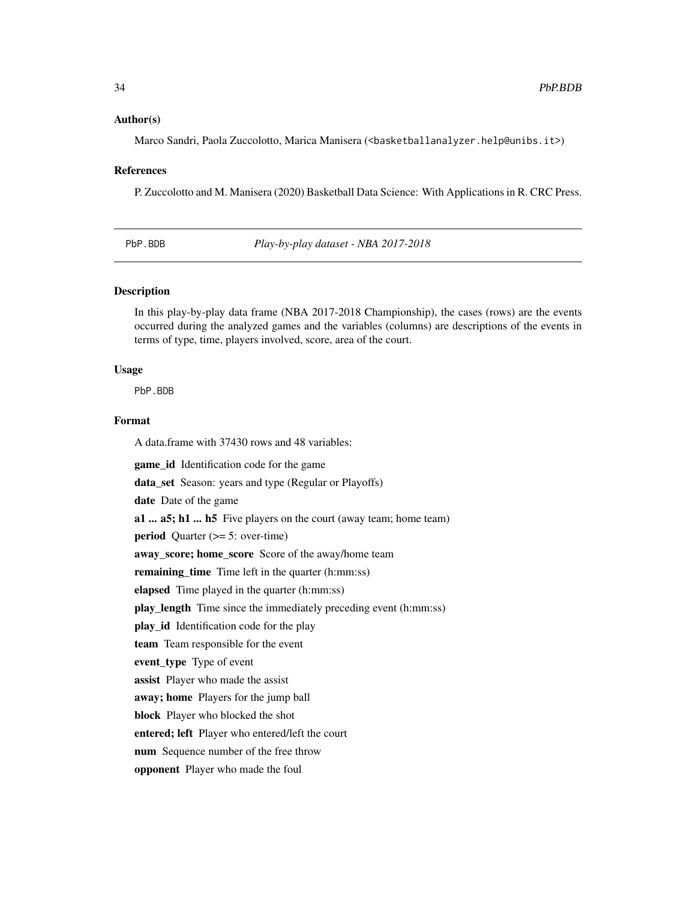### Author(s)

Marco Sandri, Paola Zuccolotto, Marica Manisera (<basketballanalyzer.help@unibs.it>)

### References

P. Zuccolotto and M. Manisera (2020) Basketball Data Science: With Applications in R. CRC Press.

---

## PbP.BDB — *Play-by-play dataset - NBA 2017-2018*

---

### Description

In this play-by-play data frame (NBA 2017-2018 Championship), the cases (rows) are the events occurred during the analyzed games and the variables (columns) are descriptions of the events in terms of type, time, players involved, score, area of the court.

### Usage

```
PbP.BDB
```

### Format

A data.frame with 37430 rows and 48 variables:

**game_id** Identification code for the game

**data_set** Season: years and type (Regular or Playoffs)

**date** Date of the game

**a1 ... a5; h1 ... h5** Five players on the court (away team; home team)

**period** Quarter (>= 5: over-time)

**away_score; home_score** Score of the away/home team

**remaining_time** Time left in the quarter (h:mm:ss)

**elapsed** Time played in the quarter (h:mm:ss)

**play_length** Time since the immediately preceding event (h:mm:ss)

**play_id** Identification code for the play

**team** Team responsible for the event

**event_type** Type of event

**assist** Player who made the assist

**away; home** Players for the jump ball

**block** Player who blocked the shot

**entered; left** Player who entered/left the court

**num** Sequence number of the free throw

**opponent** Player who made the foul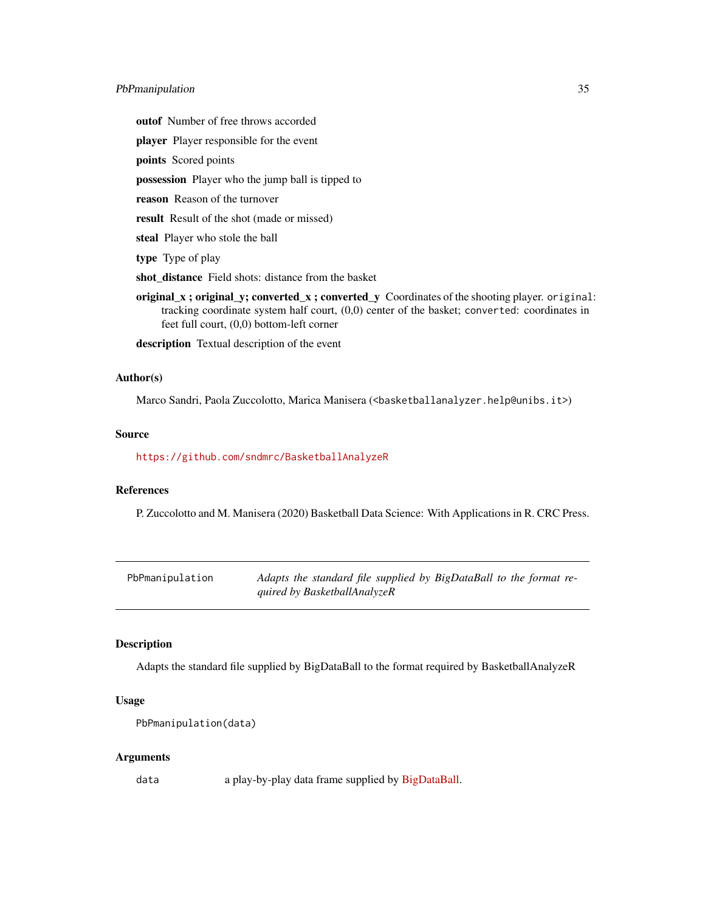**outof** Number of free throws accorded

**player** Player responsible for the event

**points** Scored points

**possession** Player who the jump ball is tipped to

**reason** Reason of the turnover

**result** Result of the shot (made or missed)

**steal** Player who stole the ball

**type** Type of play

**shot_distance** Field shots: distance from the basket

**original_x ; original_y; converted_x ; converted_y** Coordinates of the shooting player. `original`: tracking coordinate system half court, (0,0) center of the basket; `converted`: coordinates in feet full court, (0,0) bottom-left corner

**description** Textual description of the event

### Author(s)

Marco Sandri, Paola Zuccolotto, Marica Manisera (<basketballanalyzer.help@unibs.it>)

### Source

https://github.com/sndmrc/BasketballAnalyzeR

### References

P. Zuccolotto and M. Manisera (2020) Basketball Data Science: With Applications in R. CRC Press.

---

## PbPmanipulation — *Adapts the standard file supplied by BigDataBall to the format required by BasketballAnalyzeR*

---

### Description

Adapts the standard file supplied by BigDataBall to the format required by BasketballAnalyzeR

### Usage

```
PbPmanipulation(data)
```

### Arguments

| | |
|---|---|
| `data` | a play-by-play data frame supplied by BigDataBall. |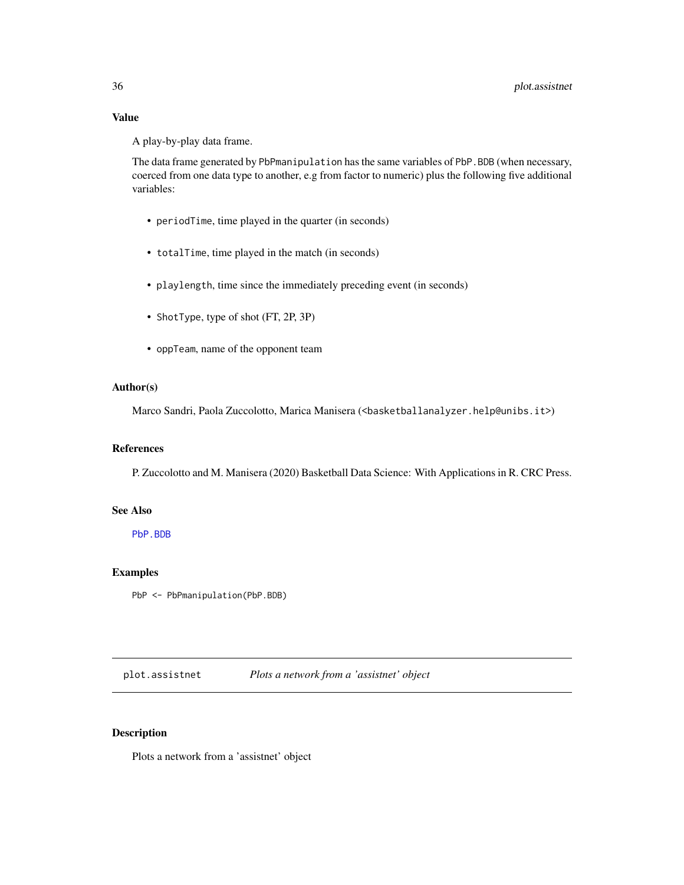## Value

A play-by-play data frame.

The data frame generated by PbPmanipulation has the same variables of PbP.BDB (when necessary, coerced from one data type to another, e.g from factor to numeric) plus the following five additional variables:

- periodTime, time played in the quarter (in seconds)
- totalTime, time played in the match (in seconds)
- playlength, time since the immediately preceding event (in seconds)
- ShotType, type of shot (FT, 2P, 3P)
- oppTeam, name of the opponent team

## Author(s)

Marco Sandri, Paola Zuccolotto, Marica Manisera (<basketballanalyzer.help@unibs.it>)

## References

P. Zuccolotto and M. Manisera (2020) Basketball Data Science: With Applications in R. CRC Press.

## See Also

PbP.BDB

## Examples

```
PbP <- PbPmanipulation(PbP.BDB)
```

---

# plot.assistnet *Plots a network from a 'assistnet' object*

## Description

Plots a network from a 'assistnet' object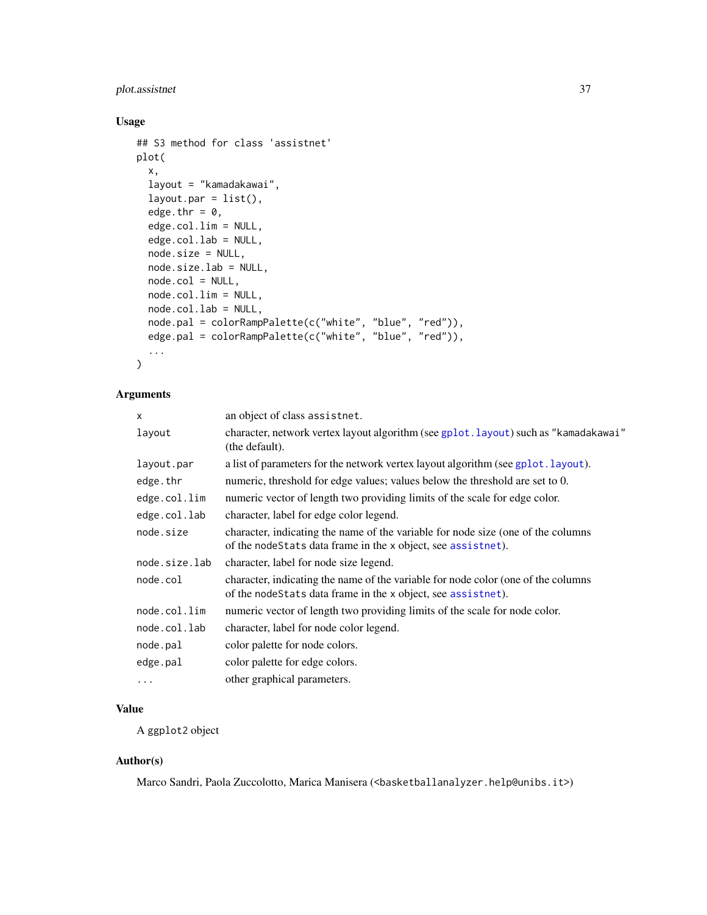## Usage

```
## S3 method for class 'assistnet'
plot(
  x,
  layout = "kamadakawai",
  layout.par = list(),
  edge.thr = 0,
  edge.col.lim = NULL,
  edge.col.lab = NULL,
  node.size = NULL,
  node.size.lab = NULL,
  node.col = NULL,
  node.col.lim = NULL,
  node.col.lab = NULL,
  node.pal = colorRampPalette(c("white", "blue", "red")),
  edge.pal = colorRampPalette(c("white", "blue", "red")),
  ...
)
```

## Arguments

| | |
|---|---|
| `x` | an object of class `assistnet`. |
| `layout` | character, network vertex layout algorithm (see `gplot.layout`) such as `"kamadakawai"` (the default). |
| `layout.par` | a list of parameters for the network vertex layout algorithm (see `gplot.layout`). |
| `edge.thr` | numeric, threshold for edge values; values below the threshold are set to 0. |
| `edge.col.lim` | numeric vector of length two providing limits of the scale for edge color. |
| `edge.col.lab` | character, label for edge color legend. |
| `node.size` | character, indicating the name of the variable for node size (one of the columns of the `nodeStats` data frame in the `x` object, see `assistnet`). |
| `node.size.lab` | character, label for node size legend. |
| `node.col` | character, indicating the name of the variable for node color (one of the columns of the `nodeStats` data frame in the `x` object, see `assistnet`). |
| `node.col.lim` | numeric vector of length two providing limits of the scale for node color. |
| `node.col.lab` | character, label for node color legend. |
| `node.pal` | color palette for node colors. |
| `edge.pal` | color palette for edge colors. |
| `...` | other graphical parameters. |

## Value

A `ggplot2` object

## Author(s)

Marco Sandri, Paola Zuccolotto, Marica Manisera (<basketballanalyzer.help@unibs.it>)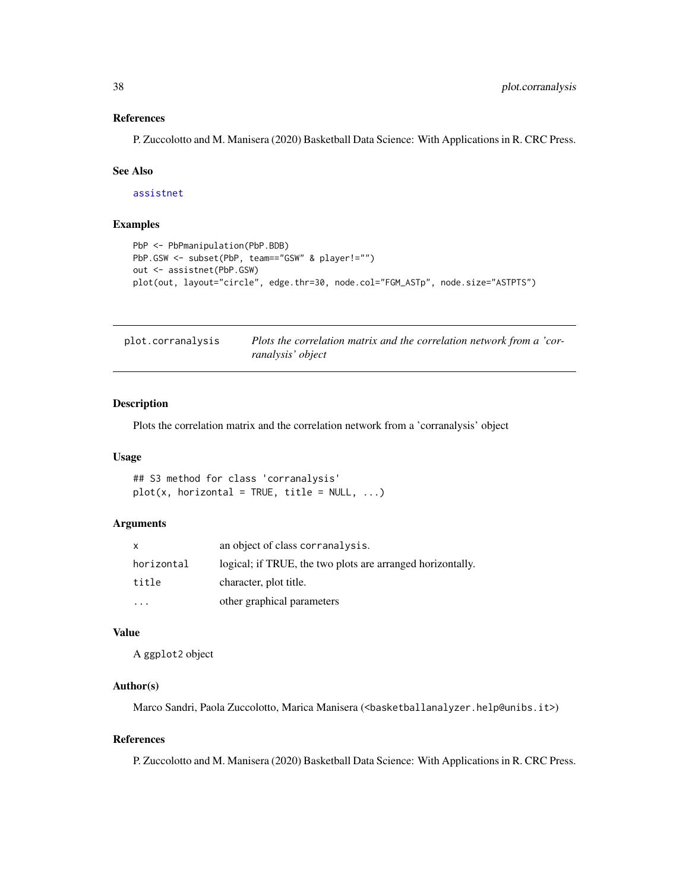### References

P. Zuccolotto and M. Manisera (2020) Basketball Data Science: With Applications in R. CRC Press.

### See Also

assistnet

### Examples

```
PbP <- PbPmanipulation(PbP.BDB)
PbP.GSW <- subset(PbP, team=="GSW" & player!="")
out <- assistnet(PbP.GSW)
plot(out, layout="circle", edge.thr=30, node.col="FGM_ASTp", node.size="ASTPTS")
```

---

## plot.corranalysis — *Plots the correlation matrix and the correlation network from a 'corranalysis' object*

---

### Description

Plots the correlation matrix and the correlation network from a 'corranalysis' object

### Usage

```
## S3 method for class 'corranalysis'
plot(x, horizontal = TRUE, title = NULL, ...)
```

### Arguments

| | |
|---|---|
| x | an object of class corranalysis. |
| horizontal | logical; if TRUE, the two plots are arranged horizontally. |
| title | character, plot title. |
| ... | other graphical parameters |

### Value

A ggplot2 object

### Author(s)

Marco Sandri, Paola Zuccolotto, Marica Manisera (<basketballanalyzer.help@unibs.it>)

### References

P. Zuccolotto and M. Manisera (2020) Basketball Data Science: With Applications in R. CRC Press.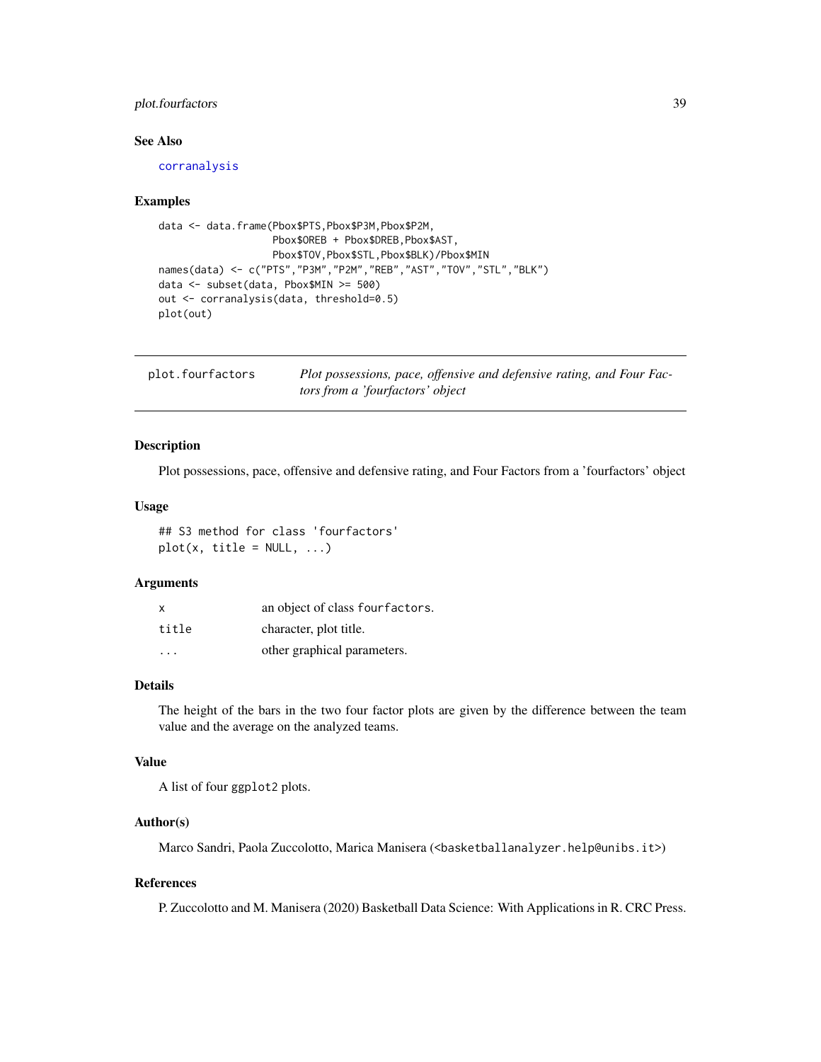### See Also

corranalysis

### Examples

```
data <- data.frame(Pbox$PTS,Pbox$P3M,Pbox$P2M,
                   Pbox$OREB + Pbox$DREB,Pbox$AST,
                   Pbox$TOV,Pbox$STL,Pbox$BLK)/Pbox$MIN
names(data) <- c("PTS","P3M","P2M","REB","AST","TOV","STL","BLK")
data <- subset(data, Pbox$MIN >= 500)
out <- corranalysis(data, threshold=0.5)
plot(out)
```

---

## plot.fourfactors    *Plot possessions, pace, offensive and defensive rating, and Four Factors from a 'fourfactors' object*

---

### Description

Plot possessions, pace, offensive and defensive rating, and Four Factors from a 'fourfactors' object

### Usage

```
## S3 method for class 'fourfactors'
plot(x, title = NULL, ...)
```

### Arguments

| | |
|---|---|
| x | an object of class fourfactors. |
| title | character, plot title. |
| ... | other graphical parameters. |

### Details

The height of the bars in the two four factor plots are given by the difference between the team value and the average on the analyzed teams.

### Value

A list of four ggplot2 plots.

### Author(s)

Marco Sandri, Paola Zuccolotto, Marica Manisera (<basketballanalyzer.help@unibs.it>)

### References

P. Zuccolotto and M. Manisera (2020) Basketball Data Science: With Applications in R. CRC Press.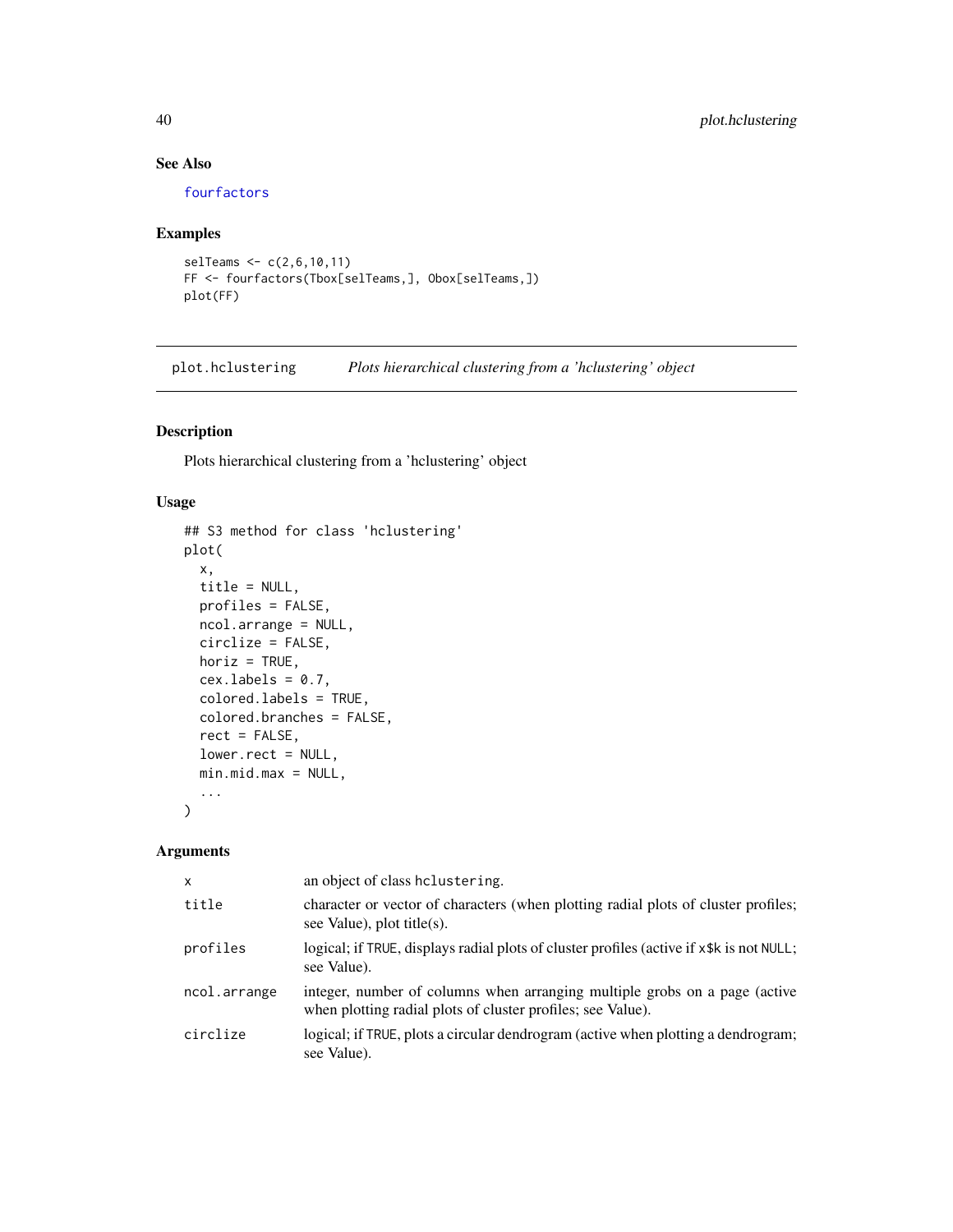## See Also

fourfactors

## Examples

```
selTeams <- c(2,6,10,11)
FF <- fourfactors(Tbox[selTeams,], Obox[selTeams,])
plot(FF)
```

---

# plot.hclustering *Plots hierarchical clustering from a 'hclustering' object*

---

## Description

Plots hierarchical clustering from a 'hclustering' object

## Usage

```
## S3 method for class 'hclustering'
plot(
  x,
  title = NULL,
  profiles = FALSE,
  ncol.arrange = NULL,
  circlize = FALSE,
  horiz = TRUE,
  cex.labels = 0.7,
  colored.labels = TRUE,
  colored.branches = FALSE,
  rect = FALSE,
  lower.rect = NULL,
  min.mid.max = NULL,
  ...
)
```

## Arguments

| | |
|---|---|
| x | an object of class hclustering. |
| title | character or vector of characters (when plotting radial plots of cluster profiles; see Value), plot title(s). |
| profiles | logical; if TRUE, displays radial plots of cluster profiles (active if x$k is not NULL; see Value). |
| ncol.arrange | integer, number of columns when arranging multiple grobs on a page (active when plotting radial plots of cluster profiles; see Value). |
| circlize | logical; if TRUE, plots a circular dendrogram (active when plotting a dendrogram; see Value). |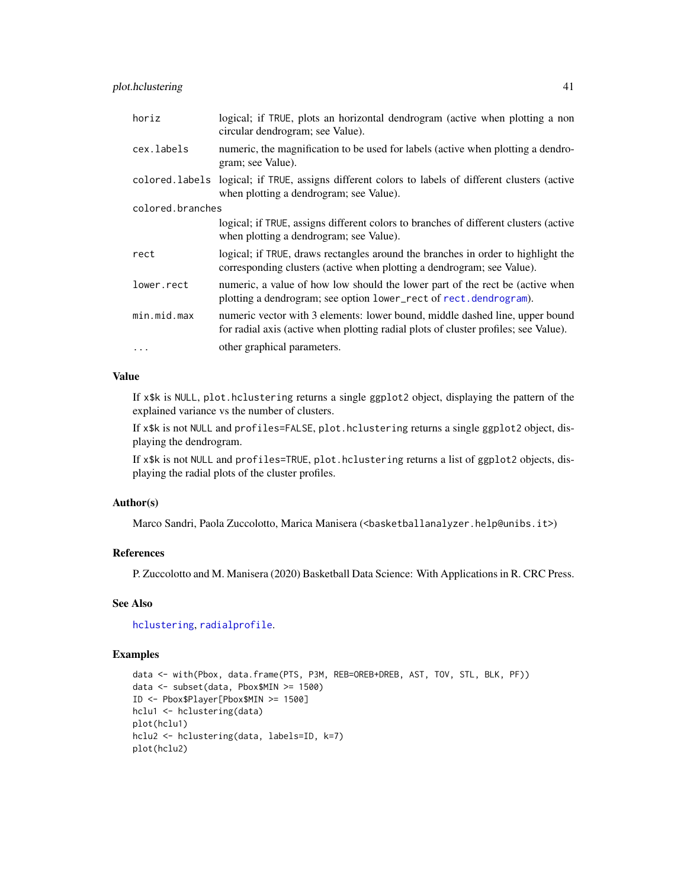| | |
|---|---|
| horiz | logical; if TRUE, plots an horizontal dendrogram (active when plotting a non circular dendrogram; see Value). |
| cex.labels | numeric, the magnification to be used for labels (active when plotting a dendrogram; see Value). |
| colored.labels | logical; if TRUE, assigns different colors to labels of different clusters (active when plotting a dendrogram; see Value). |
| colored.branches | logical; if TRUE, assigns different colors to branches of different clusters (active when plotting a dendrogram; see Value). |
| rect | logical; if TRUE, draws rectangles around the branches in order to highlight the corresponding clusters (active when plotting a dendrogram; see Value). |
| lower.rect | numeric, a value of how low should the lower part of the rect be (active when plotting a dendrogram; see option lower_rect of rect.dendrogram). |
| min.mid.max | numeric vector with 3 elements: lower bound, middle dashed line, upper bound for radial axis (active when plotting radial plots of cluster profiles; see Value). |
| ... | other graphical parameters. |

## Value

If x$k is NULL, plot.hclustering returns a single ggplot2 object, displaying the pattern of the explained variance vs the number of clusters.

If x$k is not NULL and profiles=FALSE, plot.hclustering returns a single ggplot2 object, displaying the dendrogram.

If x$k is not NULL and profiles=TRUE, plot.hclustering returns a list of ggplot2 objects, displaying the radial plots of the cluster profiles.

## Author(s)

Marco Sandri, Paola Zuccolotto, Marica Manisera (<basketballanalyzer.help@unibs.it>)

## References

P. Zuccolotto and M. Manisera (2020) Basketball Data Science: With Applications in R. CRC Press.

## See Also

hclustering, radialprofile.

## Examples

```
data <- with(Pbox, data.frame(PTS, P3M, REB=OREB+DREB, AST, TOV, STL, BLK, PF))
data <- subset(data, Pbox$MIN >= 1500)
ID <- Pbox$Player[Pbox$MIN >= 1500]
hclu1 <- hclustering(data)
plot(hclu1)
hclu2 <- hclustering(data, labels=ID, k=7)
plot(hclu2)
```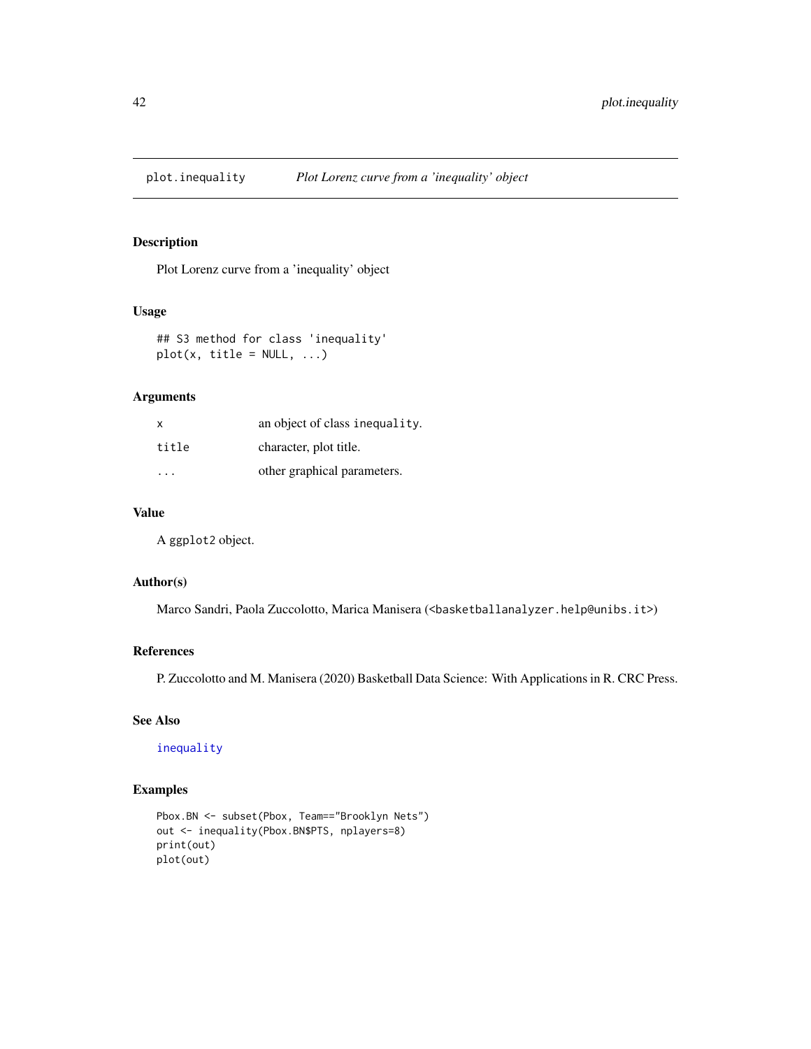# plot.inequality *Plot Lorenz curve from a 'inequality' object*

## Description

Plot Lorenz curve from a 'inequality' object

## Usage

```
## S3 method for class 'inequality'
plot(x, title = NULL, ...)
```

## Arguments

| | |
|---|---|
| x | an object of class inequality. |
| title | character, plot title. |
| ... | other graphical parameters. |

## Value

A ggplot2 object.

## Author(s)

Marco Sandri, Paola Zuccolotto, Marica Manisera (<basketballanalyzer.help@unibs.it>)

## References

P. Zuccolotto and M. Manisera (2020) Basketball Data Science: With Applications in R. CRC Press.

## See Also

inequality

## Examples

```
Pbox.BN <- subset(Pbox, Team=="Brooklyn Nets")
out <- inequality(Pbox.BN$PTS, nplayers=8)
print(out)
plot(out)
```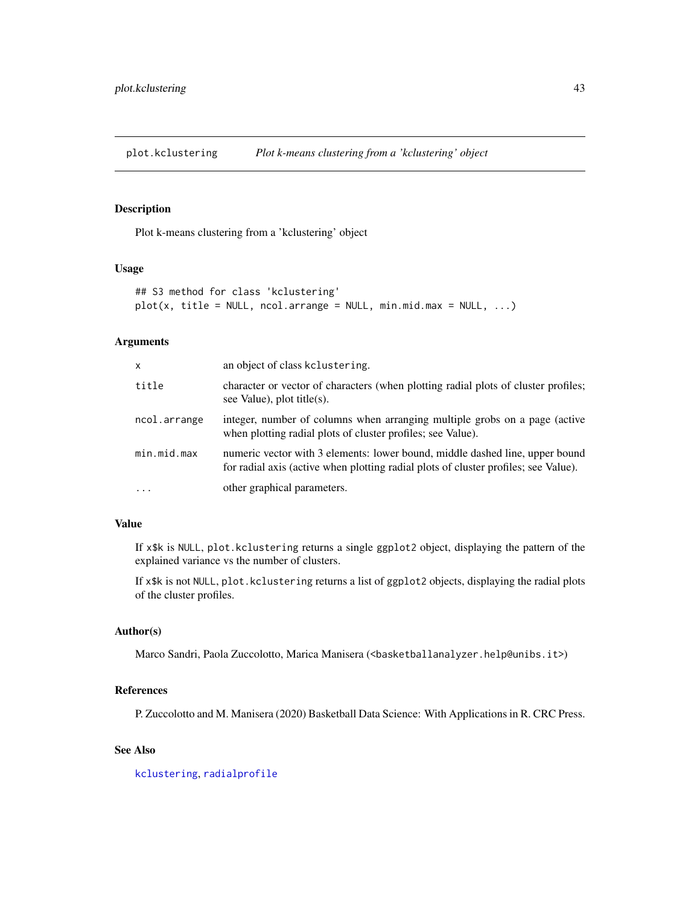## plot.kclustering — *Plot k-means clustering from a 'kclustering' object*

### Description

Plot k-means clustering from a 'kclustering' object

### Usage

```
## S3 method for class 'kclustering'
plot(x, title = NULL, ncol.arrange = NULL, min.mid.max = NULL, ...)
```

### Arguments

| | |
|---|---|
| `x` | an object of class `kclustering`. |
| `title` | character or vector of characters (when plotting radial plots of cluster profiles; see Value), plot title(s). |
| `ncol.arrange` | integer, number of columns when arranging multiple grobs on a page (active when plotting radial plots of cluster profiles; see Value). |
| `min.mid.max` | numeric vector with 3 elements: lower bound, middle dashed line, upper bound for radial axis (active when plotting radial plots of cluster profiles; see Value). |
| `...` | other graphical parameters. |

### Value

If `x$k` is `NULL`, `plot.kclustering` returns a single `ggplot2` object, displaying the pattern of the explained variance vs the number of clusters.

If `x$k` is not `NULL`, `plot.kclustering` returns a list of `ggplot2` objects, displaying the radial plots of the cluster profiles.

### Author(s)

Marco Sandri, Paola Zuccolotto, Marica Manisera (<basketballanalyzer.help@unibs.it>)

### References

P. Zuccolotto and M. Manisera (2020) Basketball Data Science: With Applications in R. CRC Press.

### See Also

`kclustering`, `radialprofile`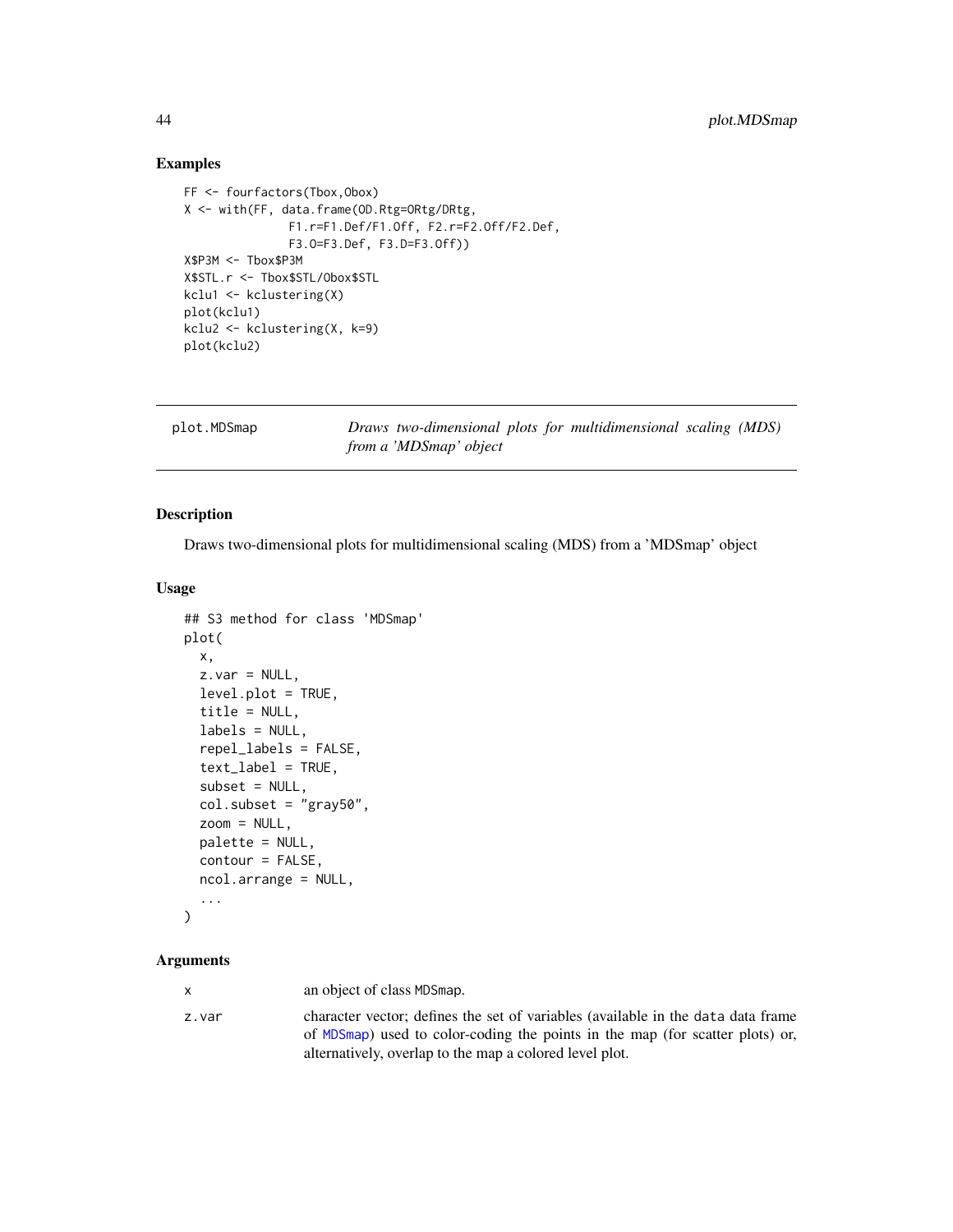## Examples

```
FF <- fourfactors(Tbox,Obox)
X <- with(FF, data.frame(OD.Rtg=ORtg/DRtg,
              F1.r=F1.Def/F1.Off, F2.r=F2.Off/F2.Def,
              F3.O=F3.Def, F3.D=F3.Off))
X$P3M <- Tbox$P3M
X$STL.r <- Tbox$STL/Obox$STL
kclu1 <- kclustering(X)
plot(kclu1)
kclu2 <- kclustering(X, k=9)
plot(kclu2)
```

---

plot.MDSmap — *Draws two-dimensional plots for multidimensional scaling (MDS) from a 'MDSmap' object*

---

## Description

Draws two-dimensional plots for multidimensional scaling (MDS) from a 'MDSmap' object

## Usage

```
## S3 method for class 'MDSmap'
plot(
  x,
  z.var = NULL,
  level.plot = TRUE,
  title = NULL,
  labels = NULL,
  repel_labels = FALSE,
  text_label = TRUE,
  subset = NULL,
  col.subset = "gray50",
  zoom = NULL,
  palette = NULL,
  contour = FALSE,
  ncol.arrange = NULL,
  ...
)
```

## Arguments

| | |
|---|---|
| x | an object of class MDSmap. |
| z.var | character vector; defines the set of variables (available in the data data frame of MDSmap) used to color-coding the points in the map (for scatter plots) or, alternatively, overlap to the map a colored level plot. |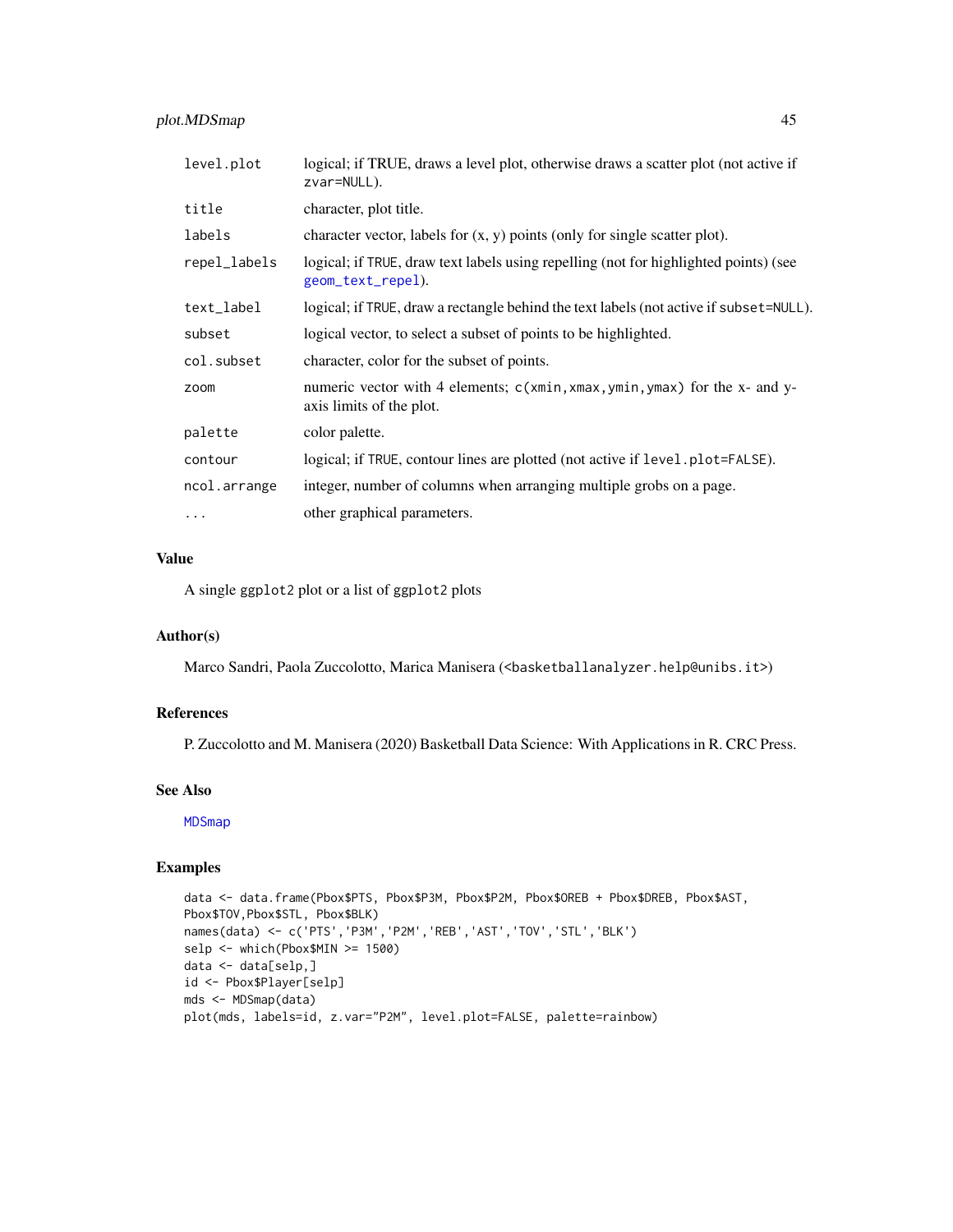| | |
|---|---|
| `level.plot` | logical; if TRUE, draws a level plot, otherwise draws a scatter plot (not active if `zvar=NULL`). |
| `title` | character, plot title. |
| `labels` | character vector, labels for (x, y) points (only for single scatter plot). |
| `repel_labels` | logical; if `TRUE`, draw text labels using repelling (not for highlighted points) (see `geom_text_repel`). |
| `text_label` | logical; if `TRUE`, draw a rectangle behind the text labels (not active if `subset=NULL`). |
| `subset` | logical vector, to select a subset of points to be highlighted. |
| `col.subset` | character, color for the subset of points. |
| `zoom` | numeric vector with 4 elements; `c(xmin,xmax,ymin,ymax)` for the x- and y-axis limits of the plot. |
| `palette` | color palette. |
| `contour` | logical; if `TRUE`, contour lines are plotted (not active if `level.plot=FALSE`). |
| `ncol.arrange` | integer, number of columns when arranging multiple grobs on a page. |
| `...` | other graphical parameters. |

## Value

A single `ggplot2` plot or a list of `ggplot2` plots

## Author(s)

Marco Sandri, Paola Zuccolotto, Marica Manisera (<basketballanalyzer.help@unibs.it>)

## References

P. Zuccolotto and M. Manisera (2020) Basketball Data Science: With Applications in R. CRC Press.

## See Also

`MDSmap`

## Examples

```
data <- data.frame(Pbox$PTS, Pbox$P3M, Pbox$P2M, Pbox$OREB + Pbox$DREB, Pbox$AST,
Pbox$TOV,Pbox$STL, Pbox$BLK)
names(data) <- c('PTS','P3M','P2M','REB','AST','TOV','STL','BLK')
selp <- which(Pbox$MIN >= 1500)
data <- data[selp,]
id <- Pbox$Player[selp]
mds <- MDSmap(data)
plot(mds, labels=id, z.var="P2M", level.plot=FALSE, palette=rainbow)
```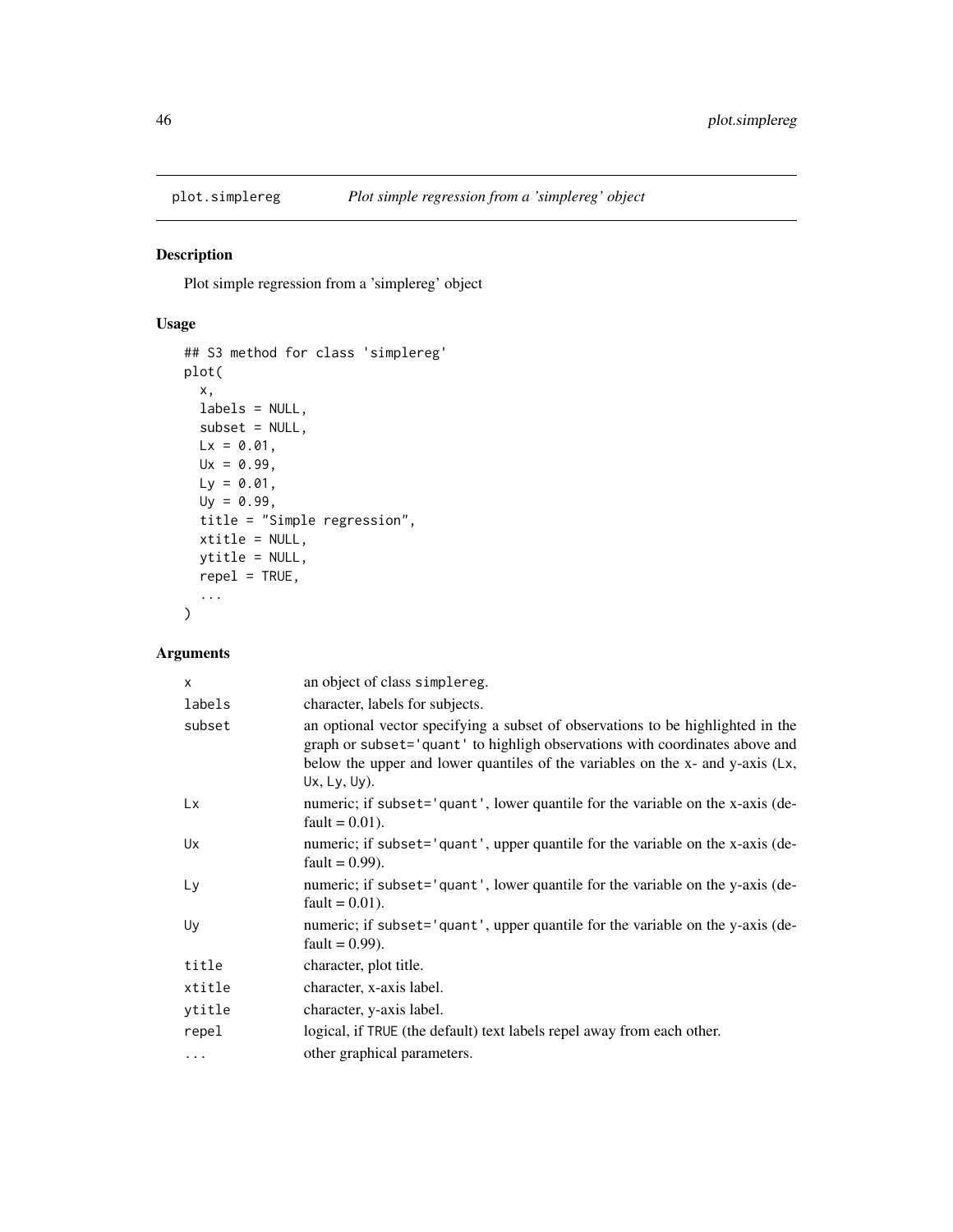# plot.simplereg — *Plot simple regression from a 'simplereg' object*

## Description

Plot simple regression from a 'simplereg' object

## Usage

```
## S3 method for class 'simplereg'
plot(
  x,
  labels = NULL,
  subset = NULL,
  Lx = 0.01,
  Ux = 0.99,
  Ly = 0.01,
  Uy = 0.99,
  title = "Simple regression",
  xtitle = NULL,
  ytitle = NULL,
  repel = TRUE,
  ...
)
```

## Arguments

| | |
|---|---|
| `x` | an object of class `simplereg`. |
| `labels` | character, labels for subjects. |
| `subset` | an optional vector specifying a subset of observations to be highlighted in the graph or `subset='quant'` to highligh observations with coordinates above and below the upper and lower quantiles of the variables on the x- and y-axis (`Lx`, `Ux`, `Ly`, `Uy`). |
| `Lx` | numeric; if `subset='quant'`, lower quantile for the variable on the x-axis (default = 0.01). |
| `Ux` | numeric; if `subset='quant'`, upper quantile for the variable on the x-axis (default = 0.99). |
| `Ly` | numeric; if `subset='quant'`, lower quantile for the variable on the y-axis (default = 0.01). |
| `Uy` | numeric; if `subset='quant'`, upper quantile for the variable on the y-axis (default = 0.99). |
| `title` | character, plot title. |
| `xtitle` | character, x-axis label. |
| `ytitle` | character, y-axis label. |
| `repel` | logical, if `TRUE` (the default) text labels repel away from each other. |
| `...` | other graphical parameters. |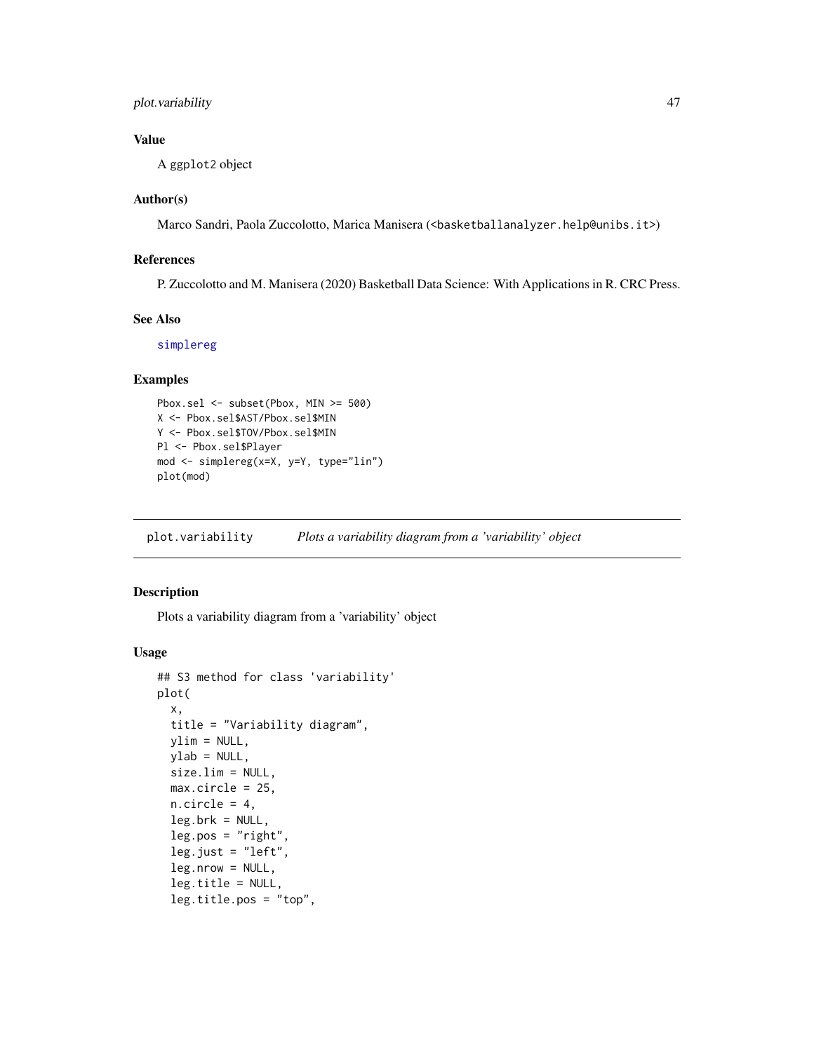## Value

A ggplot2 object

## Author(s)

Marco Sandri, Paola Zuccolotto, Marica Manisera (<basketballanalyzer.help@unibs.it>)

## References

P. Zuccolotto and M. Manisera (2020) Basketball Data Science: With Applications in R. CRC Press.

## See Also

simplereg

## Examples

```
Pbox.sel <- subset(Pbox, MIN >= 500)
X <- Pbox.sel$AST/Pbox.sel$MIN
Y <- Pbox.sel$TOV/Pbox.sel$MIN
Pl <- Pbox.sel$Player
mod <- simplereg(x=X, y=Y, type="lin")
plot(mod)
```

---

# plot.variability    *Plots a variability diagram from a 'variability' object*

## Description

Plots a variability diagram from a 'variability' object

## Usage

```
## S3 method for class 'variability'
plot(
  x,
  title = "Variability diagram",
  ylim = NULL,
  ylab = NULL,
  size.lim = NULL,
  max.circle = 25,
  n.circle = 4,
  leg.brk = NULL,
  leg.pos = "right",
  leg.just = "left",
  leg.nrow = NULL,
  leg.title = NULL,
  leg.title.pos = "top",
```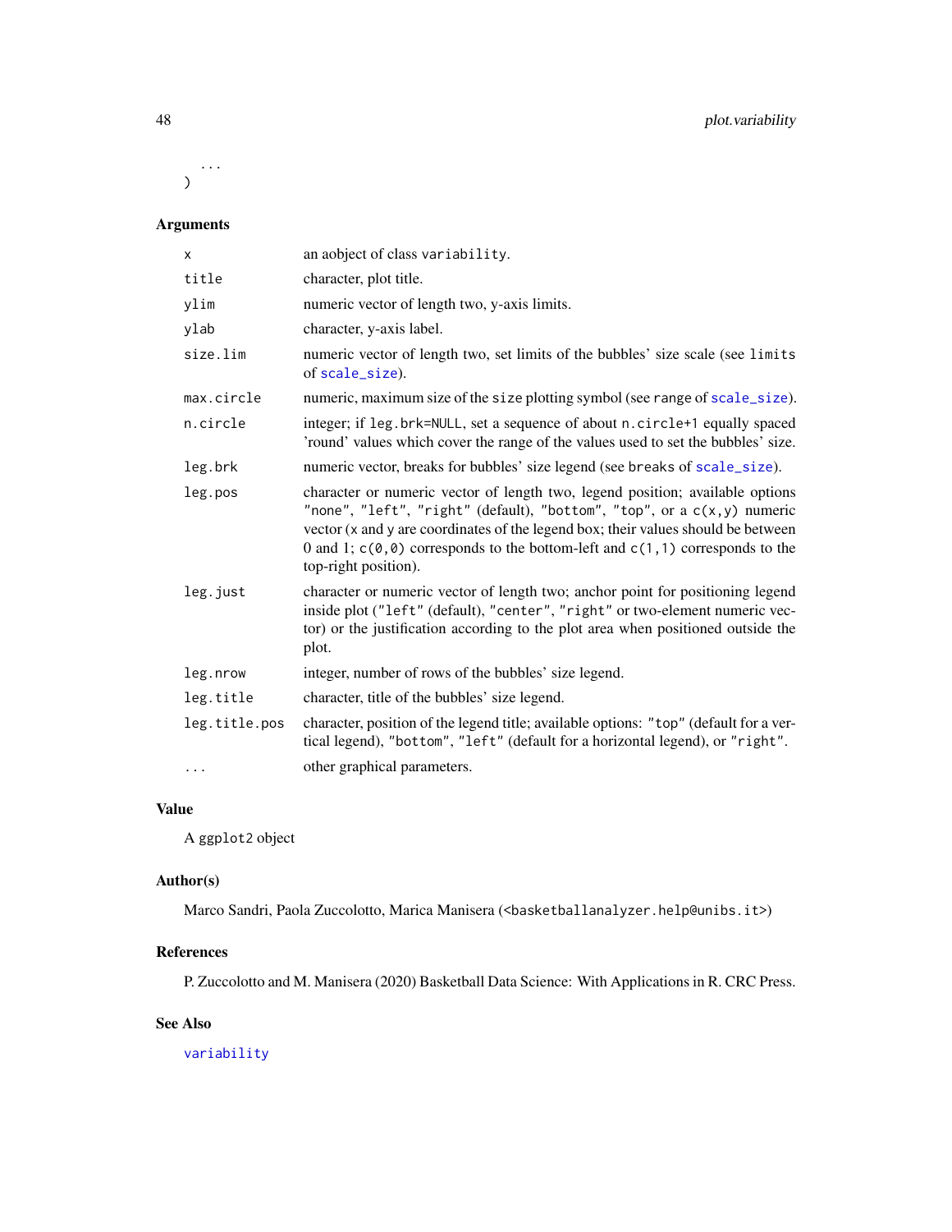```
  ...
)
```

## Arguments

| | |
|---|---|
| `x` | an aobject of class `variability`. |
| `title` | character, plot title. |
| `ylim` | numeric vector of length two, y-axis limits. |
| `ylab` | character, y-axis label. |
| `size.lim` | numeric vector of length two, set limits of the bubbles' size scale (see `limits` of `scale_size`). |
| `max.circle` | numeric, maximum size of the `size` plotting symbol (see `range` of `scale_size`). |
| `n.circle` | integer; if `leg.brk=NULL`, set a sequence of about `n.circle+1` equally spaced 'round' values which cover the range of the values used to set the bubbles' size. |
| `leg.brk` | numeric vector, breaks for bubbles' size legend (see `breaks` of `scale_size`). |
| `leg.pos` | character or numeric vector of length two, legend position; available options `"none"`, `"left"`, `"right"` (default), `"bottom"`, `"top"`, or a `c(x,y)` numeric vector (`x` and `y` are coordinates of the legend box; their values should be between 0 and 1; `c(0,0)` corresponds to the bottom-left and `c(1,1)` corresponds to the top-right position). |
| `leg.just` | character or numeric vector of length two; anchor point for positioning legend inside plot (`"left"` (default), `"center"`, `"right"` or two-element numeric vector) or the justification according to the plot area when positioned outside the plot. |
| `leg.nrow` | integer, number of rows of the bubbles' size legend. |
| `leg.title` | character, title of the bubbles' size legend. |
| `leg.title.pos` | character, position of the legend title; available options: `"top"` (default for a vertical legend), `"bottom"`, `"left"` (default for a horizontal legend), or `"right"`. |
| `...` | other graphical parameters. |

## Value

A `ggplot2` object

## Author(s)

Marco Sandri, Paola Zuccolotto, Marica Manisera (<basketballanalyzer.help@unibs.it>)

## References

P. Zuccolotto and M. Manisera (2020) Basketball Data Science: With Applications in R. CRC Press.

## See Also

`variability`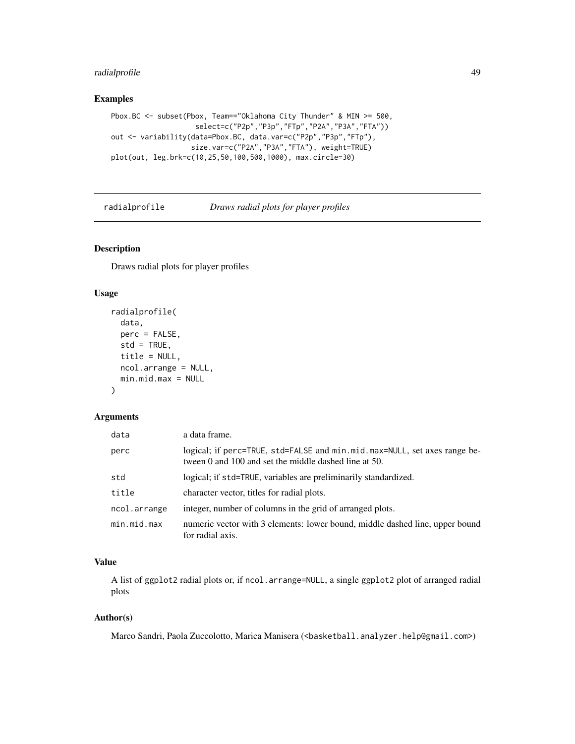## Examples

```
Pbox.BC <- subset(Pbox, Team=="Oklahoma City Thunder" & MIN >= 500,
                  select=c("P2p","P3p","FTp","P2A","P3A","FTA"))
out <- variability(data=Pbox.BC, data.var=c("P2p","P3p","FTp"),
                   size.var=c("P2A","P3A","FTA"), weight=TRUE)
plot(out, leg.brk=c(10,25,50,100,500,1000), max.circle=30)
```

---

# radialprofile *Draws radial plots for player profiles*

---

## Description

Draws radial plots for player profiles

## Usage

```
radialprofile(
  data,
  perc = FALSE,
  std = TRUE,
  title = NULL,
  ncol.arrange = NULL,
  min.mid.max = NULL
)
```

## Arguments

| | |
|---|---|
| `data` | a data frame. |
| `perc` | logical; if `perc=TRUE`, `std=FALSE` and `min.mid.max=NULL`, set axes range between 0 and 100 and set the middle dashed line at 50. |
| `std` | logical; if `std=TRUE`, variables are preliminarily standardized. |
| `title` | character vector, titles for radial plots. |
| `ncol.arrange` | integer, number of columns in the grid of arranged plots. |
| `min.mid.max` | numeric vector with 3 elements: lower bound, middle dashed line, upper bound for radial axis. |

## Value

A list of `ggplot2` radial plots or, if `ncol.arrange=NULL`, a single `ggplot2` plot of arranged radial plots

## Author(s)

Marco Sandri, Paola Zuccolotto, Marica Manisera (<basketball.analyzer.help@gmail.com>)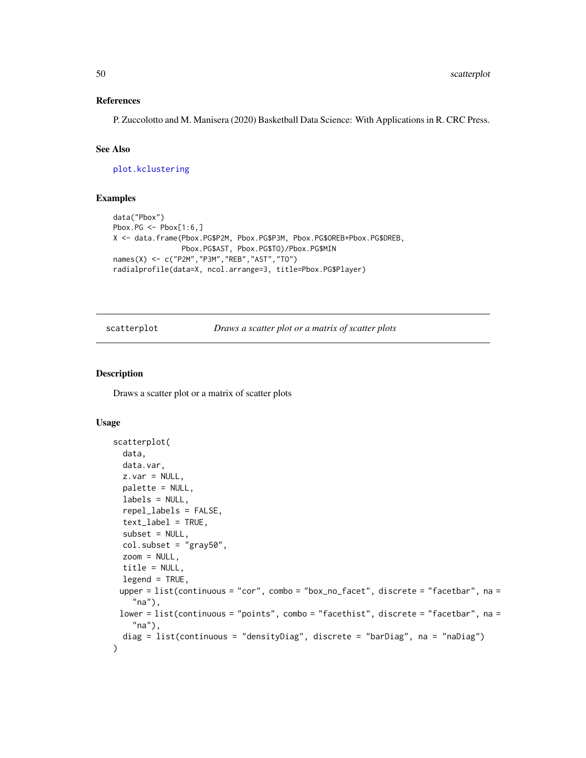### References

P. Zuccolotto and M. Manisera (2020) Basketball Data Science: With Applications in R. CRC Press.

### See Also

plot.kclustering

### Examples

```
data("Pbox")
Pbox.PG <- Pbox[1:6,]
X <- data.frame(Pbox.PG$P2M, Pbox.PG$P3M, Pbox.PG$OREB+Pbox.PG$DREB,
                Pbox.PG$AST, Pbox.PG$TO)/Pbox.PG$MIN
names(X) <- c("P2M","P3M","REB","AST","TO")
radialprofile(data=X, ncol.arrange=3, title=Pbox.PG$Player)
```

---

## scatterplot — *Draws a scatter plot or a matrix of scatter plots*

### Description

Draws a scatter plot or a matrix of scatter plots

### Usage

```
scatterplot(
  data,
  data.var,
  z.var = NULL,
  palette = NULL,
  labels = NULL,
  repel_labels = FALSE,
  text_label = TRUE,
  subset = NULL,
  col.subset = "gray50",
  zoom = NULL,
  title = NULL,
  legend = TRUE,
 upper = list(continuous = "cor", combo = "box_no_facet", discrete = "facetbar", na =
    "na"),
 lower = list(continuous = "points", combo = "facethist", discrete = "facetbar", na =
    "na"),
  diag = list(continuous = "densityDiag", discrete = "barDiag", na = "naDiag")
)
```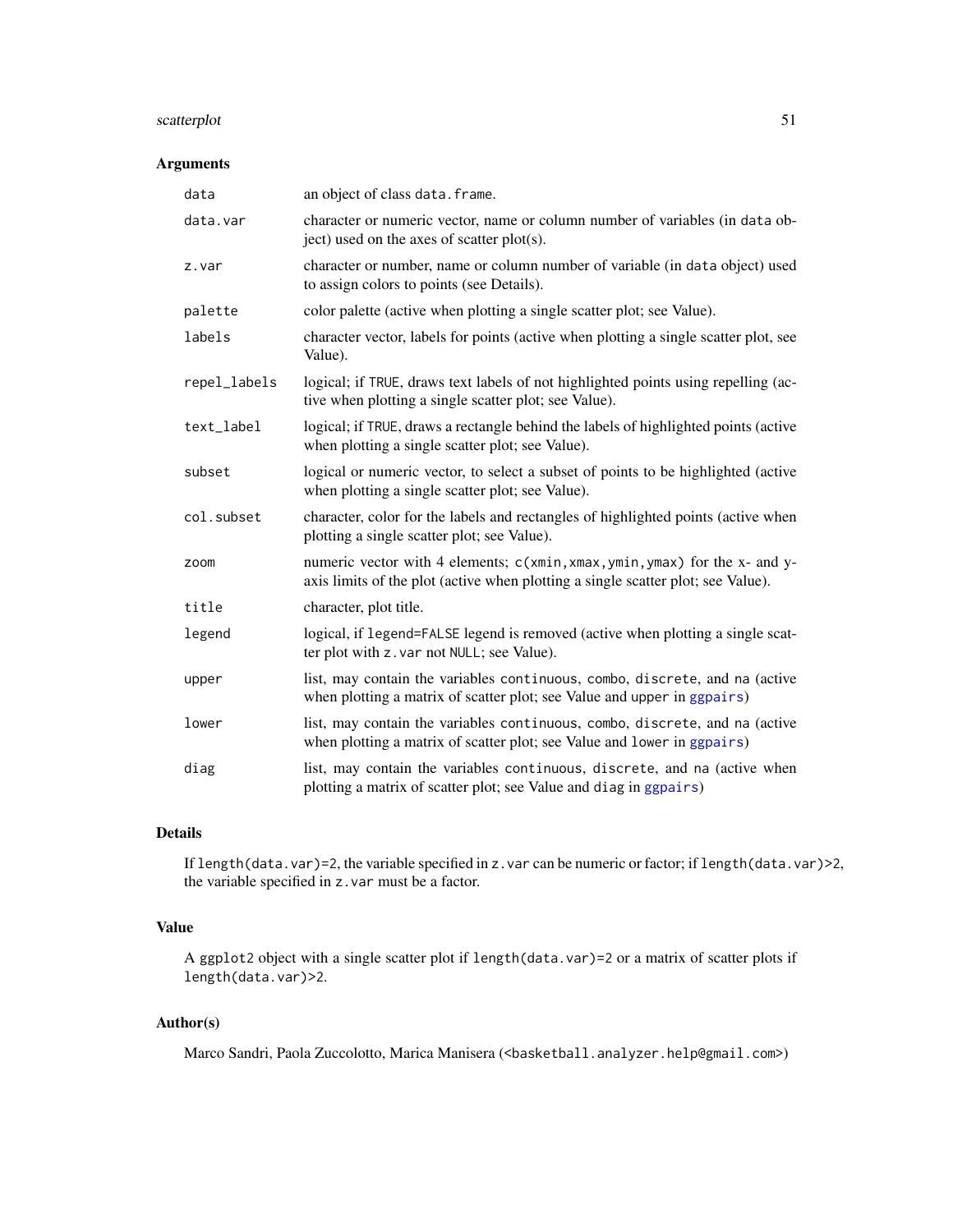## Arguments

| | |
|---|---|
| `data` | an object of class `data.frame`. |
| `data.var` | character or numeric vector, name or column number of variables (in `data` object) used on the axes of scatter plot(s). |
| `z.var` | character or number, name or column number of variable (in `data` object) used to assign colors to points (see Details). |
| `palette` | color palette (active when plotting a single scatter plot; see Value). |
| `labels` | character vector, labels for points (active when plotting a single scatter plot, see Value). |
| `repel_labels` | logical; if `TRUE`, draws text labels of not highlighted points using repelling (active when plotting a single scatter plot; see Value). |
| `text_label` | logical; if `TRUE`, draws a rectangle behind the labels of highlighted points (active when plotting a single scatter plot; see Value). |
| `subset` | logical or numeric vector, to select a subset of points to be highlighted (active when plotting a single scatter plot; see Value). |
| `col.subset` | character, color for the labels and rectangles of highlighted points (active when plotting a single scatter plot; see Value). |
| `zoom` | numeric vector with 4 elements; `c(xmin,xmax,ymin,ymax)` for the x- and y-axis limits of the plot (active when plotting a single scatter plot; see Value). |
| `title` | character, plot title. |
| `legend` | logical, if `legend=FALSE` legend is removed (active when plotting a single scatter plot with `z.var` not `NULL`; see Value). |
| `upper` | list, may contain the variables `continuous`, `combo`, `discrete`, and `na` (active when plotting a matrix of scatter plot; see Value and `upper` in `ggpairs`) |
| `lower` | list, may contain the variables `continuous`, `combo`, `discrete`, and `na` (active when plotting a matrix of scatter plot; see Value and `lower` in `ggpairs`) |
| `diag` | list, may contain the variables `continuous`, `discrete`, and `na` (active when plotting a matrix of scatter plot; see Value and `diag` in `ggpairs`) |

## Details

If `length(data.var)=2`, the variable specified in `z.var` can be numeric or factor; if `length(data.var)>2`, the variable specified in `z.var` must be a factor.

## Value

A `ggplot2` object with a single scatter plot if `length(data.var)=2` or a matrix of scatter plots if `length(data.var)>2`.

## Author(s)

Marco Sandri, Paola Zuccolotto, Marica Manisera (<basketball.analyzer.help@gmail.com>)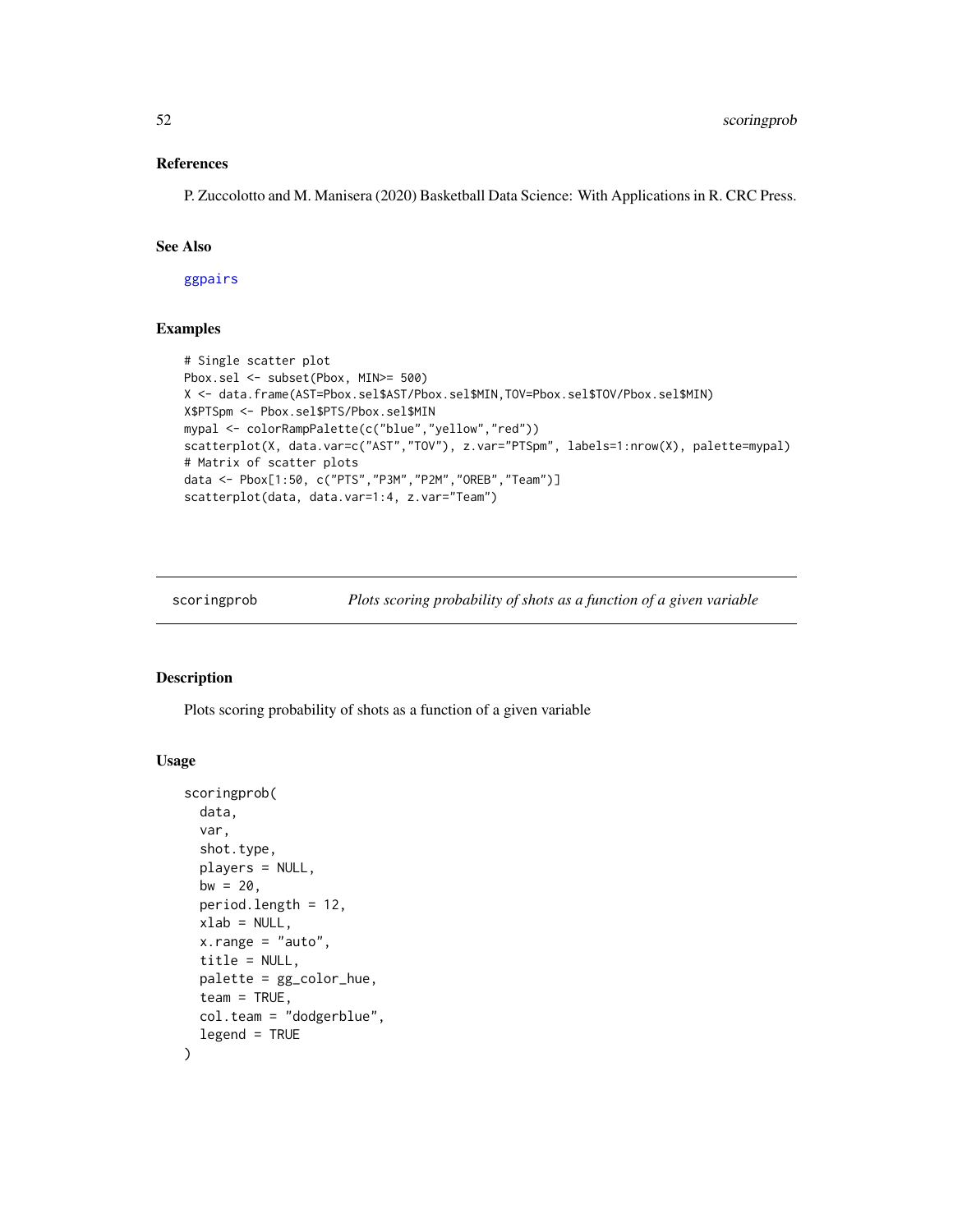### References

P. Zuccolotto and M. Manisera (2020) Basketball Data Science: With Applications in R. CRC Press.

### See Also

ggpairs

### Examples

```
# Single scatter plot
Pbox.sel <- subset(Pbox, MIN>= 500)
X <- data.frame(AST=Pbox.sel$AST/Pbox.sel$MIN,TOV=Pbox.sel$TOV/Pbox.sel$MIN)
X$PTSpm <- Pbox.sel$PTS/Pbox.sel$MIN
mypal <- colorRampPalette(c("blue","yellow","red"))
scatterplot(X, data.var=c("AST","TOV"), z.var="PTSpm", labels=1:nrow(X), palette=mypal)
# Matrix of scatter plots
data <- Pbox[1:50, c("PTS","P3M","P2M","OREB","Team")]
scatterplot(data, data.var=1:4, z.var="Team")
```

---

## scoringprob — *Plots scoring probability of shots as a function of a given variable*

### Description

Plots scoring probability of shots as a function of a given variable

### Usage

```
scoringprob(
  data,
  var,
  shot.type,
  players = NULL,
  bw = 20,
  period.length = 12,
  xlab = NULL,
  x.range = "auto",
  title = NULL,
  palette = gg_color_hue,
  team = TRUE,
  col.team = "dodgerblue",
  legend = TRUE
)
```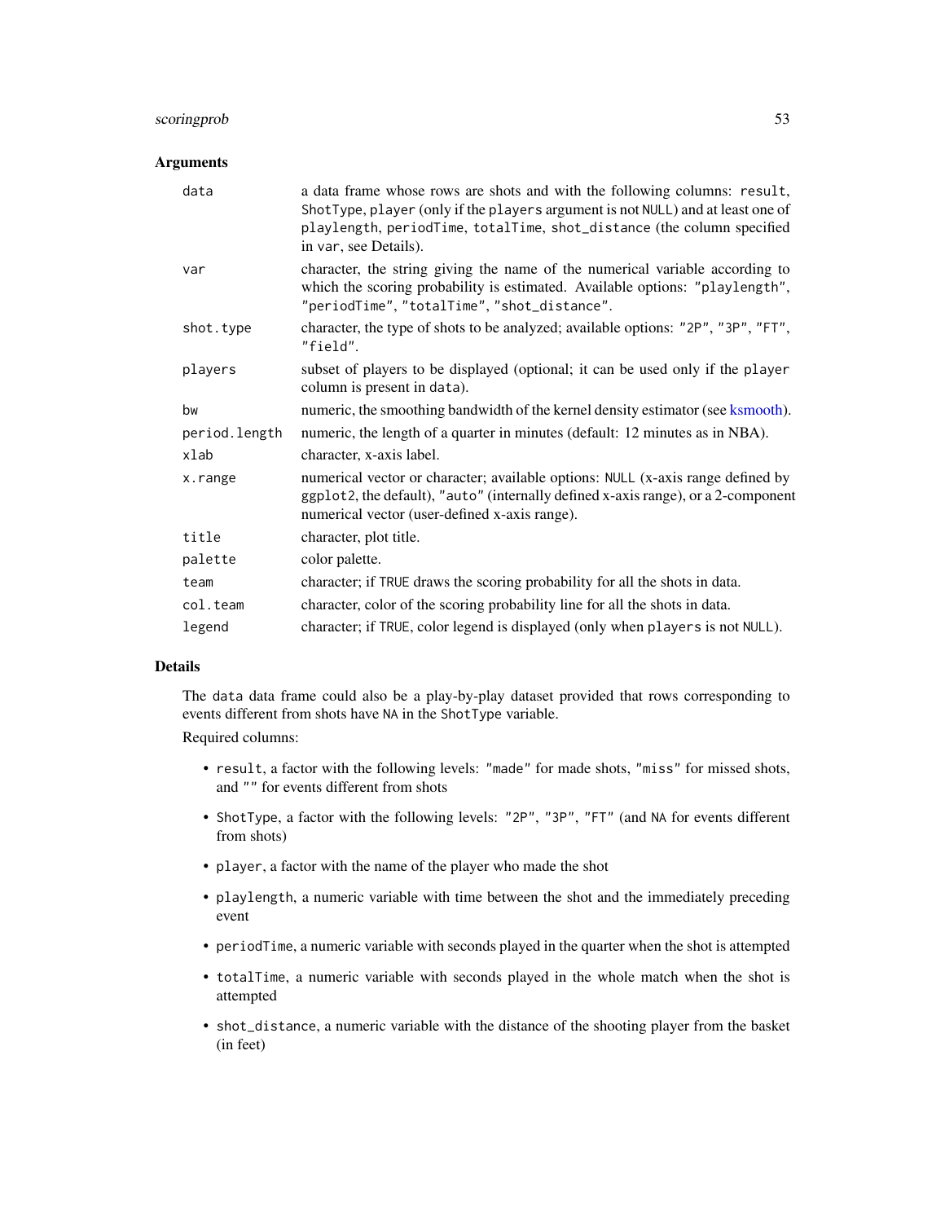## Arguments

| | |
|---|---|
| `data` | a data frame whose rows are shots and with the following columns: `result`, `ShotType`, `player` (only if the `players` argument is not `NULL`) and at least one of `playlength`, `periodTime`, `totalTime`, `shot_distance` (the column specified in `var`, see Details). |
| `var` | character, the string giving the name of the numerical variable according to which the scoring probability is estimated. Available options: `"playlength"`, `"periodTime"`, `"totalTime"`, `"shot_distance"`. |
| `shot.type` | character, the type of shots to be analyzed; available options: `"2P"`, `"3P"`, `"FT"`, `"field"`. |
| `players` | subset of players to be displayed (optional; it can be used only if the `player` column is present in `data`). |
| `bw` | numeric, the smoothing bandwidth of the kernel density estimator (see ksmooth). |
| `period.length` | numeric, the length of a quarter in minutes (default: 12 minutes as in NBA). |
| `xlab` | character, x-axis label. |
| `x.range` | numerical vector or character; available options: `NULL` (x-axis range defined by `ggplot2`, the default), `"auto"` (internally defined x-axis range), or a 2-component numerical vector (user-defined x-axis range). |
| `title` | character, plot title. |
| `palette` | color palette. |
| `team` | character; if `TRUE` draws the scoring probability for all the shots in data. |
| `col.team` | character, color of the scoring probability line for all the shots in data. |
| `legend` | character; if `TRUE`, color legend is displayed (only when `players` is not `NULL`). |

## Details

The `data` data frame could also be a play-by-play dataset provided that rows corresponding to events different from shots have `NA` in the `ShotType` variable.

Required columns:

- `result`, a factor with the following levels: `"made"` for made shots, `"miss"` for missed shots, and `""` for events different from shots
- `ShotType`, a factor with the following levels: `"2P"`, `"3P"`, `"FT"` (and `NA` for events different from shots)
- `player`, a factor with the name of the player who made the shot
- `playlength`, a numeric variable with time between the shot and the immediately preceding event
- `periodTime`, a numeric variable with seconds played in the quarter when the shot is attempted
- `totalTime`, a numeric variable with seconds played in the whole match when the shot is attempted
- `shot_distance`, a numeric variable with the distance of the shooting player from the basket (in feet)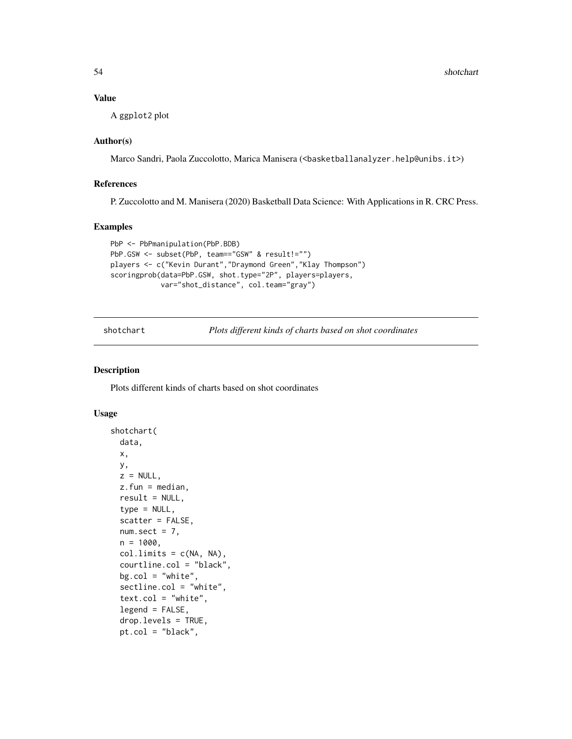## Value

A ggplot2 plot

## Author(s)

Marco Sandri, Paola Zuccolotto, Marica Manisera (<basketballanalyzer.help@unibs.it>)

## References

P. Zuccolotto and M. Manisera (2020) Basketball Data Science: With Applications in R. CRC Press.

## Examples

```
PbP <- PbPmanipulation(PbP.BDB)
PbP.GSW <- subset(PbP, team=="GSW" & result!="")
players <- c("Kevin Durant","Draymond Green","Klay Thompson")
scoringprob(data=PbP.GSW, shot.type="2P", players=players,
            var="shot_distance", col.team="gray")
```

---

# shotchart — *Plots different kinds of charts based on shot coordinates*

## Description

Plots different kinds of charts based on shot coordinates

## Usage

```
shotchart(
  data,
  x,
  y,
  z = NULL,
  z.fun = median,
  result = NULL,
  type = NULL,
  scatter = FALSE,
  num.sect = 7,
  n = 1000,
  col.limits = c(NA, NA),
  courtline.col = "black",
  bg.col = "white",
  sectline.col = "white",
  text.col = "white",
  legend = FALSE,
  drop.levels = TRUE,
  pt.col = "black",
```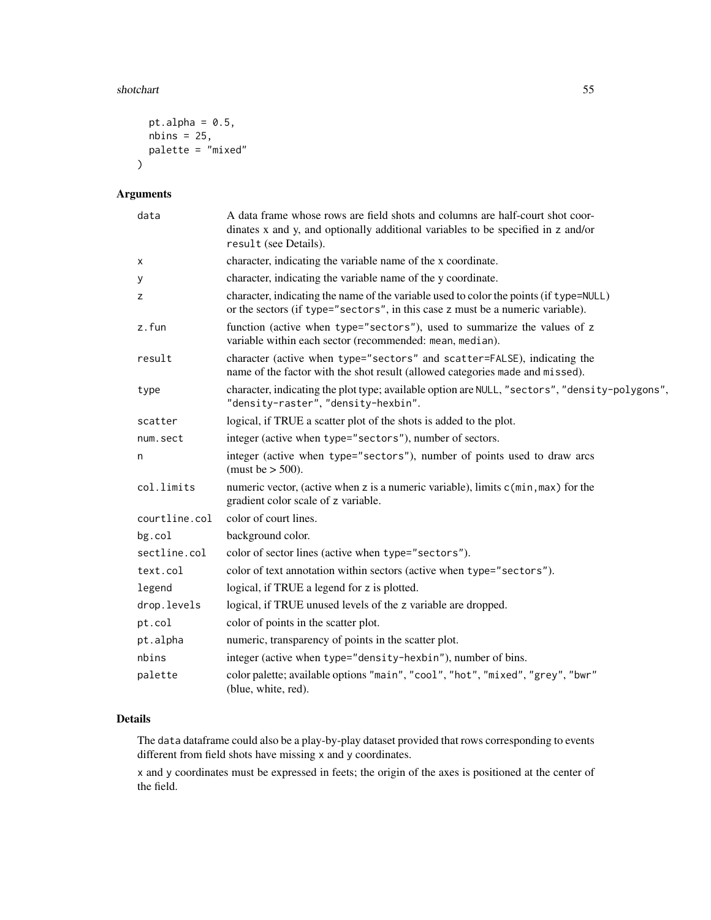```
  pt.alpha = 0.5,
  nbins = 25,
  palette = "mixed"
)
```

## Arguments

| Argument | Description |
|---|---|
| data | A data frame whose rows are field shots and columns are half-court shot coordinates x and y, and optionally additional variables to be specified in z and/or result (see Details). |
| x | character, indicating the variable name of the x coordinate. |
| y | character, indicating the variable name of the y coordinate. |
| z | character, indicating the name of the variable used to color the points (if type=NULL) or the sectors (if type="sectors", in this case z must be a numeric variable). |
| z.fun | function (active when type="sectors"), used to summarize the values of z variable within each sector (recommended: mean, median). |
| result | character (active when type="sectors" and scatter=FALSE), indicating the name of the factor with the shot result (allowed categories made and missed). |
| type | character, indicating the plot type; available option are NULL, "sectors", "density-polygons", "density-raster", "density-hexbin". |
| scatter | logical, if TRUE a scatter plot of the shots is added to the plot. |
| num.sect | integer (active when type="sectors"), number of sectors. |
| n | integer (active when type="sectors"), number of points used to draw arcs (must be > 500). |
| col.limits | numeric vector, (active when z is a numeric variable), limits c(min,max) for the gradient color scale of z variable. |
| courtline.col | color of court lines. |
| bg.col | background color. |
| sectline.col | color of sector lines (active when type="sectors"). |
| text.col | color of text annotation within sectors (active when type="sectors"). |
| legend | logical, if TRUE a legend for z is plotted. |
| drop.levels | logical, if TRUE unused levels of the z variable are dropped. |
| pt.col | color of points in the scatter plot. |
| pt.alpha | numeric, transparency of points in the scatter plot. |
| nbins | integer (active when type="density-hexbin"), number of bins. |
| palette | color palette; available options "main", "cool", "hot", "mixed", "grey", "bwr" (blue, white, red). |

## Details

The data dataframe could also be a play-by-play dataset provided that rows corresponding to events different from field shots have missing x and y coordinates.

x and y coordinates must be expressed in feets; the origin of the axes is positioned at the center of the field.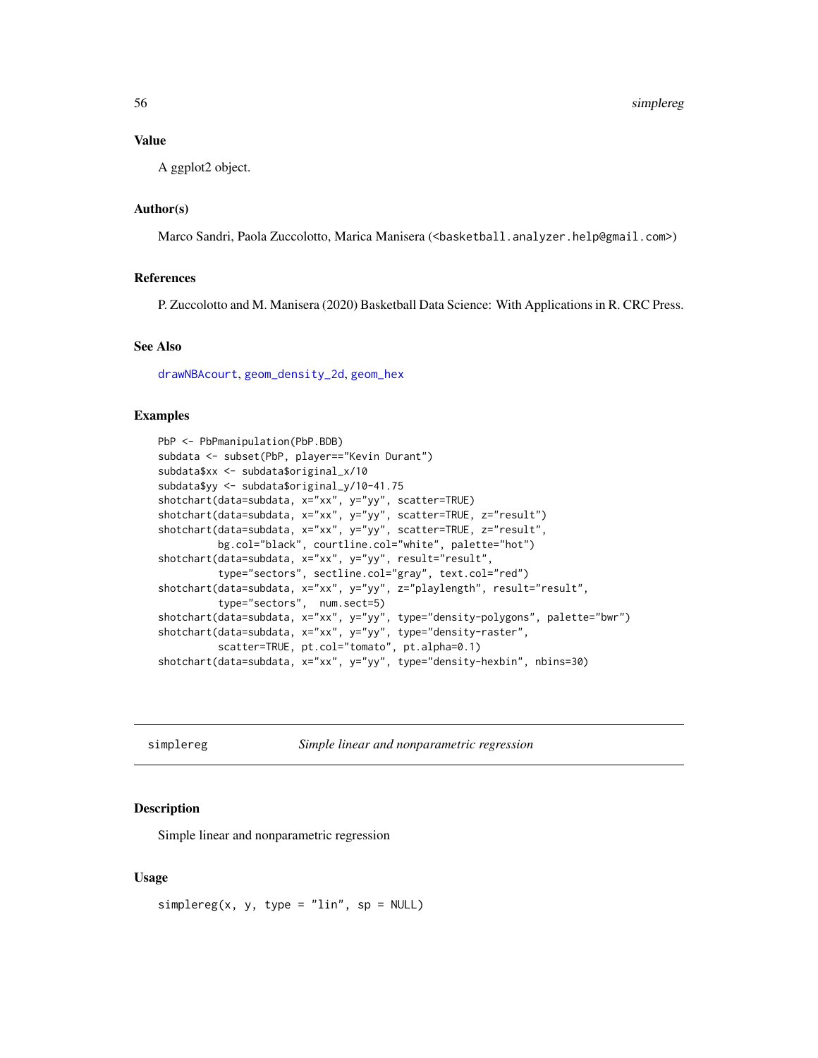## Value

A ggplot2 object.

## Author(s)

Marco Sandri, Paola Zuccolotto, Marica Manisera (<basketball.analyzer.help@gmail.com>)

## References

P. Zuccolotto and M. Manisera (2020) Basketball Data Science: With Applications in R. CRC Press.

## See Also

drawNBAcourt, geom_density_2d, geom_hex

## Examples

```
PbP <- PbPmanipulation(PbP.BDB)
subdata <- subset(PbP, player=="Kevin Durant")
subdata$xx <- subdata$original_x/10
subdata$yy <- subdata$original_y/10-41.75
shotchart(data=subdata, x="xx", y="yy", scatter=TRUE)
shotchart(data=subdata, x="xx", y="yy", scatter=TRUE, z="result")
shotchart(data=subdata, x="xx", y="yy", scatter=TRUE, z="result",
          bg.col="black", courtline.col="white", palette="hot")
shotchart(data=subdata, x="xx", y="yy", result="result",
          type="sectors", sectline.col="gray", text.col="red")
shotchart(data=subdata, x="xx", y="yy", z="playlength", result="result",
          type="sectors",  num.sect=5)
shotchart(data=subdata, x="xx", y="yy", type="density-polygons", palette="bwr")
shotchart(data=subdata, x="xx", y="yy", type="density-raster",
          scatter=TRUE, pt.col="tomato", pt.alpha=0.1)
shotchart(data=subdata, x="xx", y="yy", type="density-hexbin", nbins=30)
```

---

# simplereg — *Simple linear and nonparametric regression*

## Description

Simple linear and nonparametric regression

## Usage

```
simplereg(x, y, type = "lin", sp = NULL)
```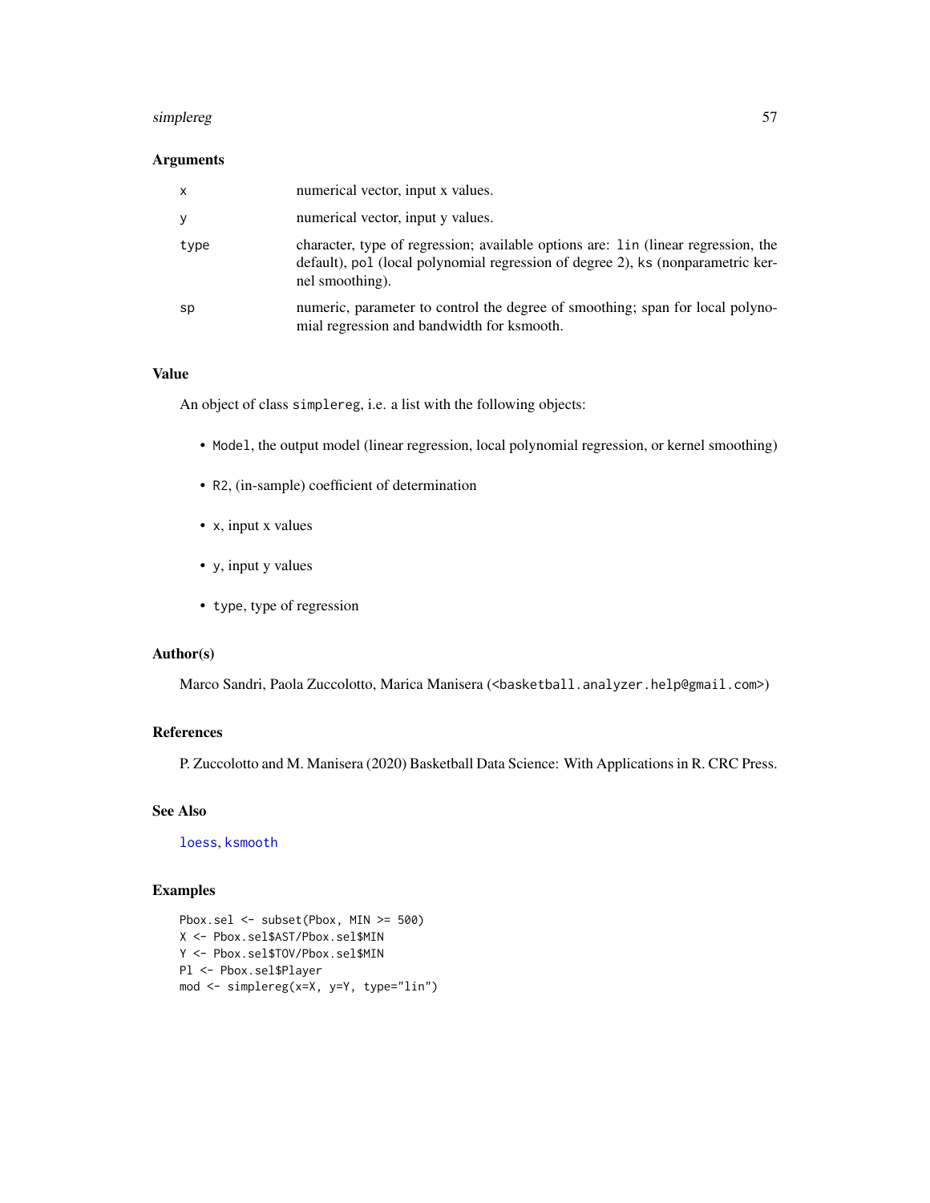## Arguments

| | |
|---|---|
| x | numerical vector, input x values. |
| y | numerical vector, input y values. |
| type | character, type of regression; available options are: lin (linear regression, the default), pol (local polynomial regression of degree 2), ks (nonparametric kernel smoothing). |
| sp | numeric, parameter to control the degree of smoothing; span for local polynomial regression and bandwidth for ksmooth. |

## Value

An object of class simplereg, i.e. a list with the following objects:

- Model, the output model (linear regression, local polynomial regression, or kernel smoothing)
- R2, (in-sample) coefficient of determination
- x, input x values
- y, input y values
- type, type of regression

## Author(s)

Marco Sandri, Paola Zuccolotto, Marica Manisera (<basketball.analyzer.help@gmail.com>)

## References

P. Zuccolotto and M. Manisera (2020) Basketball Data Science: With Applications in R. CRC Press.

## See Also

loess, ksmooth

## Examples

```
Pbox.sel <- subset(Pbox, MIN >= 500)
X <- Pbox.sel$AST/Pbox.sel$MIN
Y <- Pbox.sel$TOV/Pbox.sel$MIN
Pl <- Pbox.sel$Player
mod <- simplereg(x=X, y=Y, type="lin")
```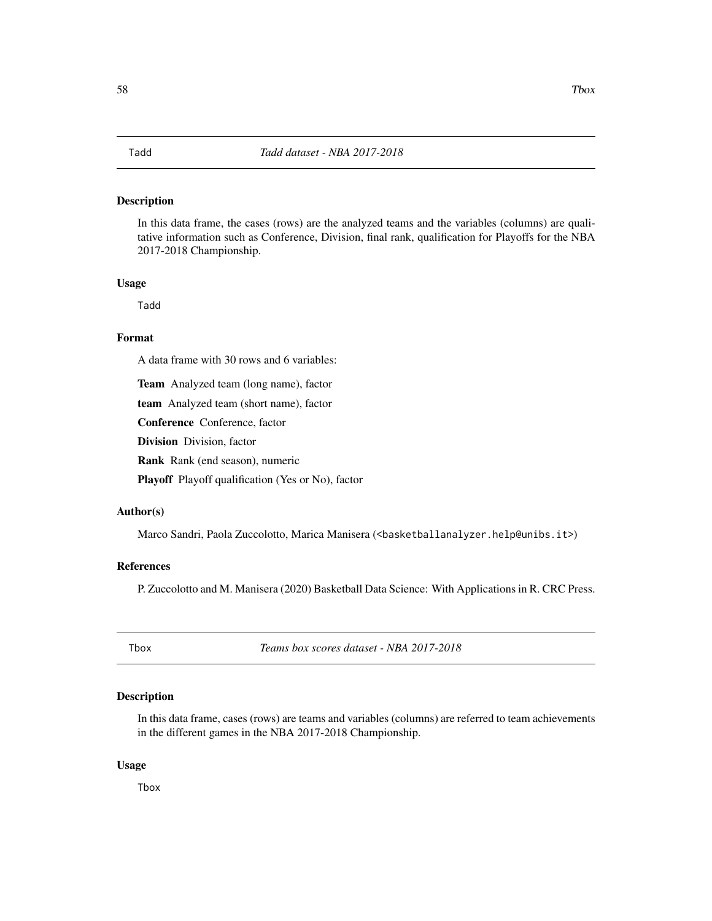## Tadd — *Tadd dataset - NBA 2017-2018*

### Description

In this data frame, the cases (rows) are the analyzed teams and the variables (columns) are qualitative information such as Conference, Division, final rank, qualification for Playoffs for the NBA 2017-2018 Championship.

### Usage

```
Tadd
```

### Format

A data frame with 30 rows and 6 variables:

**Team** Analyzed team (long name), factor

**team** Analyzed team (short name), factor

**Conference** Conference, factor

**Division** Division, factor

**Rank** Rank (end season), numeric

**Playoff** Playoff qualification (Yes or No), factor

### Author(s)

Marco Sandri, Paola Zuccolotto, Marica Manisera (<basketballanalyzer.help@unibs.it>)

### References

P. Zuccolotto and M. Manisera (2020) Basketball Data Science: With Applications in R. CRC Press.

## Tbox — *Teams box scores dataset - NBA 2017-2018*

### Description

In this data frame, cases (rows) are teams and variables (columns) are referred to team achievements in the different games in the NBA 2017-2018 Championship.

### Usage

```
Tbox
```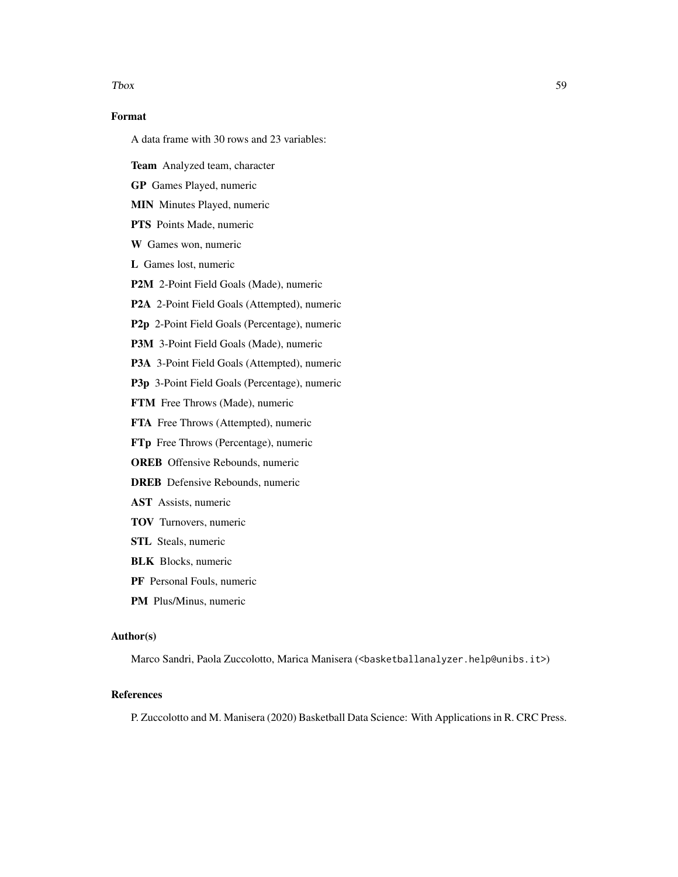## Format

A data frame with 30 rows and 23 variables:

**Team** Analyzed team, character

**GP** Games Played, numeric

**MIN** Minutes Played, numeric

**PTS** Points Made, numeric

**W** Games won, numeric

**L** Games lost, numeric

**P2M** 2-Point Field Goals (Made), numeric

**P2A** 2-Point Field Goals (Attempted), numeric

**P2p** 2-Point Field Goals (Percentage), numeric

**P3M** 3-Point Field Goals (Made), numeric

**P3A** 3-Point Field Goals (Attempted), numeric

**P3p** 3-Point Field Goals (Percentage), numeric

**FTM** Free Throws (Made), numeric

**FTA** Free Throws (Attempted), numeric

**FTp** Free Throws (Percentage), numeric

**OREB** Offensive Rebounds, numeric

**DREB** Defensive Rebounds, numeric

**AST** Assists, numeric

**TOV** Turnovers, numeric

**STL** Steals, numeric

**BLK** Blocks, numeric

**PF** Personal Fouls, numeric

**PM** Plus/Minus, numeric

## Author(s)

Marco Sandri, Paola Zuccolotto, Marica Manisera (<basketballanalyzer.help@unibs.it>)

## References

P. Zuccolotto and M. Manisera (2020) Basketball Data Science: With Applications in R. CRC Press.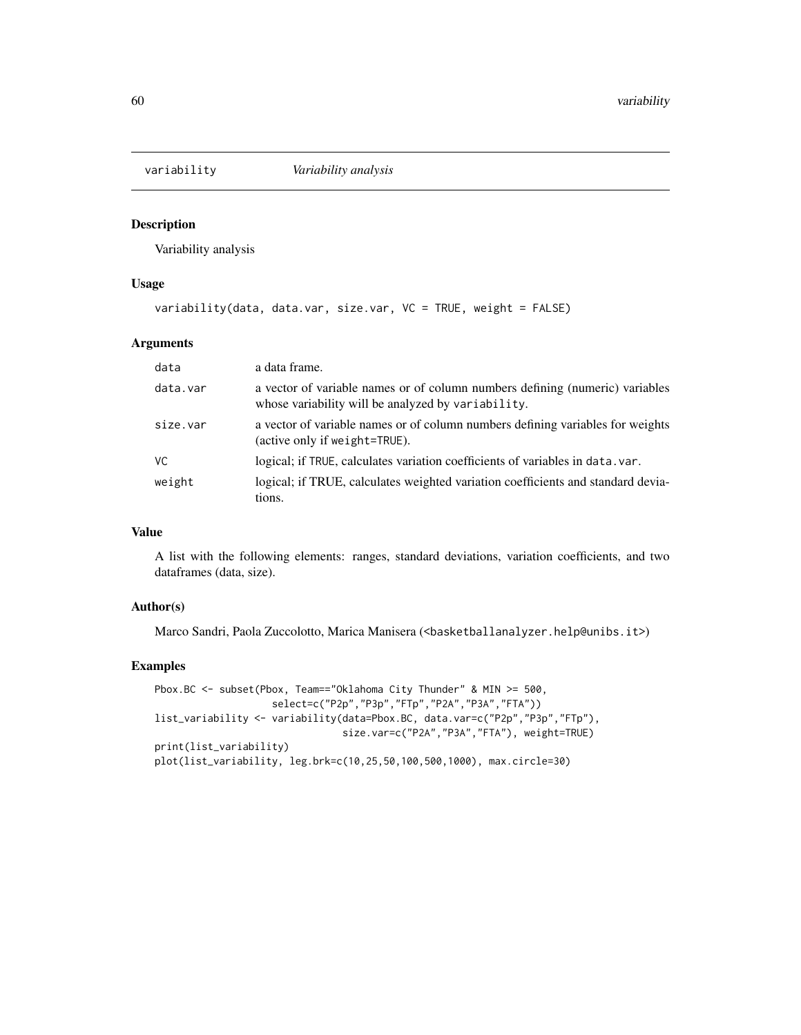# variability *Variability analysis*

## Description

Variability analysis

## Usage

```
variability(data, data.var, size.var, VC = TRUE, weight = FALSE)
```

## Arguments

| | |
|---|---|
| data | a data frame. |
| data.var | a vector of variable names or of column numbers defining (numeric) variables whose variability will be analyzed by `variability`. |
| size.var | a vector of variable names or of column numbers defining variables for weights (active only if `weight=TRUE`). |
| VC | logical; if `TRUE`, calculates variation coefficients of variables in `data.var`. |
| weight | logical; if TRUE, calculates weighted variation coefficients and standard deviations. |

## Value

A list with the following elements: ranges, standard deviations, variation coefficients, and two dataframes (data, size).

## Author(s)

Marco Sandri, Paola Zuccolotto, Marica Manisera (<basketballanalyzer.help@unibs.it>)

## Examples

```
Pbox.BC <- subset(Pbox, Team=="Oklahoma City Thunder" & MIN >= 500,
                  select=c("P2p","P3p","FTp","P2A","P3A","FTA"))
list_variability <- variability(data=Pbox.BC, data.var=c("P2p","P3p","FTp"),
                                size.var=c("P2A","P3A","FTA"), weight=TRUE)
print(list_variability)
plot(list_variability, leg.brk=c(10,25,50,100,500,1000), max.circle=30)
```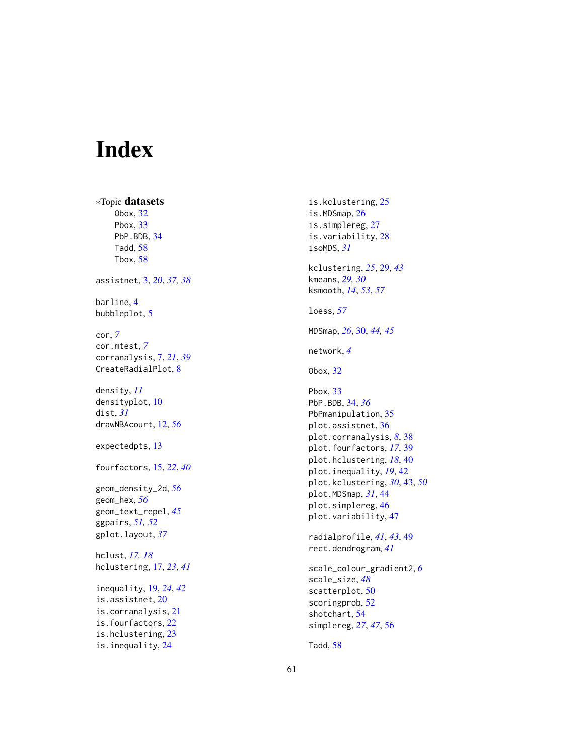# Index

∗Topic **datasets**
- Obox, 32
- Pbox, 33
- PbP.BDB, 34
- Tadd, 58
- Tbox, 58

assistnet, 3, *20*, *37, 38*

barline, 4
bubbleplot, 5

cor, *7*
cor.mtest, *7*
corranalysis, 7, *21*, *39*
CreateRadialPlot, 8

density, *11*
densityplot, 10
dist, *31*
drawNBAcourt, 12, *56*

expectedpts, 13

fourfactors, 15, *22*, *40*

geom_density_2d, *56*
geom_hex, *56*
geom_text_repel, *45*
ggpairs, *51, 52*
gplot.layout, *37*

hclust, *17, 18*
hclustering, 17, *23*, *41*

inequality, 19, *24*, *42*
is.assistnet, 20
is.corranalysis, 21
is.fourfactors, 22
is.hclustering, 23
is.inequality, 24
is.kclustering, 25
is.MDSmap, 26
is.simplereg, 27
is.variability, 28
isoMDS, *31*

kclustering, *25*, 29, *43*
kmeans, *29, 30*
ksmooth, *14*, *53*, *57*

loess, *57*

MDSmap, *26*, 30, *44, 45*

network, *4*

Obox, 32

Pbox, 33
PbP.BDB, 34, *36*
PbPmanipulation, 35
plot.assistnet, 36
plot.corranalysis, *8*, 38
plot.fourfactors, *17*, 39
plot.hclustering, *18*, 40
plot.inequality, *19*, 42
plot.kclustering, *30*, 43, *50*
plot.MDSmap, *31*, 44
plot.simplereg, 46
plot.variability, 47

radialprofile, *41*, *43*, 49
rect.dendrogram, *41*

scale_colour_gradient2, *6*
scale_size, *48*
scatterplot, 50
scoringprob, 52
shotchart, 54
simplereg, *27*, *47*, 56

Tadd, 58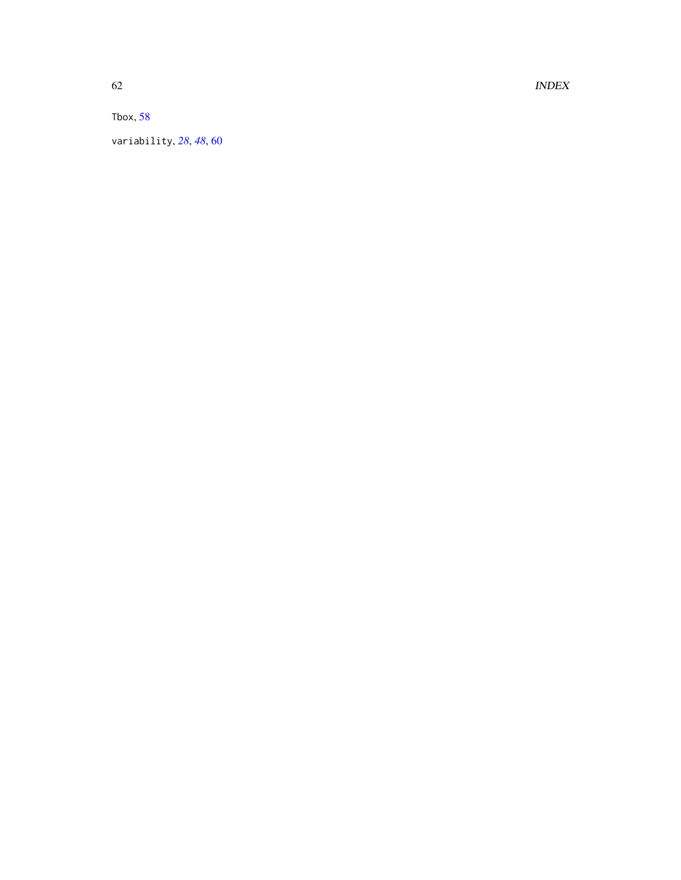`Tbox`, 58

`variability`, *28*, *48*, 60